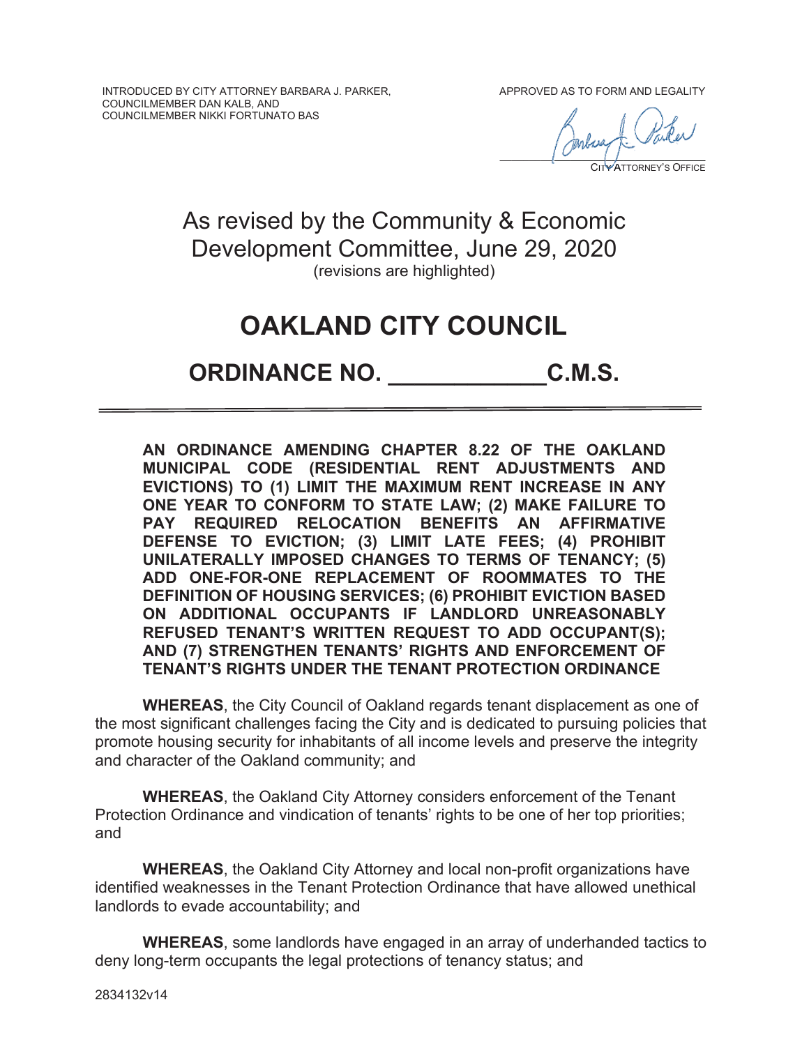INTRODUCED BY CITY ATTORNEY BARBARA J. PARKER,
COUNCILMEMBER DAN KALB, AND
COUNCILMEMBER NIKKI FORTUNATO BAS

APPROVED AS TO FORM AND LEGALITY

CITY ATTORNEY'S OFFICE

As revised by the Community & Economic Development Committee, June 29, 2020
(revisions are highlighted)

# OAKLAND CITY COUNCIL

## ORDINANCE NO. ____________C.M.S.

**AN ORDINANCE AMENDING CHAPTER 8.22 OF THE OAKLAND MUNICIPAL CODE (RESIDENTIAL RENT ADJUSTMENTS AND EVICTIONS) TO (1) LIMIT THE MAXIMUM RENT INCREASE IN ANY ONE YEAR TO CONFORM TO STATE LAW; (2) MAKE FAILURE TO PAY REQUIRED RELOCATION BENEFITS AN AFFIRMATIVE DEFENSE TO EVICTION; (3) LIMIT LATE FEES; (4) PROHIBIT UNILATERALLY IMPOSED CHANGES TO TERMS OF TENANCY; (5) ADD ONE-FOR-ONE REPLACEMENT OF ROOMMATES TO THE DEFINITION OF HOUSING SERVICES; (6) PROHIBIT EVICTION BASED ON ADDITIONAL OCCUPANTS IF LANDLORD UNREASONABLY REFUSED TENANT'S WRITTEN REQUEST TO ADD OCCUPANT(S); AND (7) STRENGTHEN TENANTS' RIGHTS AND ENFORCEMENT OF TENANT'S RIGHTS UNDER THE TENANT PROTECTION ORDINANCE**

**WHEREAS**, the City Council of Oakland regards tenant displacement as one of the most significant challenges facing the City and is dedicated to pursuing policies that promote housing security for inhabitants of all income levels and preserve the integrity and character of the Oakland community; and

**WHEREAS**, the Oakland City Attorney considers enforcement of the Tenant Protection Ordinance and vindication of tenants' rights to be one of her top priorities; and

**WHEREAS**, the Oakland City Attorney and local non-profit organizations have identified weaknesses in the Tenant Protection Ordinance that have allowed unethical landlords to evade accountability; and

**WHEREAS**, some landlords have engaged in an array of underhanded tactics to deny long-term occupants the legal protections of tenancy status; and

2834132v14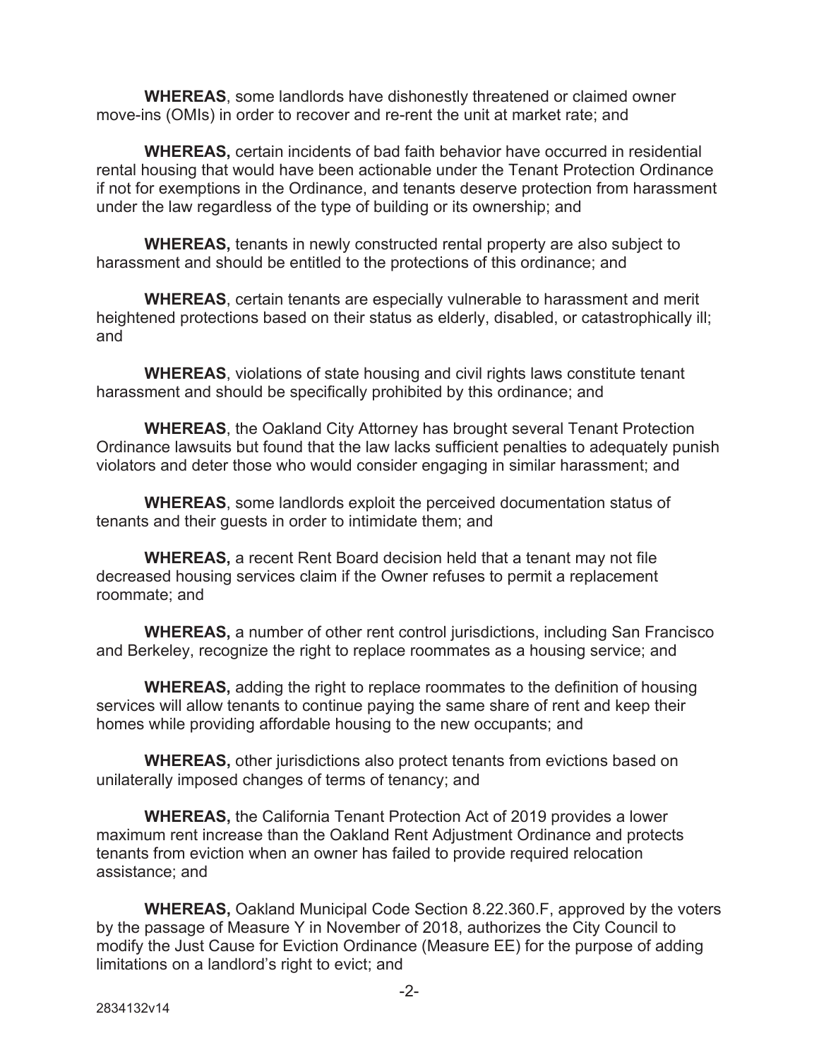**WHEREAS**, some landlords have dishonestly threatened or claimed owner move-ins (OMIs) in order to recover and re-rent the unit at market rate; and

**WHEREAS,** certain incidents of bad faith behavior have occurred in residential rental housing that would have been actionable under the Tenant Protection Ordinance if not for exemptions in the Ordinance, and tenants deserve protection from harassment under the law regardless of the type of building or its ownership; and

**WHEREAS,** tenants in newly constructed rental property are also subject to harassment and should be entitled to the protections of this ordinance; and

**WHEREAS**, certain tenants are especially vulnerable to harassment and merit heightened protections based on their status as elderly, disabled, or catastrophically ill; and

**WHEREAS**, violations of state housing and civil rights laws constitute tenant harassment and should be specifically prohibited by this ordinance; and

**WHEREAS**, the Oakland City Attorney has brought several Tenant Protection Ordinance lawsuits but found that the law lacks sufficient penalties to adequately punish violators and deter those who would consider engaging in similar harassment; and

**WHEREAS**, some landlords exploit the perceived documentation status of tenants and their guests in order to intimidate them; and

**WHEREAS,** a recent Rent Board decision held that a tenant may not file decreased housing services claim if the Owner refuses to permit a replacement roommate; and

**WHEREAS,** a number of other rent control jurisdictions, including San Francisco and Berkeley, recognize the right to replace roommates as a housing service; and

**WHEREAS,** adding the right to replace roommates to the definition of housing services will allow tenants to continue paying the same share of rent and keep their homes while providing affordable housing to the new occupants; and

**WHEREAS,** other jurisdictions also protect tenants from evictions based on unilaterally imposed changes of terms of tenancy; and

**WHEREAS,** the California Tenant Protection Act of 2019 provides a lower maximum rent increase than the Oakland Rent Adjustment Ordinance and protects tenants from eviction when an owner has failed to provide required relocation assistance; and

**WHEREAS,** Oakland Municipal Code Section 8.22.360.F, approved by the voters by the passage of Measure Y in November of 2018, authorizes the City Council to modify the Just Cause for Eviction Ordinance (Measure EE) for the purpose of adding limitations on a landlord's right to evict; and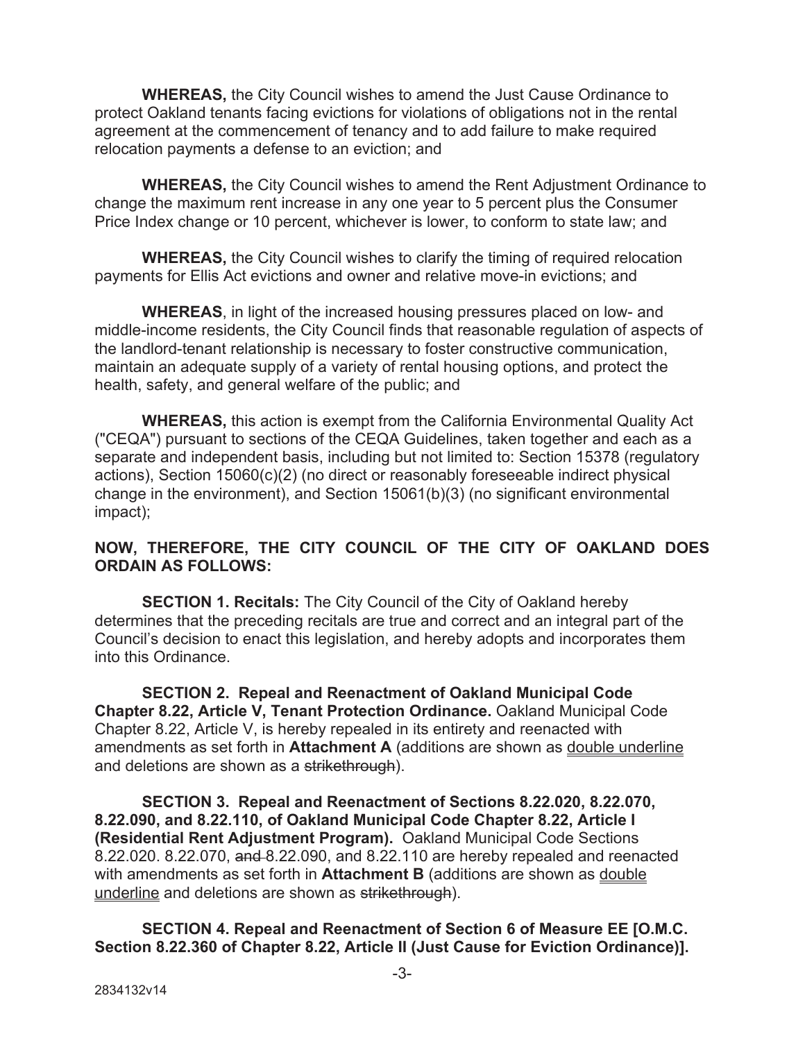**WHEREAS,** the City Council wishes to amend the Just Cause Ordinance to protect Oakland tenants facing evictions for violations of obligations not in the rental agreement at the commencement of tenancy and to add failure to make required relocation payments a defense to an eviction; and

**WHEREAS,** the City Council wishes to amend the Rent Adjustment Ordinance to change the maximum rent increase in any one year to 5 percent plus the Consumer Price Index change or 10 percent, whichever is lower, to conform to state law; and

**WHEREAS,** the City Council wishes to clarify the timing of required relocation payments for Ellis Act evictions and owner and relative move-in evictions; and

**WHEREAS**, in light of the increased housing pressures placed on low- and middle-income residents, the City Council finds that reasonable regulation of aspects of the landlord-tenant relationship is necessary to foster constructive communication, maintain an adequate supply of a variety of rental housing options, and protect the health, safety, and general welfare of the public; and

**WHEREAS,** this action is exempt from the California Environmental Quality Act ("CEQA") pursuant to sections of the CEQA Guidelines, taken together and each as a separate and independent basis, including but not limited to: Section 15378 (regulatory actions), Section 15060(c)(2) (no direct or reasonably foreseeable indirect physical change in the environment), and Section 15061(b)(3) (no significant environmental impact);

**NOW, THEREFORE, THE CITY COUNCIL OF THE CITY OF OAKLAND DOES ORDAIN AS FOLLOWS:**

**SECTION 1. Recitals:** The City Council of the City of Oakland hereby determines that the preceding recitals are true and correct and an integral part of the Council's decision to enact this legislation, and hereby adopts and incorporates them into this Ordinance.

**SECTION 2. Repeal and Reenactment of Oakland Municipal Code Chapter 8.22, Article V, Tenant Protection Ordinance.** Oakland Municipal Code Chapter 8.22, Article V, is hereby repealed in its entirety and reenacted with amendments as set forth in **Attachment A** (additions are shown as double underline and deletions are shown as a ~~strikethrough~~).

**SECTION 3. Repeal and Reenactment of Sections 8.22.020, 8.22.070, 8.22.090, and 8.22.110, of Oakland Municipal Code Chapter 8.22, Article I (Residential Rent Adjustment Program).** Oakland Municipal Code Sections 8.22.020. 8.22.070, ~~and~~ 8.22.090, and 8.22.110 are hereby repealed and reenacted with amendments as set forth in **Attachment B** (additions are shown as double underline and deletions are shown as ~~strikethrough~~).

**SECTION 4. Repeal and Reenactment of Section 6 of Measure EE [O.M.C. Section 8.22.360 of Chapter 8.22, Article II (Just Cause for Eviction Ordinance)].**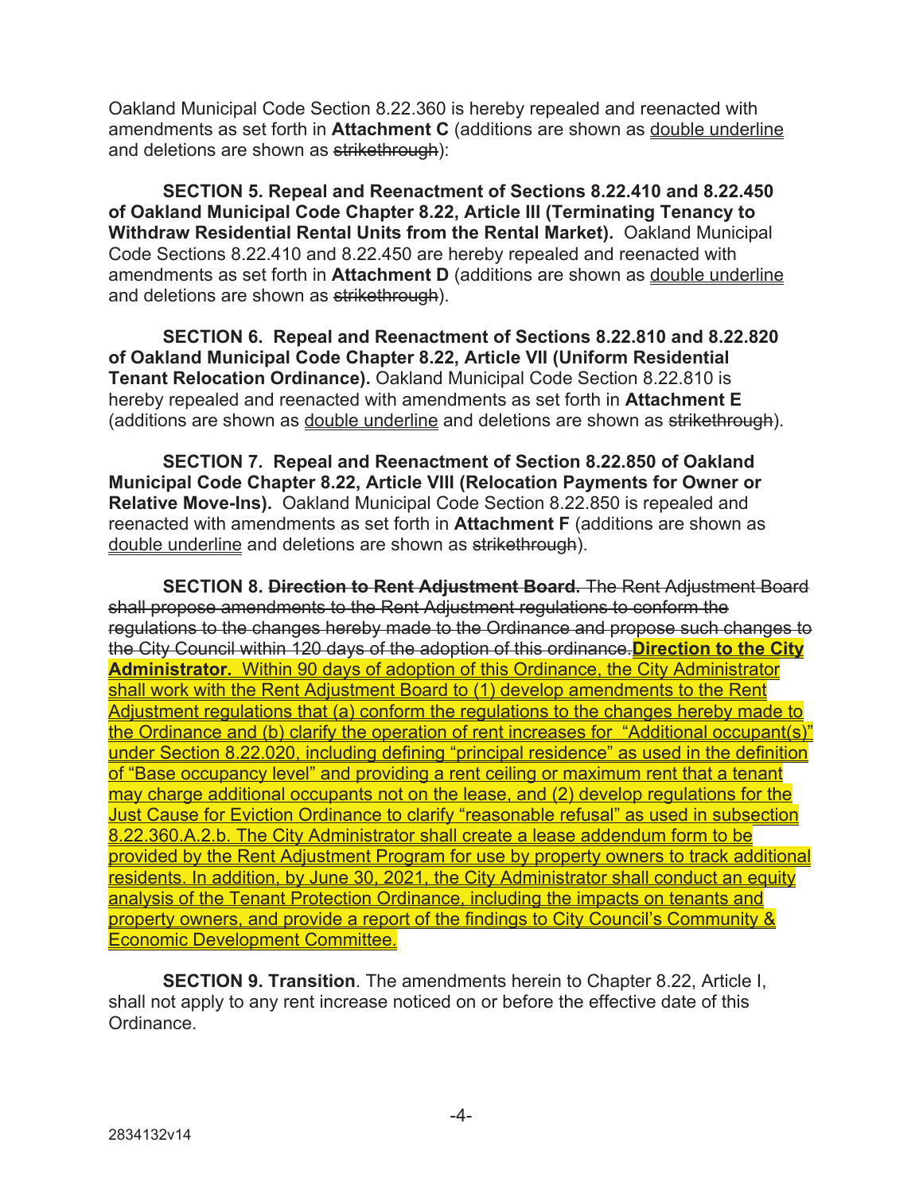Oakland Municipal Code Section 8.22.360 is hereby repealed and reenacted with amendments as set forth in **Attachment C** (additions are shown as <u>double underline</u> and deletions are shown as ~~strikethrough~~):

**SECTION 5. Repeal and Reenactment of Sections 8.22.410 and 8.22.450 of Oakland Municipal Code Chapter 8.22, Article III (Terminating Tenancy to Withdraw Residential Rental Units from the Rental Market).** Oakland Municipal Code Sections 8.22.410 and 8.22.450 are hereby repealed and reenacted with amendments as set forth in **Attachment D** (additions are shown as <u>double underline</u> and deletions are shown as ~~strikethrough~~).

**SECTION 6. Repeal and Reenactment of Sections 8.22.810 and 8.22.820 of Oakland Municipal Code Chapter 8.22, Article VII (Uniform Residential Tenant Relocation Ordinance).** Oakland Municipal Code Section 8.22.810 is hereby repealed and reenacted with amendments as set forth in **Attachment E** (additions are shown as <u>double underline</u> and deletions are shown as ~~strikethrough~~).

**SECTION 7. Repeal and Reenactment of Section 8.22.850 of Oakland Municipal Code Chapter 8.22, Article VIII (Relocation Payments for Owner or Relative Move-Ins).** Oakland Municipal Code Section 8.22.850 is repealed and reenacted with amendments as set forth in **Attachment F** (additions are shown as <u>double underline</u> and deletions are shown as ~~strikethrough~~).

**SECTION 8.** ~~**Direction to Rent Adjustment Board.** The Rent Adjustment Board shall propose amendments to the Rent Adjustment regulations to conform the regulations to the changes hereby made to the Ordinance and propose such changes to the City Council within 120 days of the adoption of this ordinance.~~<u>**Direction to the City Administrator.** Within 90 days of adoption of this Ordinance, the City Administrator shall work with the Rent Adjustment Board to (1) develop amendments to the Rent Adjustment regulations that (a) conform the regulations to the changes hereby made to the Ordinance and (b) clarify the operation of rent increases for "Additional occupant(s)" under Section 8.22.020, including defining "principal residence" as used in the definition of "Base occupancy level" and providing a rent ceiling or maximum rent that a tenant may charge additional occupants not on the lease, and (2) develop regulations for the Just Cause for Eviction Ordinance to clarify "reasonable refusal" as used in subsection 8.22.360.A.2.b. The City Administrator shall create a lease addendum form to be provided by the Rent Adjustment Program for use by property owners to track additional residents. In addition, by June 30, 2021, the City Administrator shall conduct an equity analysis of the Tenant Protection Ordinance, including the impacts on tenants and property owners, and provide a report of the findings to City Council's Community & Economic Development Committee.</u>

**SECTION 9. Transition**. The amendments herein to Chapter 8.22, Article I, shall not apply to any rent increase noticed on or before the effective date of this Ordinance.

2834132v14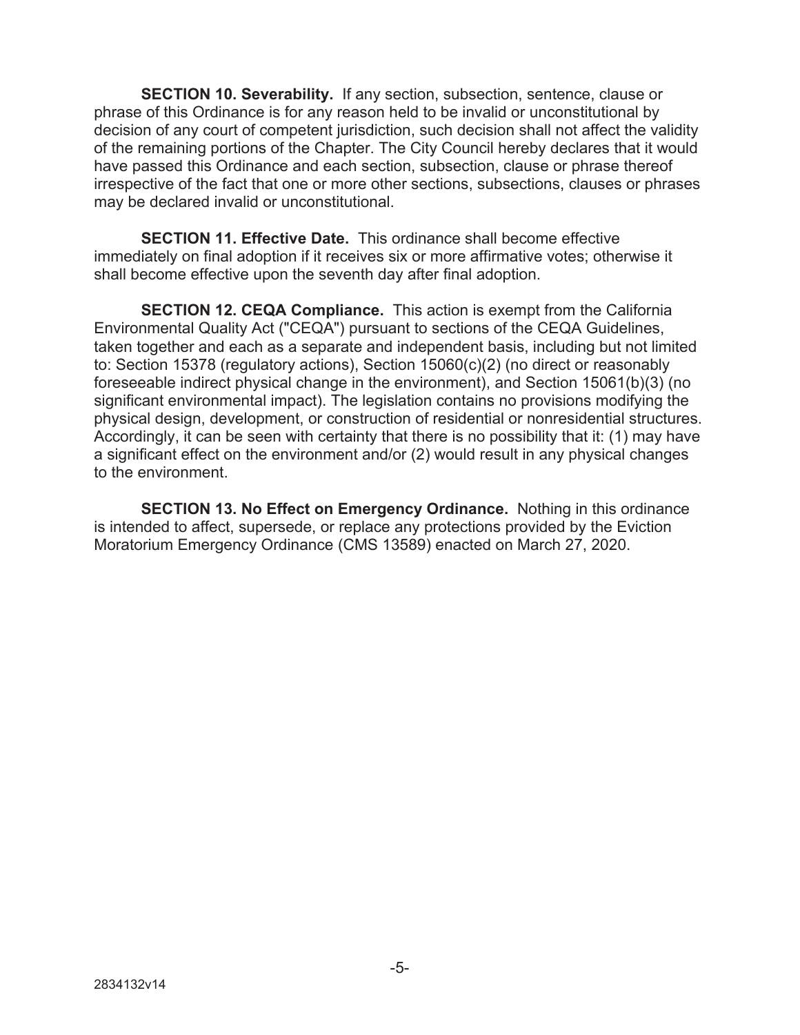**SECTION 10. Severability.** If any section, subsection, sentence, clause or phrase of this Ordinance is for any reason held to be invalid or unconstitutional by decision of any court of competent jurisdiction, such decision shall not affect the validity of the remaining portions of the Chapter. The City Council hereby declares that it would have passed this Ordinance and each section, subsection, clause or phrase thereof irrespective of the fact that one or more other sections, subsections, clauses or phrases may be declared invalid or unconstitutional.

**SECTION 11. Effective Date.** This ordinance shall become effective immediately on final adoption if it receives six or more affirmative votes; otherwise it shall become effective upon the seventh day after final adoption.

**SECTION 12. CEQA Compliance.** This action is exempt from the California Environmental Quality Act ("CEQA") pursuant to sections of the CEQA Guidelines, taken together and each as a separate and independent basis, including but not limited to: Section 15378 (regulatory actions), Section 15060(c)(2) (no direct or reasonably foreseeable indirect physical change in the environment), and Section 15061(b)(3) (no significant environmental impact). The legislation contains no provisions modifying the physical design, development, or construction of residential or nonresidential structures. Accordingly, it can be seen with certainty that there is no possibility that it: (1) may have a significant effect on the environment and/or (2) would result in any physical changes to the environment.

**SECTION 13. No Effect on Emergency Ordinance.** Nothing in this ordinance is intended to affect, supersede, or replace any protections provided by the Eviction Moratorium Emergency Ordinance (CMS 13589) enacted on March 27, 2020.

2834132v14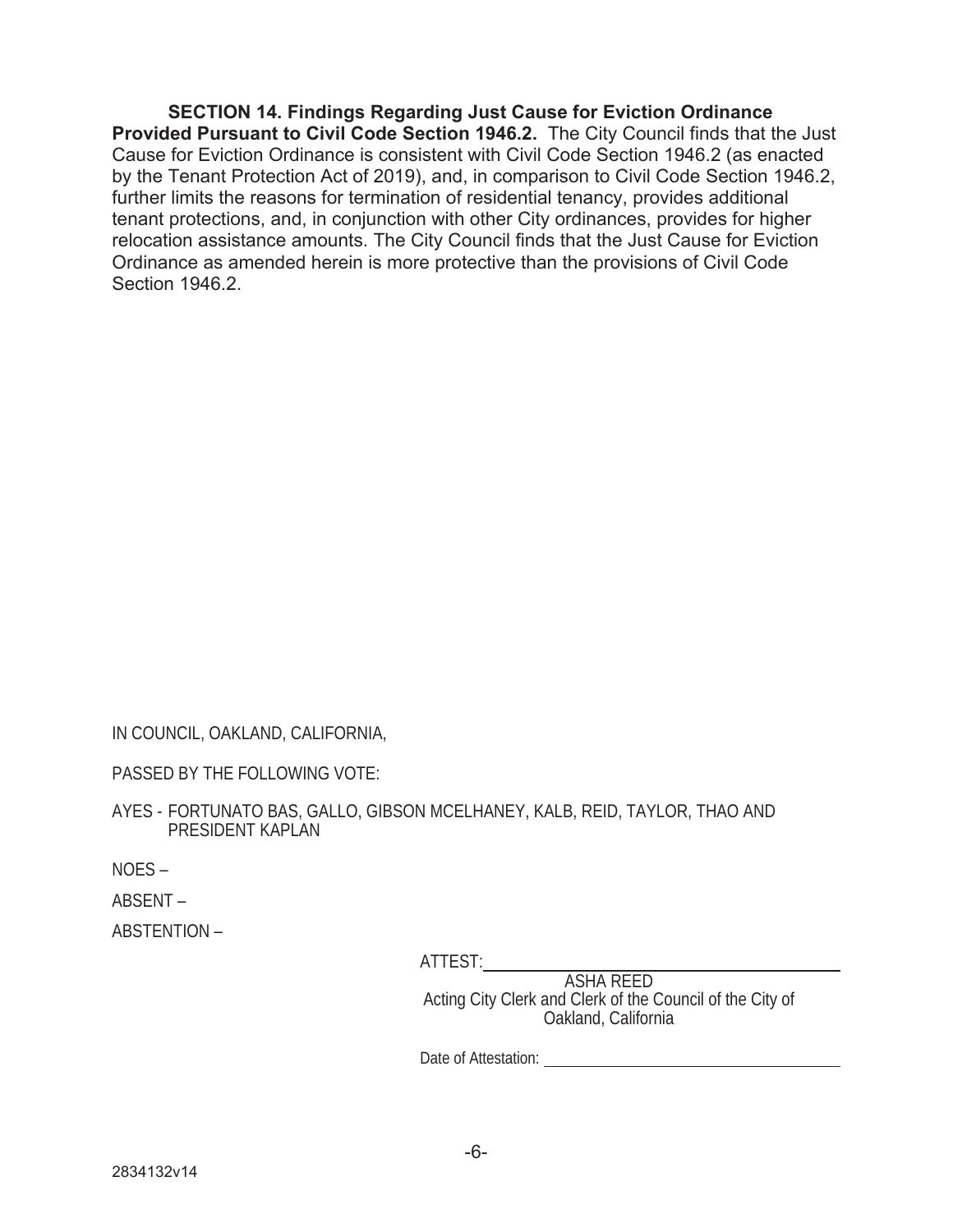**SECTION 14. Findings Regarding Just Cause for Eviction Ordinance Provided Pursuant to Civil Code Section 1946.2.** The City Council finds that the Just Cause for Eviction Ordinance is consistent with Civil Code Section 1946.2 (as enacted by the Tenant Protection Act of 2019), and, in comparison to Civil Code Section 1946.2, further limits the reasons for termination of residential tenancy, provides additional tenant protections, and, in conjunction with other City ordinances, provides for higher relocation assistance amounts. The City Council finds that the Just Cause for Eviction Ordinance as amended herein is more protective than the provisions of Civil Code Section 1946.2.

IN COUNCIL, OAKLAND, CALIFORNIA,

PASSED BY THE FOLLOWING VOTE:

AYES - FORTUNATO BAS, GALLO, GIBSON MCELHANEY, KALB, REID, TAYLOR, THAO AND PRESIDENT KAPLAN

NOES –

ABSENT –

ABSTENTION –

ATTEST: ______________________________

ASHA REED
Acting City Clerk and Clerk of the Council of the City of Oakland, California

Date of Attestation: ______________________

2834132v14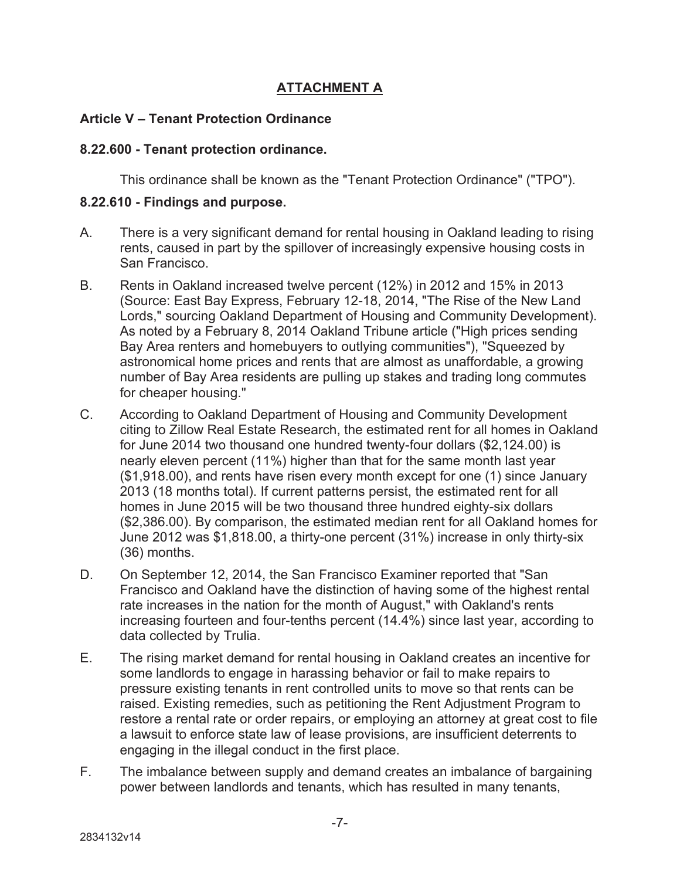# ATTACHMENT A

## Article V – Tenant Protection Ordinance

### 8.22.600 - Tenant protection ordinance.

This ordinance shall be known as the "Tenant Protection Ordinance" ("TPO").

### 8.22.610 - Findings and purpose.

A. There is a very significant demand for rental housing in Oakland leading to rising rents, caused in part by the spillover of increasingly expensive housing costs in San Francisco.

B. Rents in Oakland increased twelve percent (12%) in 2012 and 15% in 2013 (Source: East Bay Express, February 12-18, 2014, "The Rise of the New Land Lords," sourcing Oakland Department of Housing and Community Development). As noted by a February 8, 2014 Oakland Tribune article ("High prices sending Bay Area renters and homebuyers to outlying communities"), "Squeezed by astronomical home prices and rents that are almost as unaffordable, a growing number of Bay Area residents are pulling up stakes and trading long commutes for cheaper housing."

C. According to Oakland Department of Housing and Community Development citing to Zillow Real Estate Research, the estimated rent for all homes in Oakland for June 2014 two thousand one hundred twenty-four dollars ($2,124.00) is nearly eleven percent (11%) higher than that for the same month last year ($1,918.00), and rents have risen every month except for one (1) since January 2013 (18 months total). If current patterns persist, the estimated rent for all homes in June 2015 will be two thousand three hundred eighty-six dollars ($2,386.00). By comparison, the estimated median rent for all Oakland homes for June 2012 was $1,818.00, a thirty-one percent (31%) increase in only thirty-six (36) months.

D. On September 12, 2014, the San Francisco Examiner reported that "San Francisco and Oakland have the distinction of having some of the highest rental rate increases in the nation for the month of August," with Oakland's rents increasing fourteen and four-tenths percent (14.4%) since last year, according to data collected by Trulia.

E. The rising market demand for rental housing in Oakland creates an incentive for some landlords to engage in harassing behavior or fail to make repairs to pressure existing tenants in rent controlled units to move so that rents can be raised. Existing remedies, such as petitioning the Rent Adjustment Program to restore a rental rate or order repairs, or employing an attorney at great cost to file a lawsuit to enforce state law of lease provisions, are insufficient deterrents to engaging in the illegal conduct in the first place.

F. The imbalance between supply and demand creates an imbalance of bargaining power between landlords and tenants, which has resulted in many tenants,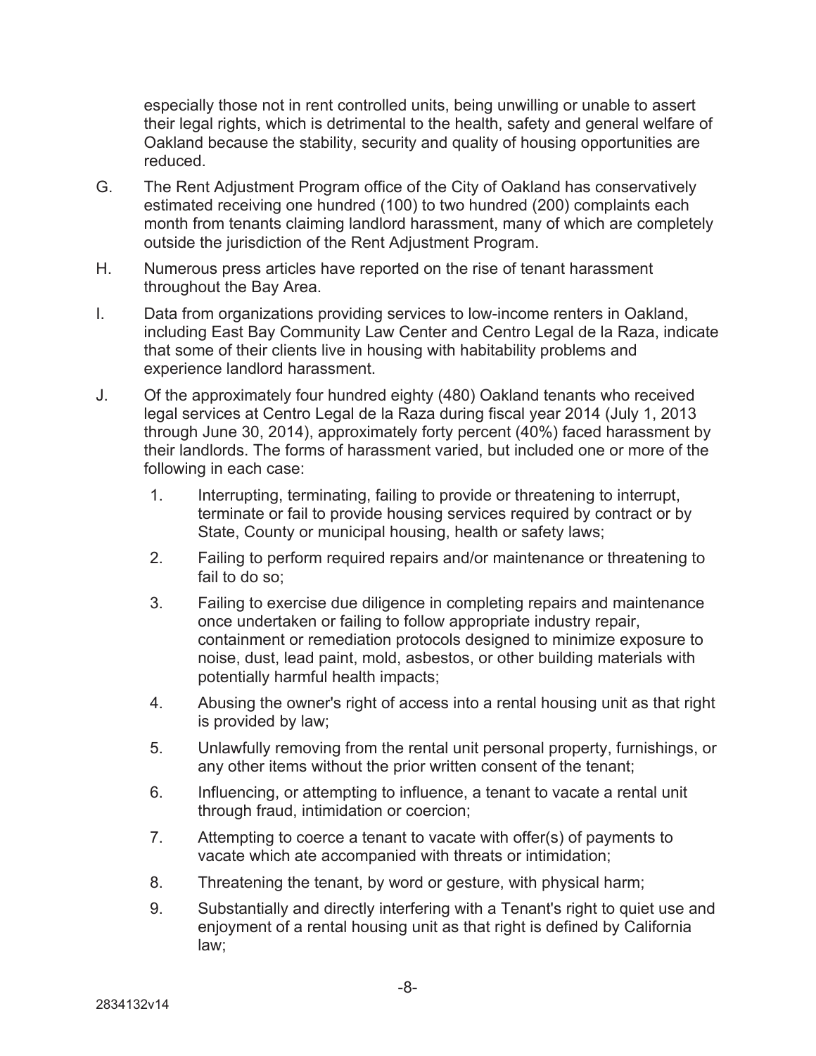especially those not in rent controlled units, being unwilling or unable to assert their legal rights, which is detrimental to the health, safety and general welfare of Oakland because the stability, security and quality of housing opportunities are reduced.

G. The Rent Adjustment Program office of the City of Oakland has conservatively estimated receiving one hundred (100) to two hundred (200) complaints each month from tenants claiming landlord harassment, many of which are completely outside the jurisdiction of the Rent Adjustment Program.

H. Numerous press articles have reported on the rise of tenant harassment throughout the Bay Area.

I. Data from organizations providing services to low-income renters in Oakland, including East Bay Community Law Center and Centro Legal de la Raza, indicate that some of their clients live in housing with habitability problems and experience landlord harassment.

J. Of the approximately four hundred eighty (480) Oakland tenants who received legal services at Centro Legal de la Raza during fiscal year 2014 (July 1, 2013 through June 30, 2014), approximately forty percent (40%) faced harassment by their landlords. The forms of harassment varied, but included one or more of the following in each case:

1. Interrupting, terminating, failing to provide or threatening to interrupt, terminate or fail to provide housing services required by contract or by State, County or municipal housing, health or safety laws;
2. Failing to perform required repairs and/or maintenance or threatening to fail to do so;
3. Failing to exercise due diligence in completing repairs and maintenance once undertaken or failing to follow appropriate industry repair, containment or remediation protocols designed to minimize exposure to noise, dust, lead paint, mold, asbestos, or other building materials with potentially harmful health impacts;
4. Abusing the owner's right of access into a rental housing unit as that right is provided by law;
5. Unlawfully removing from the rental unit personal property, furnishings, or any other items without the prior written consent of the tenant;
6. Influencing, or attempting to influence, a tenant to vacate a rental unit through fraud, intimidation or coercion;
7. Attempting to coerce a tenant to vacate with offer(s) of payments to vacate which ate accompanied with threats or intimidation;
8. Threatening the tenant, by word or gesture, with physical harm;
9. Substantially and directly interfering with a Tenant's right to quiet use and enjoyment of a rental housing unit as that right is defined by California law;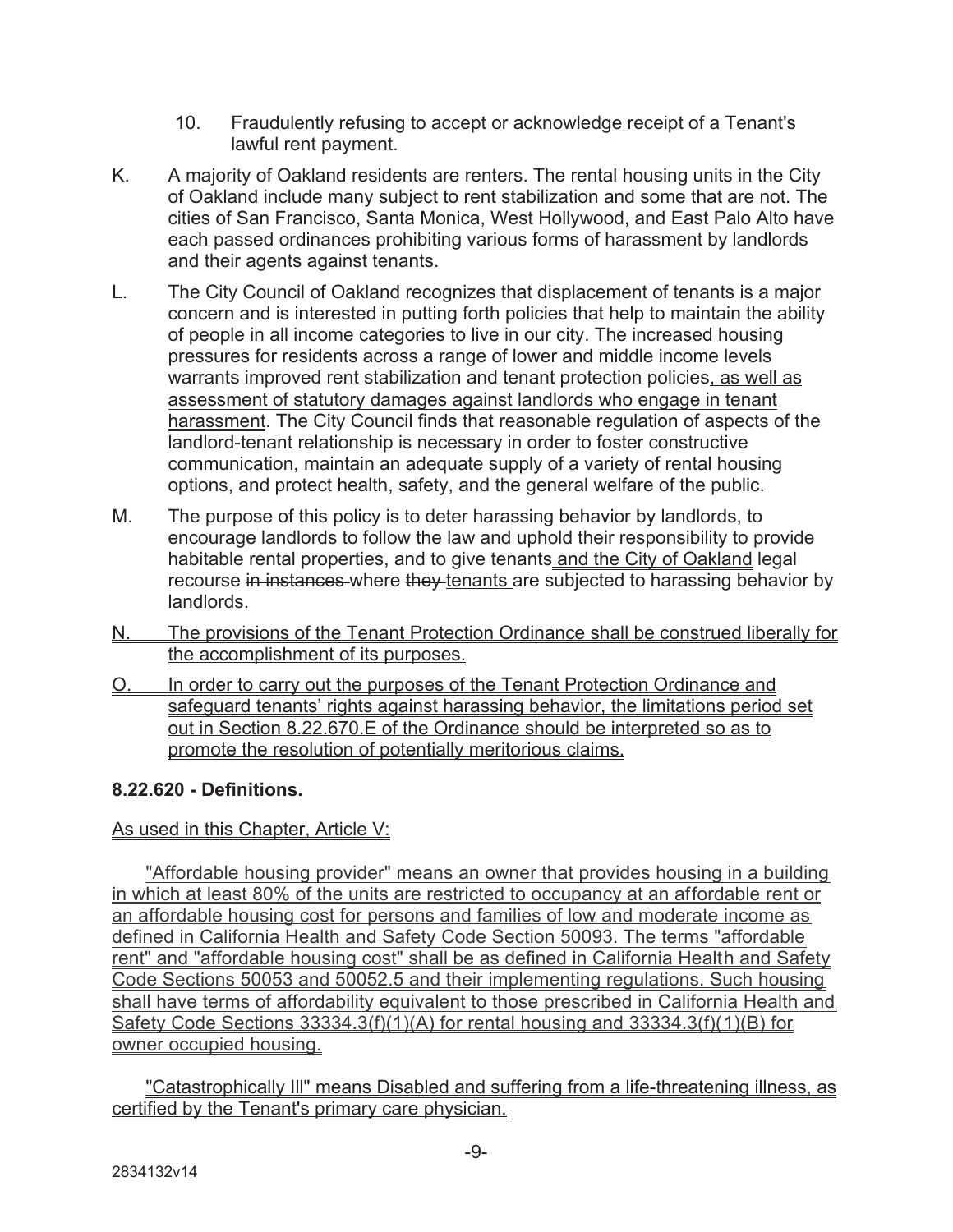10. Fraudulently refusing to accept or acknowledge receipt of a Tenant's lawful rent payment.

K. A majority of Oakland residents are renters. The rental housing units in the City of Oakland include many subject to rent stabilization and some that are not. The cities of San Francisco, Santa Monica, West Hollywood, and East Palo Alto have each passed ordinances prohibiting various forms of harassment by landlords and their agents against tenants.

L. The City Council of Oakland recognizes that displacement of tenants is a major concern and is interested in putting forth policies that help to maintain the ability of people in all income categories to live in our city. The increased housing pressures for residents across a range of lower and middle income levels warrants improved rent stabilization and tenant protection policies, as well as assessment of statutory damages against landlords who engage in tenant harassment. The City Council finds that reasonable regulation of aspects of the landlord-tenant relationship is necessary in order to foster constructive communication, maintain an adequate supply of a variety of rental housing options, and protect health, safety, and the general welfare of the public.

M. The purpose of this policy is to deter harassing behavior by landlords, to encourage landlords to follow the law and uphold their responsibility to provide habitable rental properties, and to give tenants and the City of Oakland legal recourse ~~in instances~~ where ~~they~~ tenants are subjected to harassing behavior by landlords.

N. The provisions of the Tenant Protection Ordinance shall be construed liberally for the accomplishment of its purposes.

O. In order to carry out the purposes of the Tenant Protection Ordinance and safeguard tenants' rights against harassing behavior, the limitations period set out in Section 8.22.670.E of the Ordinance should be interpreted so as to promote the resolution of potentially meritorious claims.

**8.22.620 - Definitions.**

As used in this Chapter, Article V:

"Affordable housing provider" means an owner that provides housing in a building in which at least 80% of the units are restricted to occupancy at an affordable rent or an affordable housing cost for persons and families of low and moderate income as defined in California Health and Safety Code Section 50093. The terms "affordable rent" and "affordable housing cost" shall be as defined in California Health and Safety Code Sections 50053 and 50052.5 and their implementing regulations. Such housing shall have terms of affordability equivalent to those prescribed in California Health and Safety Code Sections 33334.3(f)(1)(A) for rental housing and 33334.3(f)(1)(B) for owner occupied housing.

"Catastrophically Ill" means Disabled and suffering from a life-threatening illness, as certified by the Tenant's primary care physician.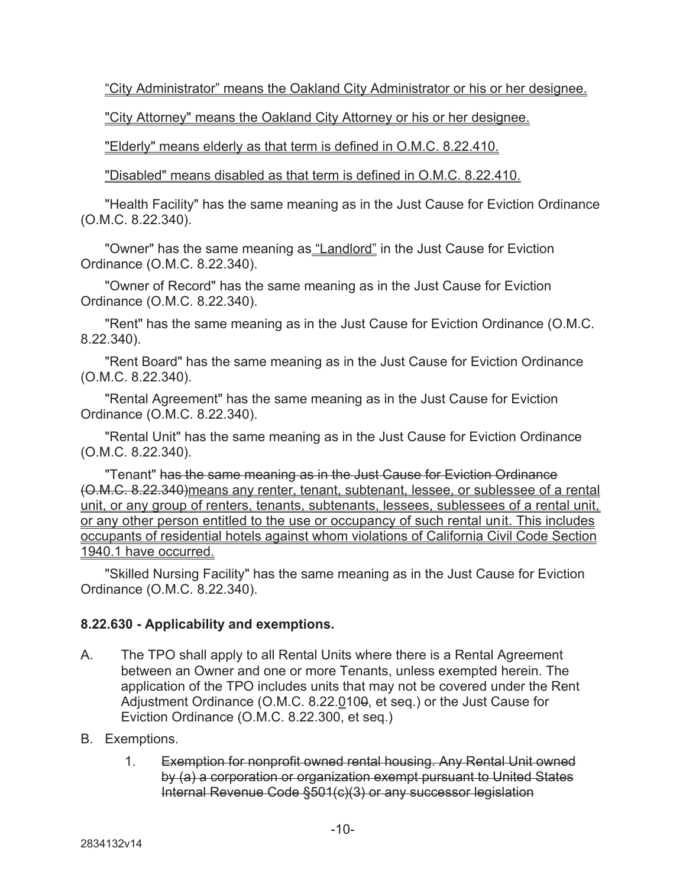"City Administrator" means the Oakland City Administrator or his or her designee.

"City Attorney" means the Oakland City Attorney or his or her designee.

"Elderly" means elderly as that term is defined in O.M.C. 8.22.410.

"Disabled" means disabled as that term is defined in O.M.C. 8.22.410.

"Health Facility" has the same meaning as in the Just Cause for Eviction Ordinance (O.M.C. 8.22.340).

"Owner" has the same meaning as "Landlord" in the Just Cause for Eviction Ordinance (O.M.C. 8.22.340).

"Owner of Record" has the same meaning as in the Just Cause for Eviction Ordinance (O.M.C. 8.22.340).

"Rent" has the same meaning as in the Just Cause for Eviction Ordinance (O.M.C. 8.22.340).

"Rent Board" has the same meaning as in the Just Cause for Eviction Ordinance (O.M.C. 8.22.340).

"Rental Agreement" has the same meaning as in the Just Cause for Eviction Ordinance (O.M.C. 8.22.340).

"Rental Unit" has the same meaning as in the Just Cause for Eviction Ordinance (O.M.C. 8.22.340).

"Tenant" ~~has the same meaning as in the Just Cause for Eviction Ordinance (O.M.C. 8.22.340)~~means any renter, tenant, subtenant, lessee, or sublessee of a rental unit, or any group of renters, tenants, subtenants, lessees, sublessees of a rental unit, or any other person entitled to the use or occupancy of such rental unit. This includes occupants of residential hotels against whom violations of California Civil Code Section 1940.1 have occurred.

"Skilled Nursing Facility" has the same meaning as in the Just Cause for Eviction Ordinance (O.M.C. 8.22.340).

**8.22.630 - Applicability and exemptions.**

A. The TPO shall apply to all Rental Units where there is a Rental Agreement between an Owner and one or more Tenants, unless exempted herein. The application of the TPO includes units that may not be covered under the Rent Adjustment Ordinance (O.M.C. 8.22.010~~0~~, et seq.) or the Just Cause for Eviction Ordinance (O.M.C. 8.22.300, et seq.)

B. Exemptions.

   1. ~~Exemption for nonprofit owned rental housing. Any Rental Unit owned by (a) a corporation or organization exempt pursuant to United States Internal Revenue Code §501(c)(3) or any successor legislation~~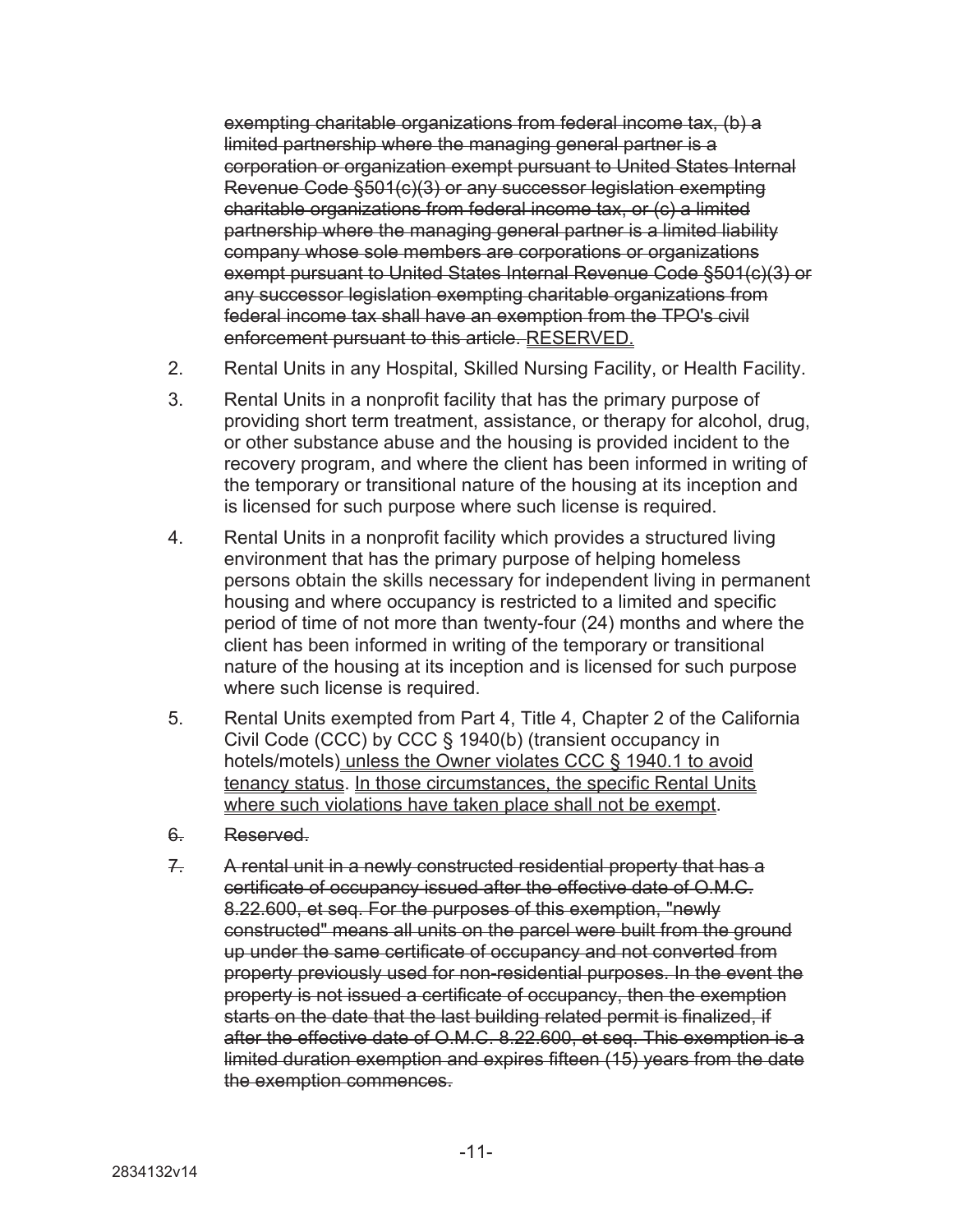~~exempting charitable organizations from federal income tax, (b) a limited partnership where the managing general partner is a corporation or organization exempt pursuant to United States Internal Revenue Code §501(c)(3) or any successor legislation exempting charitable organizations from federal income tax, or (c) a limited partnership where the managing general partner is a limited liability company whose sole members are corporations or organizations exempt pursuant to United States Internal Revenue Code §501(c)(3) or any successor legislation exempting charitable organizations from federal income tax shall have an exemption from the TPO's civil enforcement pursuant to this article.~~ <u>RESERVED.</u>

2. Rental Units in any Hospital, Skilled Nursing Facility, or Health Facility.

3. Rental Units in a nonprofit facility that has the primary purpose of providing short term treatment, assistance, or therapy for alcohol, drug, or other substance abuse and the housing is provided incident to the recovery program, and where the client has been informed in writing of the temporary or transitional nature of the housing at its inception and is licensed for such purpose where such license is required.

4. Rental Units in a nonprofit facility which provides a structured living environment that has the primary purpose of helping homeless persons obtain the skills necessary for independent living in permanent housing and where occupancy is restricted to a limited and specific period of time of not more than twenty-four (24) months and where the client has been informed in writing of the temporary or transitional nature of the housing at its inception and is licensed for such purpose where such license is required.

5. Rental Units exempted from Part 4, Title 4, Chapter 2 of the California Civil Code (CCC) by CCC § 1940(b) (transient occupancy in hotels/motels)<u> unless the Owner violates CCC § 1940.1 to avoid tenancy status</u>. <u>In those circumstances, the specific Rental Units where such violations have taken place shall not be exempt</u>.

~~6. Reserved.~~

~~7. A rental unit in a newly constructed residential property that has a certificate of occupancy issued after the effective date of O.M.C. 8.22.600, et seq. For the purposes of this exemption, "newly constructed" means all units on the parcel were built from the ground up under the same certificate of occupancy and not converted from property previously used for non-residential purposes. In the event the property is not issued a certificate of occupancy, then the exemption starts on the date that the last building related permit is finalized, if after the effective date of O.M.C. 8.22.600, et seq. This exemption is a limited duration exemption and expires fifteen (15) years from the date the exemption commences.~~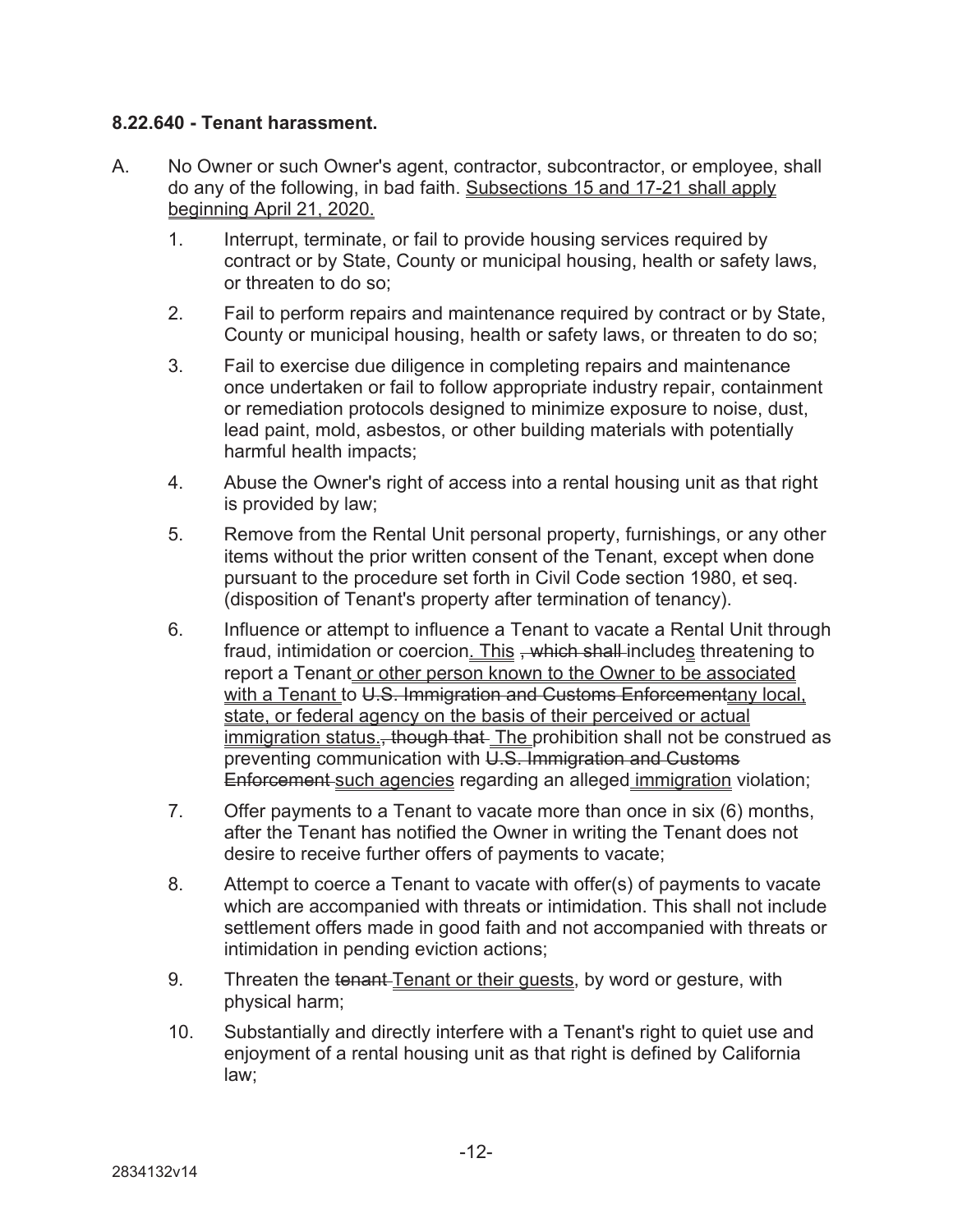**8.22.640 - Tenant harassment.**

A. No Owner or such Owner's agent, contractor, subcontractor, or employee, shall do any of the following, in bad faith. Subsections 15 and 17-21 shall apply beginning April 21, 2020.

1. Interrupt, terminate, or fail to provide housing services required by contract or by State, County or municipal housing, health or safety laws, or threaten to do so;

2. Fail to perform repairs and maintenance required by contract or by State, County or municipal housing, health or safety laws, or threaten to do so;

3. Fail to exercise due diligence in completing repairs and maintenance once undertaken or fail to follow appropriate industry repair, containment or remediation protocols designed to minimize exposure to noise, dust, lead paint, mold, asbestos, or other building materials with potentially harmful health impacts;

4. Abuse the Owner's right of access into a rental housing unit as that right is provided by law;

5. Remove from the Rental Unit personal property, furnishings, or any other items without the prior written consent of the Tenant, except when done pursuant to the procedure set forth in Civil Code section 1980, et seq. (disposition of Tenant's property after termination of tenancy).

6. Influence or attempt to influence a Tenant to vacate a Rental Unit through fraud, intimidation or coercion. This ~~, which shall~~ includes threatening to report a Tenant or other person known to the Owner to be associated with a Tenant to ~~U.S. Immigration and Customs Enforcement~~any local, state, or federal agency on the basis of their perceived or actual immigration status.~~, though that~~ The prohibition shall not be construed as preventing communication with ~~U.S. Immigration and Customs Enforcement~~ such agencies regarding an alleged immigration violation;

7. Offer payments to a Tenant to vacate more than once in six (6) months, after the Tenant has notified the Owner in writing the Tenant does not desire to receive further offers of payments to vacate;

8. Attempt to coerce a Tenant to vacate with offer(s) of payments to vacate which are accompanied with threats or intimidation. This shall not include settlement offers made in good faith and not accompanied with threats or intimidation in pending eviction actions;

9. Threaten the ~~tenant~~ Tenant or their guests, by word or gesture, with physical harm;

10. Substantially and directly interfere with a Tenant's right to quiet use and enjoyment of a rental housing unit as that right is defined by California law;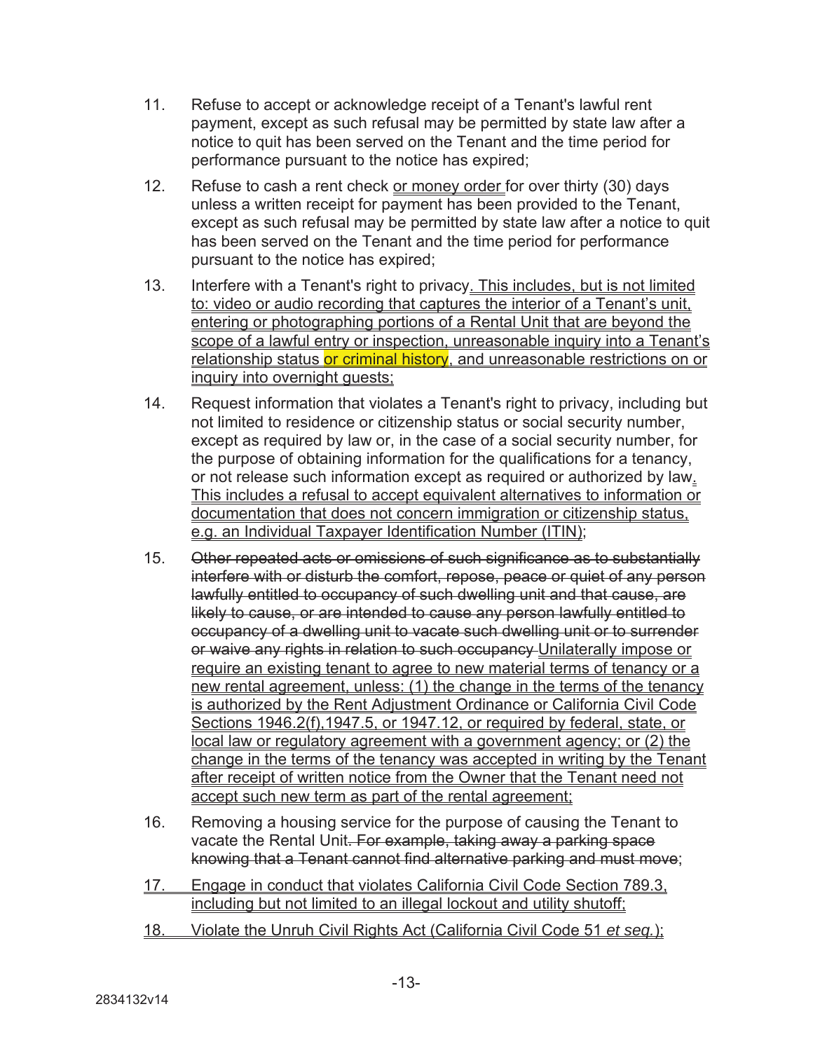11. Refuse to accept or acknowledge receipt of a Tenant's lawful rent payment, except as such refusal may be permitted by state law after a notice to quit has been served on the Tenant and the time period for performance pursuant to the notice has expired;

12. Refuse to cash a rent check or money order for over thirty (30) days unless a written receipt for payment has been provided to the Tenant, except as such refusal may be permitted by state law after a notice to quit has been served on the Tenant and the time period for performance pursuant to the notice has expired;

13. Interfere with a Tenant's right to privacy. This includes, but is not limited to: video or audio recording that captures the interior of a Tenant's unit, entering or photographing portions of a Rental Unit that are beyond the scope of a lawful entry or inspection, unreasonable inquiry into a Tenant's relationship status or criminal history, and unreasonable restrictions on or inquiry into overnight guests;

14. Request information that violates a Tenant's right to privacy, including but not limited to residence or citizenship status or social security number, except as required by law or, in the case of a social security number, for the purpose of obtaining information for the qualifications for a tenancy, or not release such information except as required or authorized by law. This includes a refusal to accept equivalent alternatives to information or documentation that does not concern immigration or citizenship status, e.g. an Individual Taxpayer Identification Number (ITIN);

15. ~~Other repeated acts or omissions of such significance as to substantially interfere with or disturb the comfort, repose, peace or quiet of any person lawfully entitled to occupancy of such dwelling unit and that cause, are likely to cause, or are intended to cause any person lawfully entitled to occupancy of a dwelling unit to vacate such dwelling unit or to surrender or waive any rights in relation to such occupancy~~ Unilaterally impose or require an existing tenant to agree to new material terms of tenancy or a new rental agreement, unless: (1) the change in the terms of the tenancy is authorized by the Rent Adjustment Ordinance or California Civil Code Sections 1946.2(f),1947.5, or 1947.12, or required by federal, state, or local law or regulatory agreement with a government agency; or (2) the change in the terms of the tenancy was accepted in writing by the Tenant after receipt of written notice from the Owner that the Tenant need not accept such new term as part of the rental agreement;

16. Removing a housing service for the purpose of causing the Tenant to vacate the Rental Unit~~. For example, taking away a parking space knowing that a Tenant cannot find alternative parking and must move~~;

17. Engage in conduct that violates California Civil Code Section 789.3, including but not limited to an illegal lockout and utility shutoff;

18. Violate the Unruh Civil Rights Act (California Civil Code 51 *et seq.*);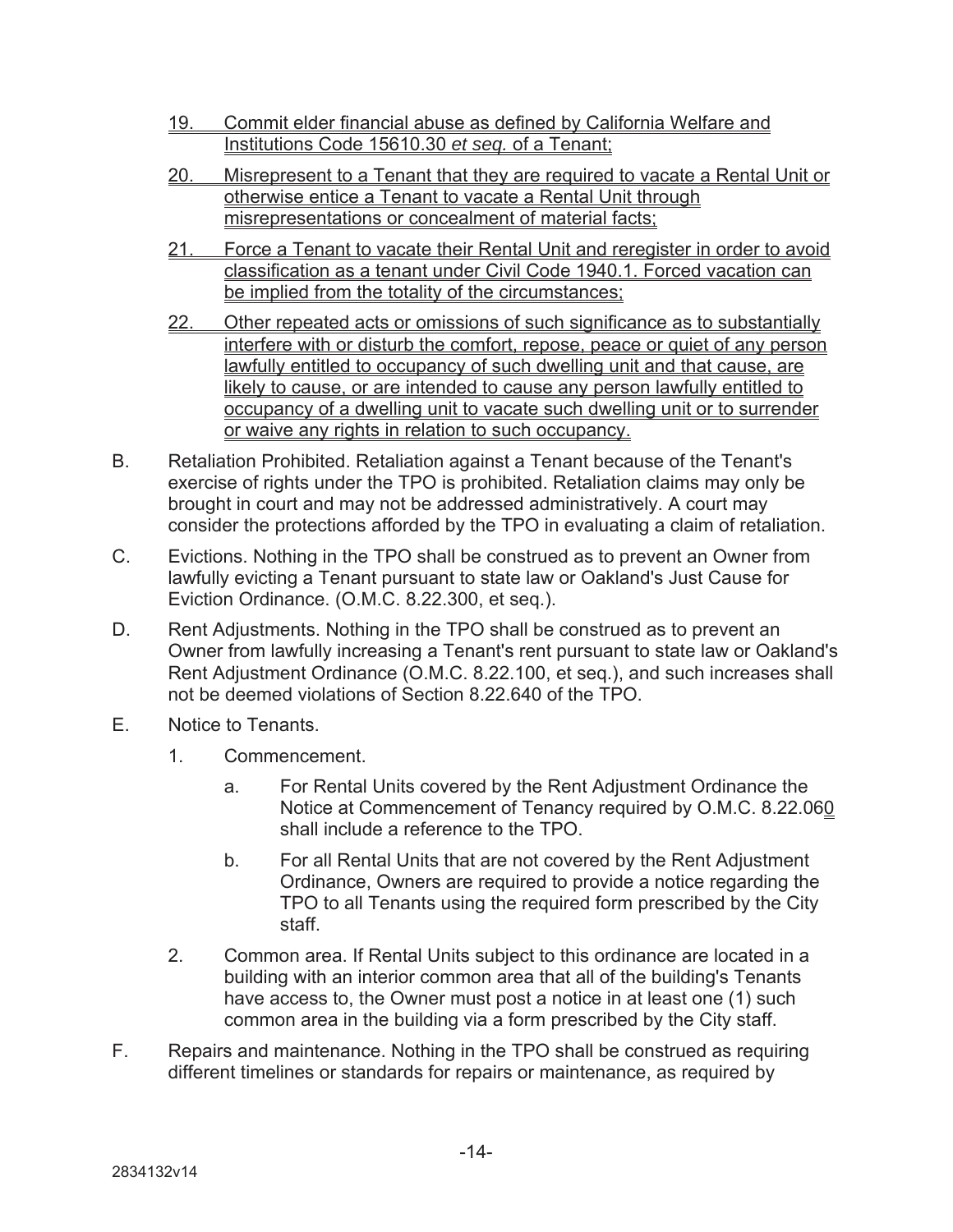19. Commit elder financial abuse as defined by California Welfare and Institutions Code 15610.30 *et seq.* of a Tenant;

20. Misrepresent to a Tenant that they are required to vacate a Rental Unit or otherwise entice a Tenant to vacate a Rental Unit through misrepresentations or concealment of material facts;

21. Force a Tenant to vacate their Rental Unit and reregister in order to avoid classification as a tenant under Civil Code 1940.1. Forced vacation can be implied from the totality of the circumstances;

22. Other repeated acts or omissions of such significance as to substantially interfere with or disturb the comfort, repose, peace or quiet of any person lawfully entitled to occupancy of such dwelling unit and that cause, are likely to cause, or are intended to cause any person lawfully entitled to occupancy of a dwelling unit to vacate such dwelling unit or to surrender or waive any rights in relation to such occupancy.

B. Retaliation Prohibited. Retaliation against a Tenant because of the Tenant's exercise of rights under the TPO is prohibited. Retaliation claims may only be brought in court and may not be addressed administratively. A court may consider the protections afforded by the TPO in evaluating a claim of retaliation.

C. Evictions. Nothing in the TPO shall be construed as to prevent an Owner from lawfully evicting a Tenant pursuant to state law or Oakland's Just Cause for Eviction Ordinance. (O.M.C. 8.22.300, et seq.).

D. Rent Adjustments. Nothing in the TPO shall be construed as to prevent an Owner from lawfully increasing a Tenant's rent pursuant to state law or Oakland's Rent Adjustment Ordinance (O.M.C. 8.22.100, et seq.), and such increases shall not be deemed violations of Section 8.22.640 of the TPO.

E. Notice to Tenants.

1. Commencement.

a. For Rental Units covered by the Rent Adjustment Ordinance the Notice at Commencement of Tenancy required by O.M.C. 8.22.060 shall include a reference to the TPO.

b. For all Rental Units that are not covered by the Rent Adjustment Ordinance, Owners are required to provide a notice regarding the TPO to all Tenants using the required form prescribed by the City staff.

2. Common area. If Rental Units subject to this ordinance are located in a building with an interior common area that all of the building's Tenants have access to, the Owner must post a notice in at least one (1) such common area in the building via a form prescribed by the City staff.

F. Repairs and maintenance. Nothing in the TPO shall be construed as requiring different timelines or standards for repairs or maintenance, as required by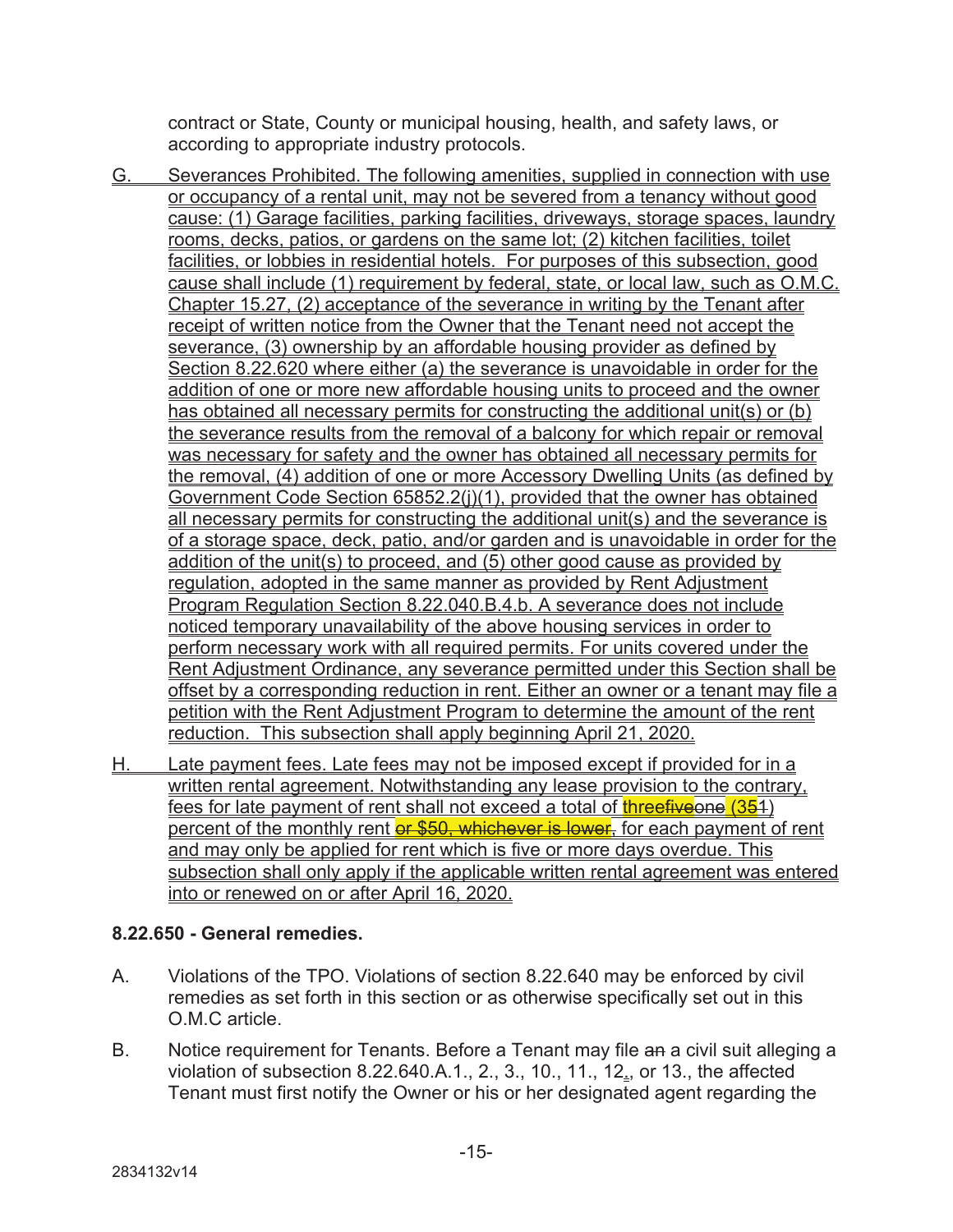contract or State, County or municipal housing, health, and safety laws, or according to appropriate industry protocols.

G. Severances Prohibited. The following amenities, supplied in connection with use or occupancy of a rental unit, may not be severed from a tenancy without good cause: (1) Garage facilities, parking facilities, driveways, storage spaces, laundry rooms, decks, patios, or gardens on the same lot; (2) kitchen facilities, toilet facilities, or lobbies in residential hotels. For purposes of this subsection, good cause shall include (1) requirement by federal, state, or local law, such as O.M.C. Chapter 15.27, (2) acceptance of the severance in writing by the Tenant after receipt of written notice from the Owner that the Tenant need not accept the severance, (3) ownership by an affordable housing provider as defined by Section 8.22.620 where either (a) the severance is unavoidable in order for the addition of one or more new affordable housing units to proceed and the owner has obtained all necessary permits for constructing the additional unit(s) or (b) the severance results from the removal of a balcony for which repair or removal was necessary for safety and the owner has obtained all necessary permits for the removal, (4) addition of one or more Accessory Dwelling Units (as defined by Government Code Section 65852.2(j)(1), provided that the owner has obtained all necessary permits for constructing the additional unit(s) and the severance is of a storage space, deck, patio, and/or garden and is unavoidable in order for the addition of the unit(s) to proceed, and (5) other good cause as provided by regulation, adopted in the same manner as provided by Rent Adjustment Program Regulation Section 8.22.040.B.4.b. A severance does not include noticed temporary unavailability of the above housing services in order to perform necessary work with all required permits. For units covered under the Rent Adjustment Ordinance, any severance permitted under this Section shall be offset by a corresponding reduction in rent. Either an owner or a tenant may file a petition with the Rent Adjustment Program to determine the amount of the rent reduction. This subsection shall apply beginning April 21, 2020.

H. Late payment fees. Late fees may not be imposed except if provided for in a written rental agreement. Notwithstanding any lease provision to the contrary, fees for late payment of rent shall not exceed a total of ~~three~~~~five~~one (~~3~~~~5~~1) percent of the monthly rent ~~or $50, whichever is lower~~, for each payment of rent and may only be applied for rent which is five or more days overdue. This subsection shall only apply if the applicable written rental agreement was entered into or renewed on or after April 16, 2020.

### 8.22.650 - General remedies.

A. Violations of the TPO. Violations of section 8.22.640 may be enforced by civil remedies as set forth in this section or as otherwise specifically set out in this O.M.C article.

B. Notice requirement for Tenants. Before a Tenant may file ~~an~~ a civil suit alleging a violation of subsection 8.22.640.A.1., 2., 3., 10., 11., 12., or 13., the affected Tenant must first notify the Owner or his or her designated agent regarding the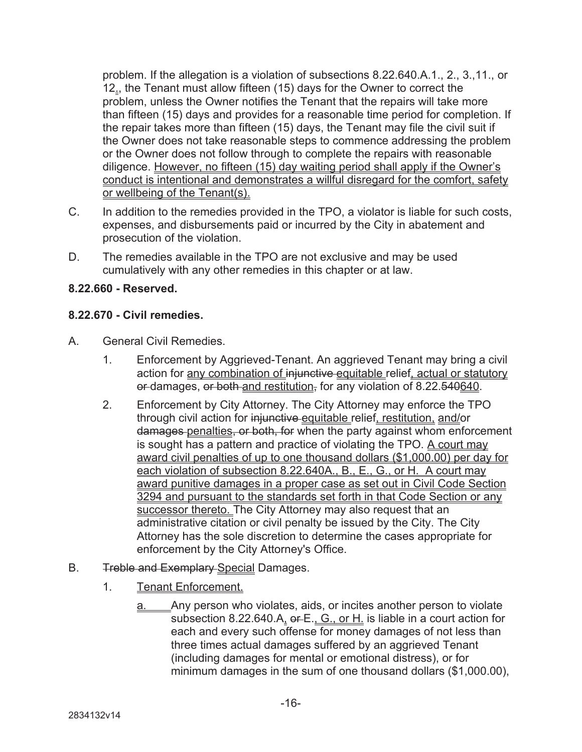problem. If the allegation is a violation of subsections 8.22.640.A.1., 2., 3.,11., or 12., the Tenant must allow fifteen (15) days for the Owner to correct the problem, unless the Owner notifies the Tenant that the repairs will take more than fifteen (15) days and provides for a reasonable time period for completion. If the repair takes more than fifteen (15) days, the Tenant may file the civil suit if the Owner does not take reasonable steps to commence addressing the problem or the Owner does not follow through to complete the repairs with reasonable diligence. However, no fifteen (15) day waiting period shall apply if the Owner's conduct is intentional and demonstrates a willful disregard for the comfort, safety or wellbeing of the Tenant(s).

C. In addition to the remedies provided in the TPO, a violator is liable for such costs, expenses, and disbursements paid or incurred by the City in abatement and prosecution of the violation.

D. The remedies available in the TPO are not exclusive and may be used cumulatively with any other remedies in this chapter or at law.

**8.22.660 - Reserved.**

**8.22.670 - Civil remedies.**

A. General Civil Remedies.

1. Enforcement by Aggrieved-Tenant. An aggrieved Tenant may bring a civil action for any combination of ~~injunctive~~ equitable relief, actual or statutory ~~or~~ damages, ~~or both~~ and restitution~~,~~ for any violation of 8.22.~~540~~640.

2. Enforcement by City Attorney. The City Attorney may enforce the TPO through civil action for ~~injunctive~~ equitable relief, restitution, and/or ~~damages~~ penalties~~, or both, for~~ when the party against whom enforcement is sought has a pattern and practice of violating the TPO. A court may award civil penalties of up to one thousand dollars ($1,000.00) per day for each violation of subsection 8.22.640A., B., E., G., or H. A court may award punitive damages in a proper case as set out in Civil Code Section 3294 and pursuant to the standards set forth in that Code Section or any successor thereto. The City Attorney may also request that an administrative citation or civil penalty be issued by the City. The City Attorney has the sole discretion to determine the cases appropriate for enforcement by the City Attorney's Office.

B. ~~Treble and Exemplary~~ Special Damages.

1. Tenant Enforcement.

a. Any person who violates, aids, or incites another person to violate subsection 8.22.640.A, ~~or~~ E., G., or H. is liable in a court action for each and every such offense for money damages of not less than three times actual damages suffered by an aggrieved Tenant (including damages for mental or emotional distress), or for minimum damages in the sum of one thousand dollars ($1,000.00),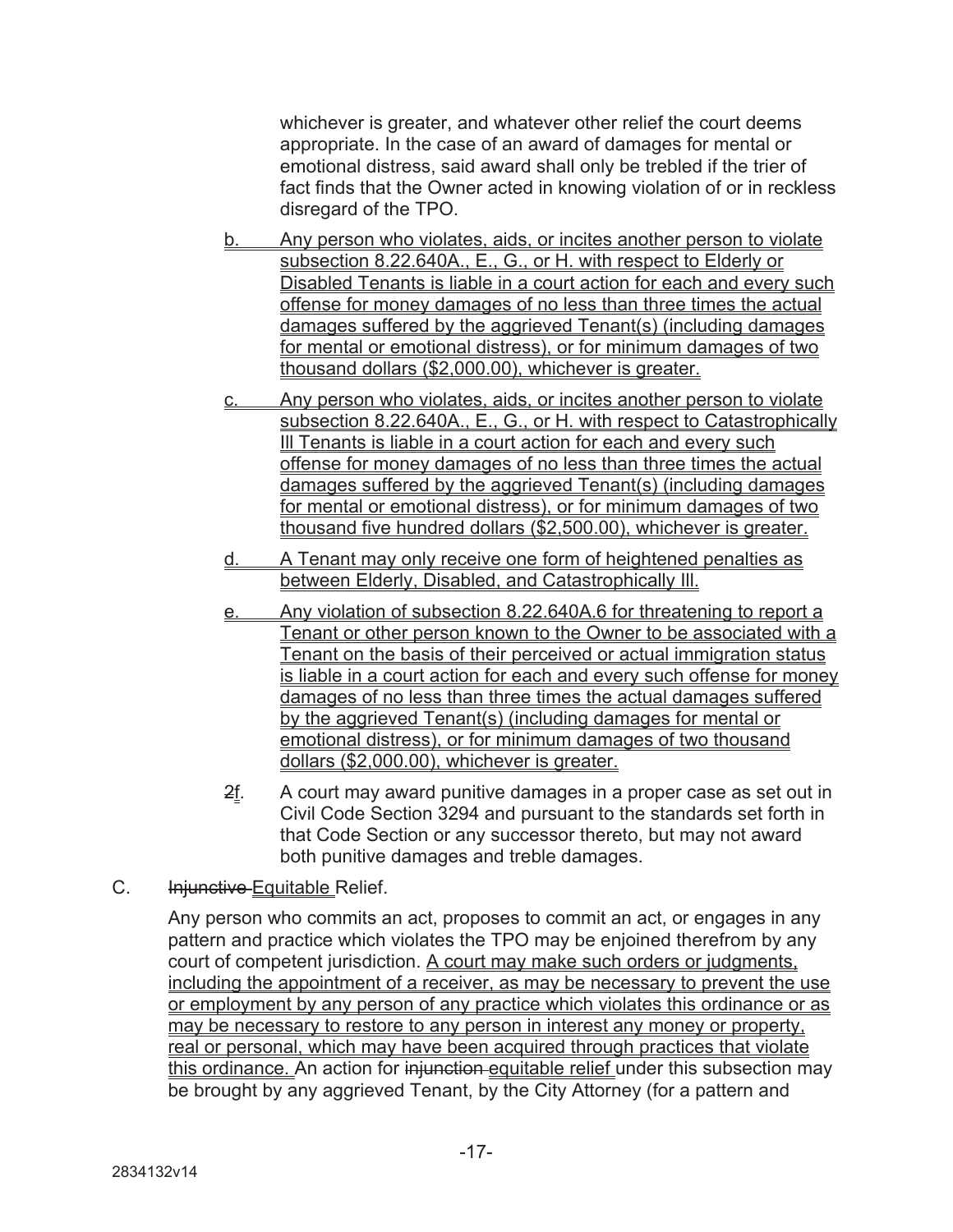whichever is greater, and whatever other relief the court deems appropriate. In the case of an award of damages for mental or emotional distress, said award shall only be trebled if the trier of fact finds that the Owner acted in knowing violation of or in reckless disregard of the TPO.

b. Any person who violates, aids, or incites another person to violate subsection 8.22.640A., E., G., or H. with respect to Elderly or Disabled Tenants is liable in a court action for each and every such offense for money damages of no less than three times the actual damages suffered by the aggrieved Tenant(s) (including damages for mental or emotional distress), or for minimum damages of two thousand dollars ($2,000.00), whichever is greater.

c. Any person who violates, aids, or incites another person to violate subsection 8.22.640A., E., G., or H. with respect to Catastrophically Ill Tenants is liable in a court action for each and every such offense for money damages of no less than three times the actual damages suffered by the aggrieved Tenant(s) (including damages for mental or emotional distress), or for minimum damages of two thousand five hundred dollars ($2,500.00), whichever is greater.

d. A Tenant may only receive one form of heightened penalties as between Elderly, Disabled, and Catastrophically Ill.

e. Any violation of subsection 8.22.640A.6 for threatening to report a Tenant or other person known to the Owner to be associated with a Tenant on the basis of their perceived or actual immigration status is liable in a court action for each and every such offense for money damages of no less than three times the actual damages suffered by the aggrieved Tenant(s) (including damages for mental or emotional distress), or for minimum damages of two thousand dollars ($2,000.00), whichever is greater.

~~2~~f. A court may award punitive damages in a proper case as set out in Civil Code Section 3294 and pursuant to the standards set forth in that Code Section or any successor thereto, but may not award both punitive damages and treble damages.

C. ~~Injunctive~~ Equitable Relief.

Any person who commits an act, proposes to commit an act, or engages in any pattern and practice which violates the TPO may be enjoined therefrom by any court of competent jurisdiction. A court may make such orders or judgments, including the appointment of a receiver, as may be necessary to prevent the use or employment by any person of any practice which violates this ordinance or as may be necessary to restore to any person in interest any money or property, real or personal, which may have been acquired through practices that violate this ordinance. An action for ~~injunction~~ equitable relief under this subsection may be brought by any aggrieved Tenant, by the City Attorney (for a pattern and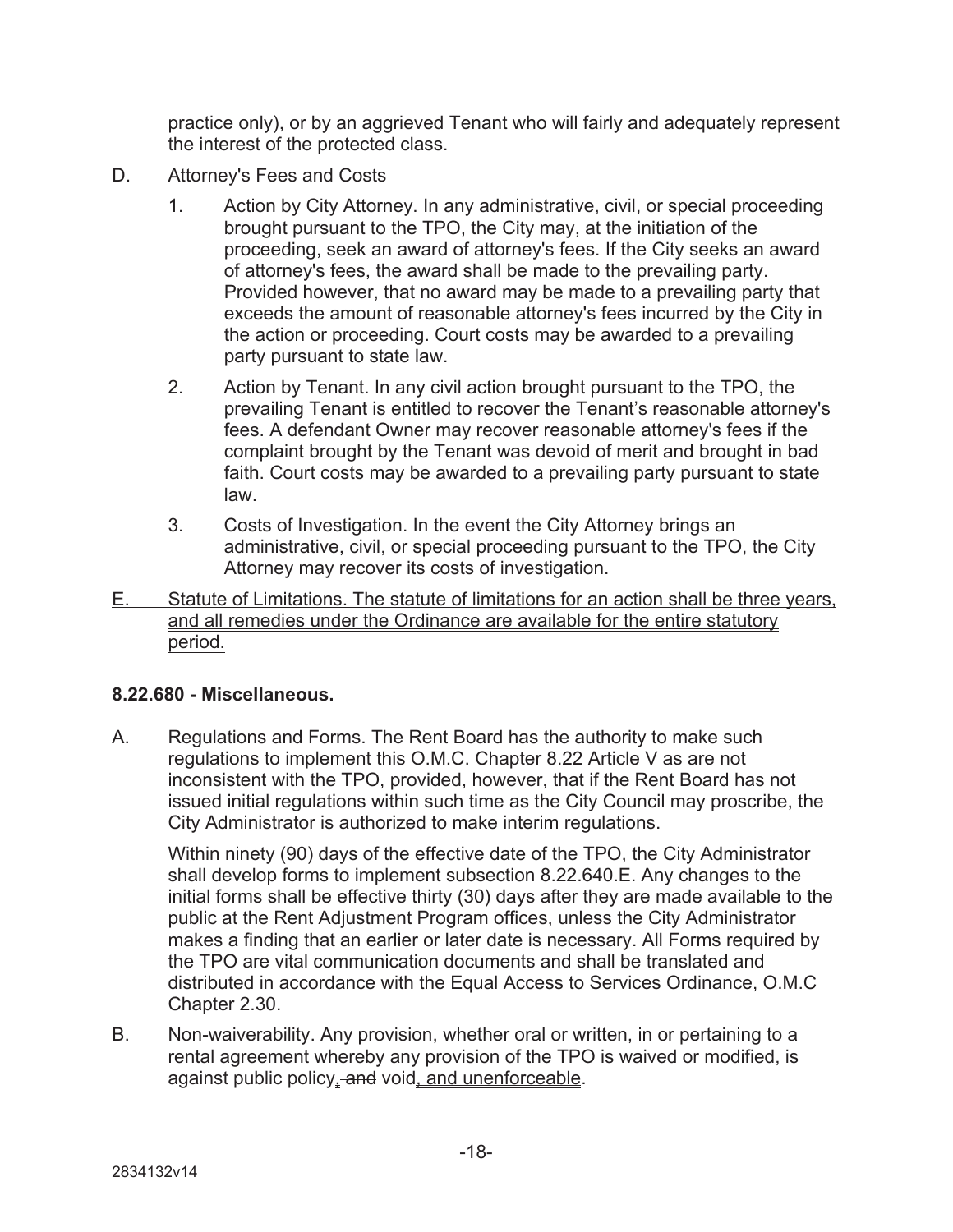practice only), or by an aggrieved Tenant who will fairly and adequately represent the interest of the protected class.

D. Attorney's Fees and Costs

1. Action by City Attorney. In any administrative, civil, or special proceeding brought pursuant to the TPO, the City may, at the initiation of the proceeding, seek an award of attorney's fees. If the City seeks an award of attorney's fees, the award shall be made to the prevailing party. Provided however, that no award may be made to a prevailing party that exceeds the amount of reasonable attorney's fees incurred by the City in the action or proceeding. Court costs may be awarded to a prevailing party pursuant to state law.

2. Action by Tenant. In any civil action brought pursuant to the TPO, the prevailing Tenant is entitled to recover the Tenant's reasonable attorney's fees. A defendant Owner may recover reasonable attorney's fees if the complaint brought by the Tenant was devoid of merit and brought in bad faith. Court costs may be awarded to a prevailing party pursuant to state law.

3. Costs of Investigation. In the event the City Attorney brings an administrative, civil, or special proceeding pursuant to the TPO, the City Attorney may recover its costs of investigation.

<u>E. Statute of Limitations. The statute of limitations for an action shall be three years, and all remedies under the Ordinance are available for the entire statutory period.</u>

### 8.22.680 - Miscellaneous.

A. Regulations and Forms. The Rent Board has the authority to make such regulations to implement this O.M.C. Chapter 8.22 Article V as are not inconsistent with the TPO, provided, however, that if the Rent Board has not issued initial regulations within such time as the City Council may proscribe, the City Administrator is authorized to make interim regulations.

Within ninety (90) days of the effective date of the TPO, the City Administrator shall develop forms to implement subsection 8.22.640.E. Any changes to the initial forms shall be effective thirty (30) days after they are made available to the public at the Rent Adjustment Program offices, unless the City Administrator makes a finding that an earlier or later date is necessary. All Forms required by the TPO are vital communication documents and shall be translated and distributed in accordance with the Equal Access to Services Ordinance, O.M.C Chapter 2.30.

B. Non-waiverability. Any provision, whether oral or written, in or pertaining to a rental agreement whereby any provision of the TPO is waived or modified, is against public policy<u>,</u> ~~and~~ void<u>, and unenforceable</u>.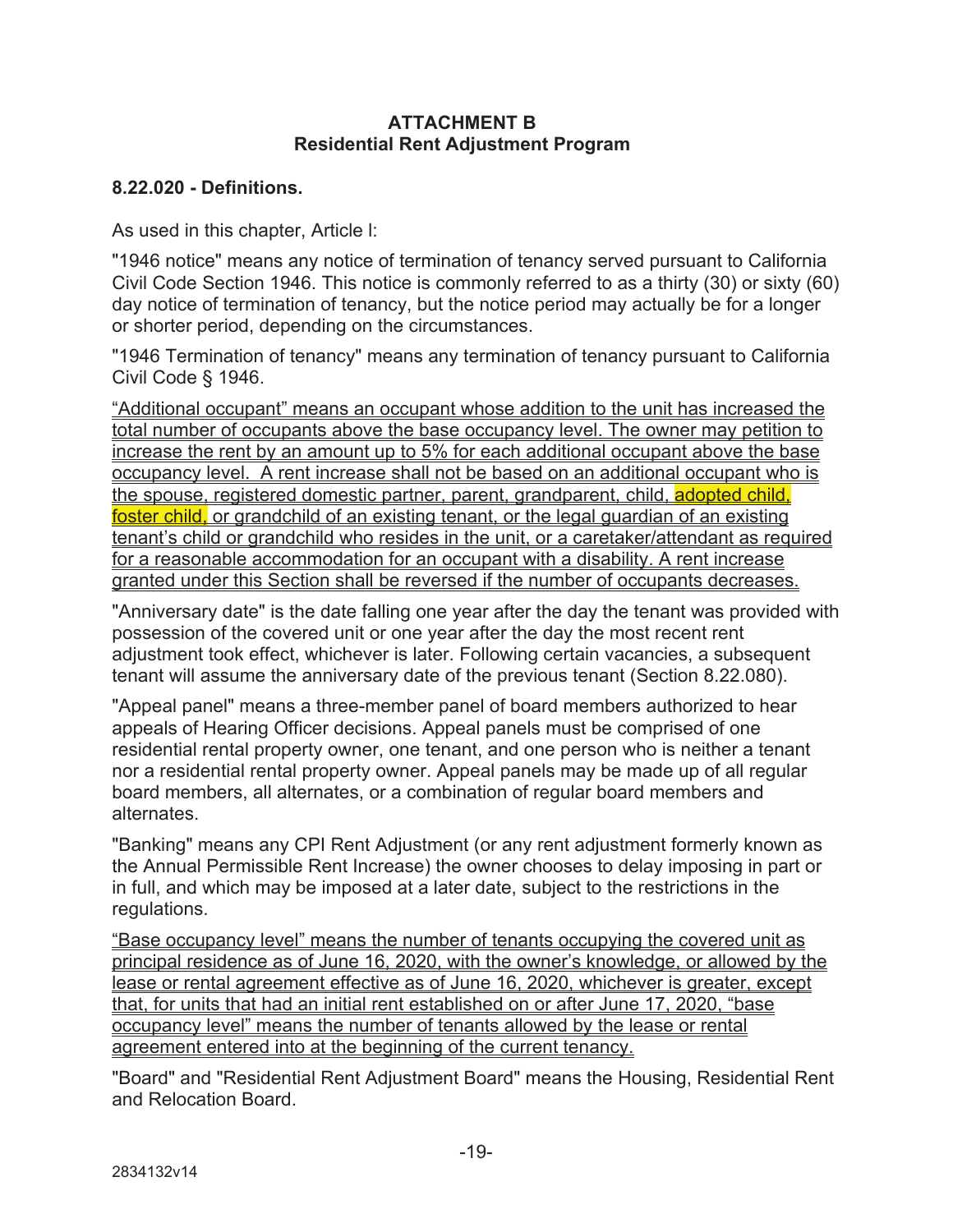**ATTACHMENT B**
**Residential Rent Adjustment Program**

**8.22.020 - Definitions.**

As used in this chapter, Article I:

"1946 notice" means any notice of termination of tenancy served pursuant to California Civil Code Section 1946. This notice is commonly referred to as a thirty (30) or sixty (60) day notice of termination of tenancy, but the notice period may actually be for a longer or shorter period, depending on the circumstances.

"1946 Termination of tenancy" means any termination of tenancy pursuant to California Civil Code § 1946.

"Additional occupant" means an occupant whose addition to the unit has increased the total number of occupants above the base occupancy level. The owner may petition to increase the rent by an amount up to 5% for each additional occupant above the base occupancy level. A rent increase shall not be based on an additional occupant who is the spouse, registered domestic partner, parent, grandparent, child, adopted child, foster child, or grandchild of an existing tenant, or the legal guardian of an existing tenant's child or grandchild who resides in the unit, or a caretaker/attendant as required for a reasonable accommodation for an occupant with a disability. A rent increase granted under this Section shall be reversed if the number of occupants decreases.

"Anniversary date" is the date falling one year after the day the tenant was provided with possession of the covered unit or one year after the day the most recent rent adjustment took effect, whichever is later. Following certain vacancies, a subsequent tenant will assume the anniversary date of the previous tenant (Section 8.22.080).

"Appeal panel" means a three-member panel of board members authorized to hear appeals of Hearing Officer decisions. Appeal panels must be comprised of one residential rental property owner, one tenant, and one person who is neither a tenant nor a residential rental property owner. Appeal panels may be made up of all regular board members, all alternates, or a combination of regular board members and alternates.

"Banking" means any CPI Rent Adjustment (or any rent adjustment formerly known as the Annual Permissible Rent Increase) the owner chooses to delay imposing in part or in full, and which may be imposed at a later date, subject to the restrictions in the regulations.

"Base occupancy level" means the number of tenants occupying the covered unit as principal residence as of June 16, 2020, with the owner's knowledge, or allowed by the lease or rental agreement effective as of June 16, 2020, whichever is greater, except that, for units that had an initial rent established on or after June 17, 2020, "base occupancy level" means the number of tenants allowed by the lease or rental agreement entered into at the beginning of the current tenancy.

"Board" and "Residential Rent Adjustment Board" means the Housing, Residential Rent and Relocation Board.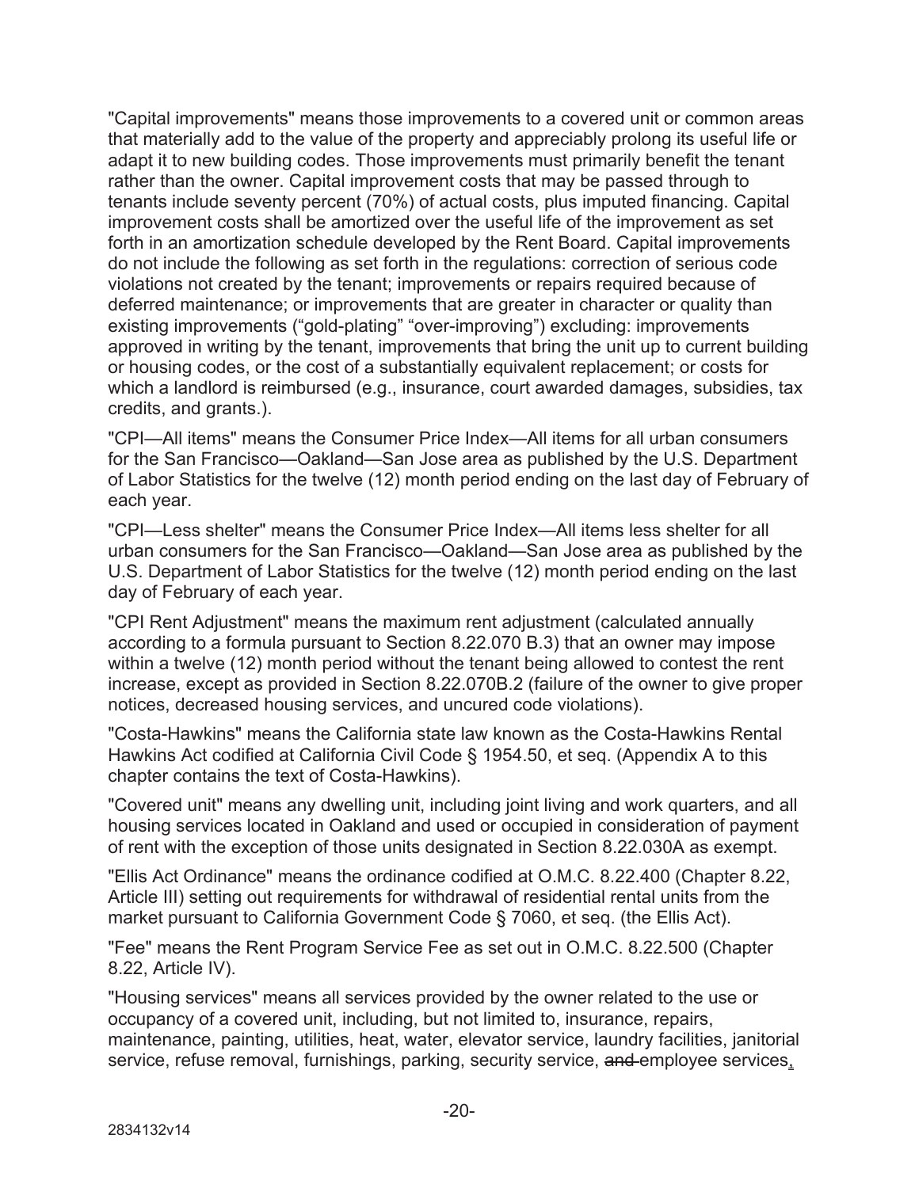"Capital improvements" means those improvements to a covered unit or common areas that materially add to the value of the property and appreciably prolong its useful life or adapt it to new building codes. Those improvements must primarily benefit the tenant rather than the owner. Capital improvement costs that may be passed through to tenants include seventy percent (70%) of actual costs, plus imputed financing. Capital improvement costs shall be amortized over the useful life of the improvement as set forth in an amortization schedule developed by the Rent Board. Capital improvements do not include the following as set forth in the regulations: correction of serious code violations not created by the tenant; improvements or repairs required because of deferred maintenance; or improvements that are greater in character or quality than existing improvements ("gold-plating" "over-improving") excluding: improvements approved in writing by the tenant, improvements that bring the unit up to current building or housing codes, or the cost of a substantially equivalent replacement; or costs for which a landlord is reimbursed (e.g., insurance, court awarded damages, subsidies, tax credits, and grants.).

"CPI—All items" means the Consumer Price Index—All items for all urban consumers for the San Francisco—Oakland—San Jose area as published by the U.S. Department of Labor Statistics for the twelve (12) month period ending on the last day of February of each year.

"CPI—Less shelter" means the Consumer Price Index—All items less shelter for all urban consumers for the San Francisco—Oakland—San Jose area as published by the U.S. Department of Labor Statistics for the twelve (12) month period ending on the last day of February of each year.

"CPI Rent Adjustment" means the maximum rent adjustment (calculated annually according to a formula pursuant to Section 8.22.070 B.3) that an owner may impose within a twelve (12) month period without the tenant being allowed to contest the rent increase, except as provided in Section 8.22.070B.2 (failure of the owner to give proper notices, decreased housing services, and uncured code violations).

"Costa-Hawkins" means the California state law known as the Costa-Hawkins Rental Hawkins Act codified at California Civil Code § 1954.50, et seq. (Appendix A to this chapter contains the text of Costa-Hawkins).

"Covered unit" means any dwelling unit, including joint living and work quarters, and all housing services located in Oakland and used or occupied in consideration of payment of rent with the exception of those units designated in Section 8.22.030A as exempt.

"Ellis Act Ordinance" means the ordinance codified at O.M.C. 8.22.400 (Chapter 8.22, Article III) setting out requirements for withdrawal of residential rental units from the market pursuant to California Government Code § 7060, et seq. (the Ellis Act).

"Fee" means the Rent Program Service Fee as set out in O.M.C. 8.22.500 (Chapter 8.22, Article IV).

"Housing services" means all services provided by the owner related to the use or occupancy of a covered unit, including, but not limited to, insurance, repairs, maintenance, painting, utilities, heat, water, elevator service, laundry facilities, janitorial service, refuse removal, furnishings, parking, security service, ~~and~~ employee services,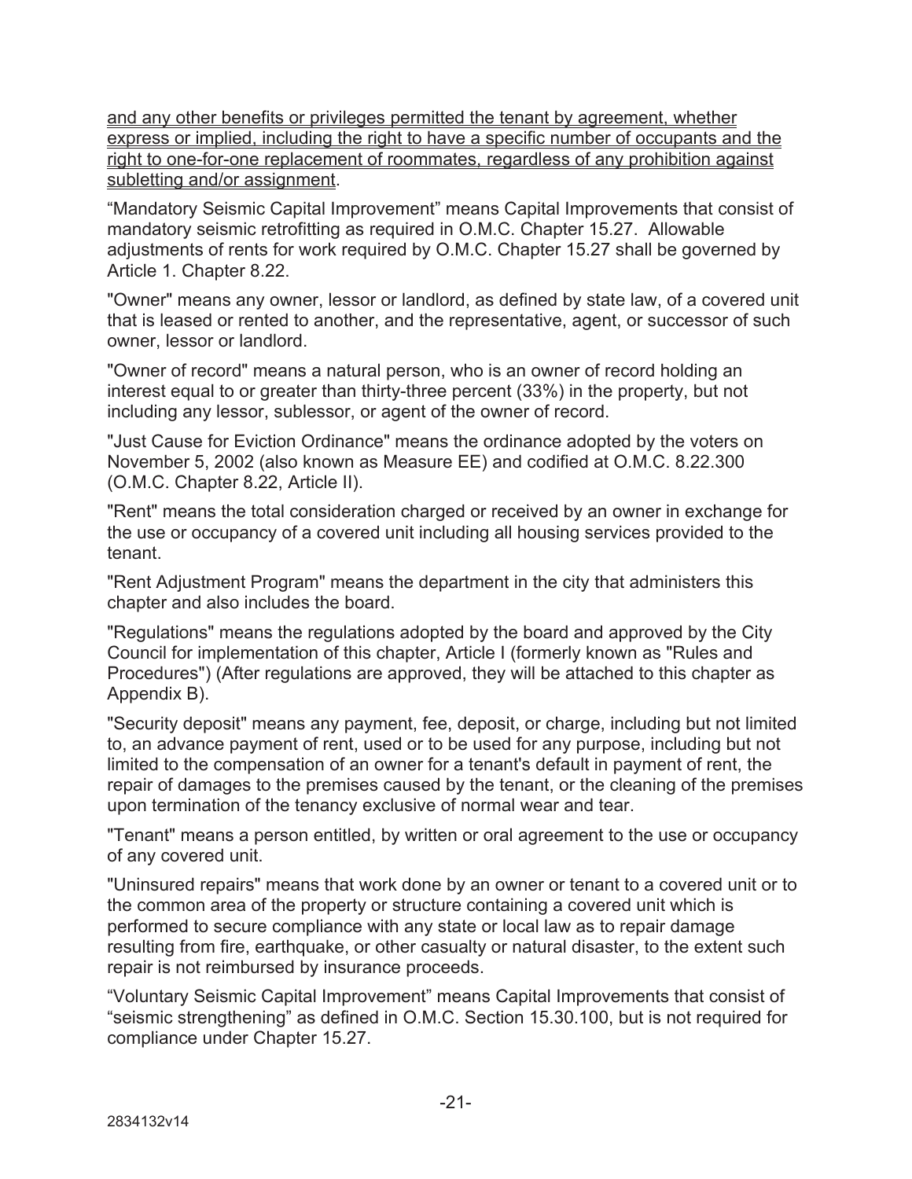<u>and any other benefits or privileges permitted the tenant by agreement, whether express or implied, including the right to have a specific number of occupants and the right to one-for-one replacement of roommates, regardless of any prohibition against subletting and/or assignment</u>.

"Mandatory Seismic Capital Improvement" means Capital Improvements that consist of mandatory seismic retrofitting as required in O.M.C. Chapter 15.27. Allowable adjustments of rents for work required by O.M.C. Chapter 15.27 shall be governed by Article 1. Chapter 8.22.

"Owner" means any owner, lessor or landlord, as defined by state law, of a covered unit that is leased or rented to another, and the representative, agent, or successor of such owner, lessor or landlord.

"Owner of record" means a natural person, who is an owner of record holding an interest equal to or greater than thirty-three percent (33%) in the property, but not including any lessor, sublessor, or agent of the owner of record.

"Just Cause for Eviction Ordinance" means the ordinance adopted by the voters on November 5, 2002 (also known as Measure EE) and codified at O.M.C. 8.22.300 (O.M.C. Chapter 8.22, Article II).

"Rent" means the total consideration charged or received by an owner in exchange for the use or occupancy of a covered unit including all housing services provided to the tenant.

"Rent Adjustment Program" means the department in the city that administers this chapter and also includes the board.

"Regulations" means the regulations adopted by the board and approved by the City Council for implementation of this chapter, Article I (formerly known as "Rules and Procedures") (After regulations are approved, they will be attached to this chapter as Appendix B).

"Security deposit" means any payment, fee, deposit, or charge, including but not limited to, an advance payment of rent, used or to be used for any purpose, including but not limited to the compensation of an owner for a tenant's default in payment of rent, the repair of damages to the premises caused by the tenant, or the cleaning of the premises upon termination of the tenancy exclusive of normal wear and tear.

"Tenant" means a person entitled, by written or oral agreement to the use or occupancy of any covered unit.

"Uninsured repairs" means that work done by an owner or tenant to a covered unit or to the common area of the property or structure containing a covered unit which is performed to secure compliance with any state or local law as to repair damage resulting from fire, earthquake, or other casualty or natural disaster, to the extent such repair is not reimbursed by insurance proceeds.

"Voluntary Seismic Capital Improvement" means Capital Improvements that consist of "seismic strengthening" as defined in O.M.C. Section 15.30.100, but is not required for compliance under Chapter 15.27.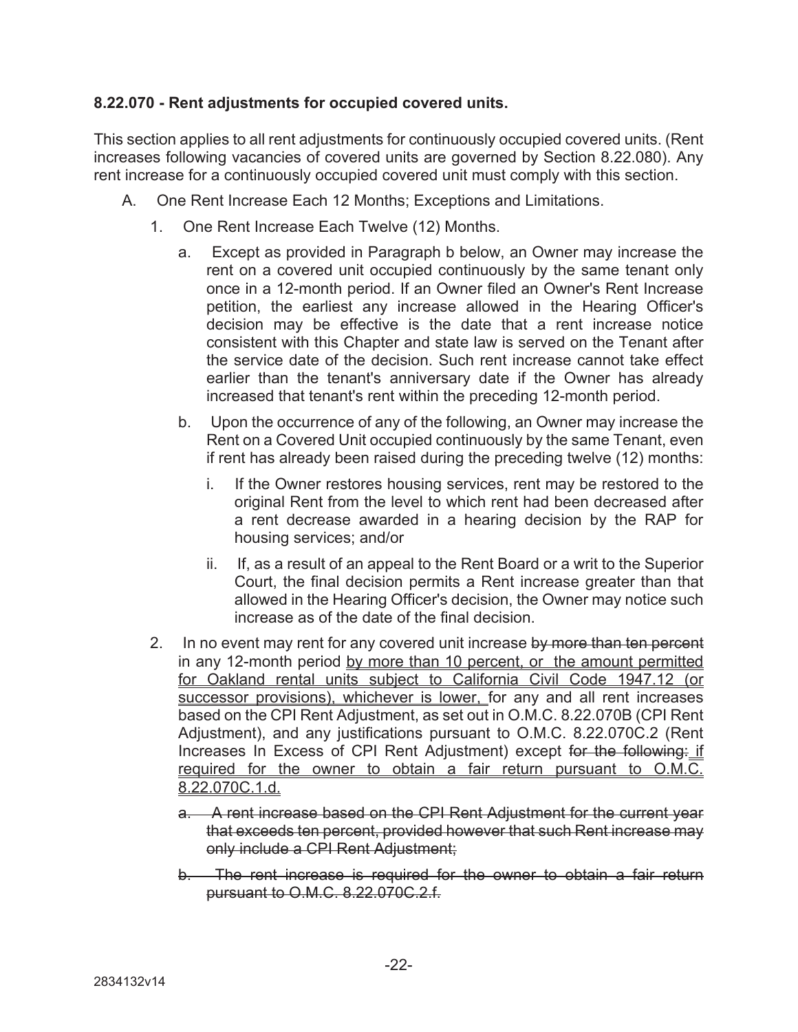**8.22.070 - Rent adjustments for occupied covered units.**

This section applies to all rent adjustments for continuously occupied covered units. (Rent increases following vacancies of covered units are governed by Section 8.22.080). Any rent increase for a continuously occupied covered unit must comply with this section.

A. One Rent Increase Each 12 Months; Exceptions and Limitations.

   1. One Rent Increase Each Twelve (12) Months.

      a. Except as provided in Paragraph b below, an Owner may increase the rent on a covered unit occupied continuously by the same tenant only once in a 12-month period. If an Owner filed an Owner's Rent Increase petition, the earliest any increase allowed in the Hearing Officer's decision may be effective is the date that a rent increase notice consistent with this Chapter and state law is served on the Tenant after the service date of the decision. Such rent increase cannot take effect earlier than the tenant's anniversary date if the Owner has already increased that tenant's rent within the preceding 12-month period.

      b. Upon the occurrence of any of the following, an Owner may increase the Rent on a Covered Unit occupied continuously by the same Tenant, even if rent has already been raised during the preceding twelve (12) months:

         i. If the Owner restores housing services, rent may be restored to the original Rent from the level to which rent had been decreased after a rent decrease awarded in a hearing decision by the RAP for housing services; and/or

         ii. If, as a result of an appeal to the Rent Board or a writ to the Superior Court, the final decision permits a Rent increase greater than that allowed in the Hearing Officer's decision, the Owner may notice such increase as of the date of the final decision.

   2. In no event may rent for any covered unit increase ~~by more than ten percent~~ in any 12-month period <u>by more than 10 percent, or the amount permitted for Oakland rental units subject to California Civil Code 1947.12 (or successor provisions), whichever is lower,</u> for any and all rent increases based on the CPI Rent Adjustment, as set out in O.M.C. 8.22.070B (CPI Rent Adjustment), and any justifications pursuant to O.M.C. 8.22.070C.2 (Rent Increases In Excess of CPI Rent Adjustment) except ~~for the following:~~ <u>if required for the owner to obtain a fair return pursuant to O.M.C. 8.22.070C.1.d.</u>

      ~~a. A rent increase based on the CPI Rent Adjustment for the current year that exceeds ten percent, provided however that such Rent increase may only include a CPI Rent Adjustment;~~

      ~~b. The rent increase is required for the owner to obtain a fair return pursuant to O.M.C. 8.22.070C.2.f.~~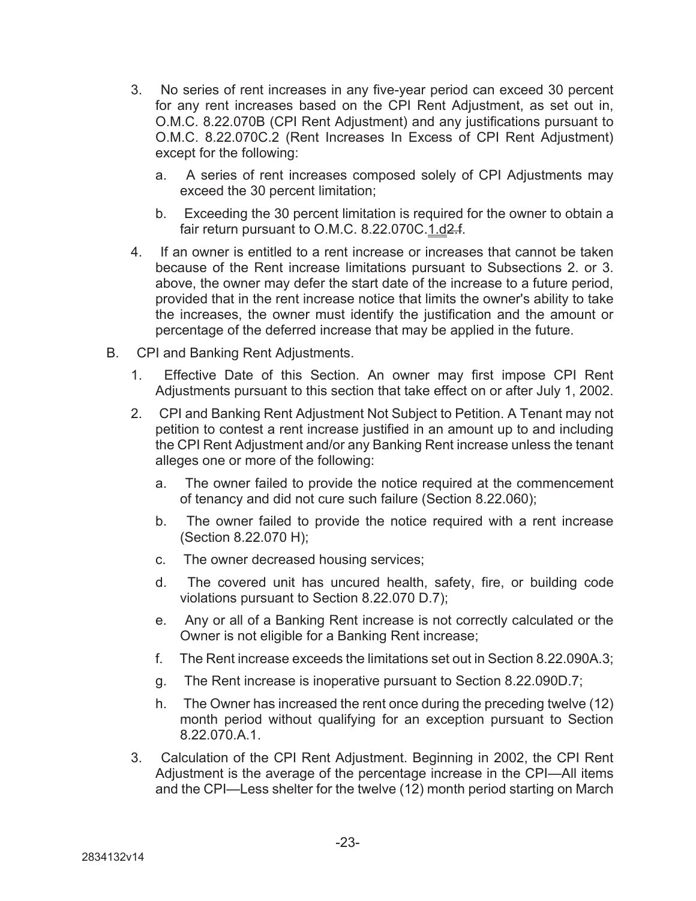3. No series of rent increases in any five-year period can exceed 30 percent for any rent increases based on the CPI Rent Adjustment, as set out in, O.M.C. 8.22.070B (CPI Rent Adjustment) and any justifications pursuant to O.M.C. 8.22.070C.2 (Rent Increases In Excess of CPI Rent Adjustment) except for the following:

   a. A series of rent increases composed solely of CPI Adjustments may exceed the 30 percent limitation;

   b. Exceeding the 30 percent limitation is required for the owner to obtain a fair return pursuant to O.M.C. 8.22.070C.1.d~~2.f~~.

4. If an owner is entitled to a rent increase or increases that cannot be taken because of the Rent increase limitations pursuant to Subsections 2. or 3. above, the owner may defer the start date of the increase to a future period, provided that in the rent increase notice that limits the owner's ability to take the increases, the owner must identify the justification and the amount or percentage of the deferred increase that may be applied in the future.

B. CPI and Banking Rent Adjustments.

1. Effective Date of this Section. An owner may first impose CPI Rent Adjustments pursuant to this section that take effect on or after July 1, 2002.

2. CPI and Banking Rent Adjustment Not Subject to Petition. A Tenant may not petition to contest a rent increase justified in an amount up to and including the CPI Rent Adjustment and/or any Banking Rent increase unless the tenant alleges one or more of the following:

   a. The owner failed to provide the notice required at the commencement of tenancy and did not cure such failure (Section 8.22.060);

   b. The owner failed to provide the notice required with a rent increase (Section 8.22.070 H);

   c. The owner decreased housing services;

   d. The covered unit has uncured health, safety, fire, or building code violations pursuant to Section 8.22.070 D.7);

   e. Any or all of a Banking Rent increase is not correctly calculated or the Owner is not eligible for a Banking Rent increase;

   f. The Rent increase exceeds the limitations set out in Section 8.22.090A.3;

   g. The Rent increase is inoperative pursuant to Section 8.22.090D.7;

   h. The Owner has increased the rent once during the preceding twelve (12) month period without qualifying for an exception pursuant to Section 8.22.070.A.1.

3. Calculation of the CPI Rent Adjustment. Beginning in 2002, the CPI Rent Adjustment is the average of the percentage increase in the CPI—All items and the CPI—Less shelter for the twelve (12) month period starting on March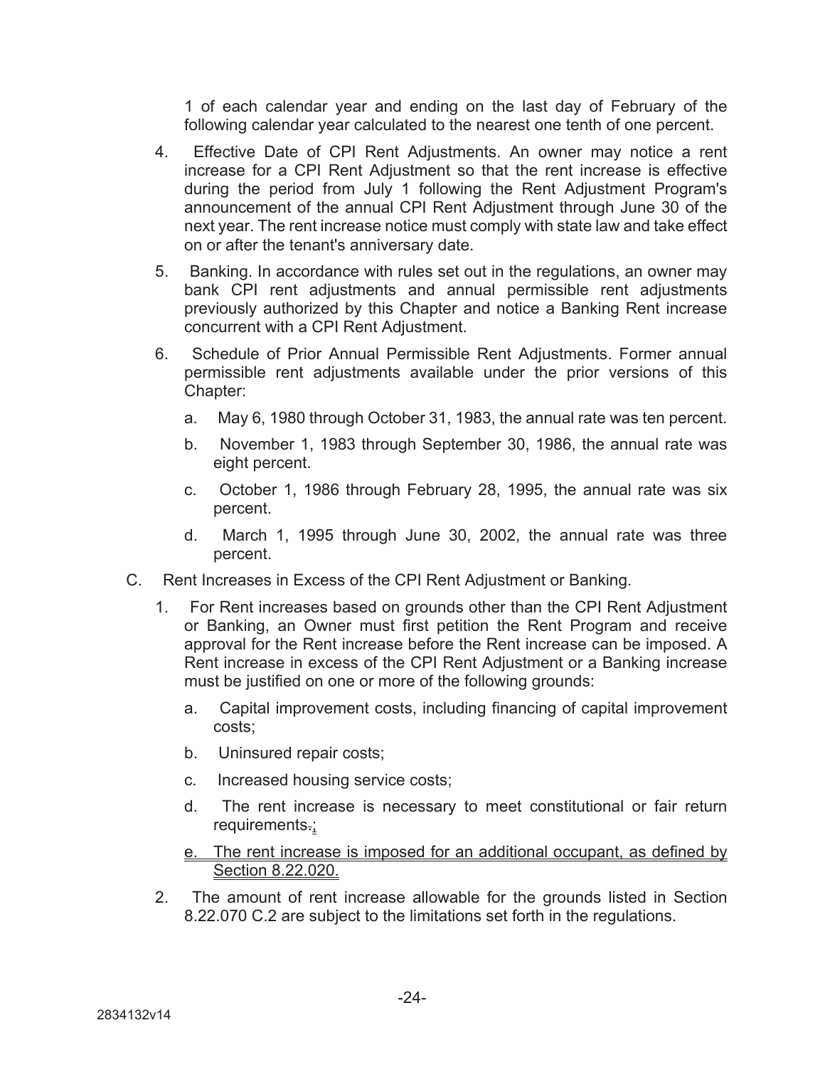1 of each calendar year and ending on the last day of February of the following calendar year calculated to the nearest one tenth of one percent.

4. Effective Date of CPI Rent Adjustments. An owner may notice a rent increase for a CPI Rent Adjustment so that the rent increase is effective during the period from July 1 following the Rent Adjustment Program's announcement of the annual CPI Rent Adjustment through June 30 of the next year. The rent increase notice must comply with state law and take effect on or after the tenant's anniversary date.

5. Banking. In accordance with rules set out in the regulations, an owner may bank CPI rent adjustments and annual permissible rent adjustments previously authorized by this Chapter and notice a Banking Rent increase concurrent with a CPI Rent Adjustment.

6. Schedule of Prior Annual Permissible Rent Adjustments. Former annual permissible rent adjustments available under the prior versions of this Chapter:

   a. May 6, 1980 through October 31, 1983, the annual rate was ten percent.

   b. November 1, 1983 through September 30, 1986, the annual rate was eight percent.

   c. October 1, 1986 through February 28, 1995, the annual rate was six percent.

   d. March 1, 1995 through June 30, 2002, the annual rate was three percent.

C. Rent Increases in Excess of the CPI Rent Adjustment or Banking.

1. For Rent increases based on grounds other than the CPI Rent Adjustment or Banking, an Owner must first petition the Rent Program and receive approval for the Rent increase before the Rent increase can be imposed. A Rent increase in excess of the CPI Rent Adjustment or a Banking increase must be justified on one or more of the following grounds:

   a. Capital improvement costs, including financing of capital improvement costs;

   b. Uninsured repair costs;

   c. Increased housing service costs;

   d. The rent increase is necessary to meet constitutional or fair return requirements~~.~~;

   e. The rent increase is imposed for an additional occupant, as defined by Section 8.22.020.

2. The amount of rent increase allowable for the grounds listed in Section 8.22.070 C.2 are subject to the limitations set forth in the regulations.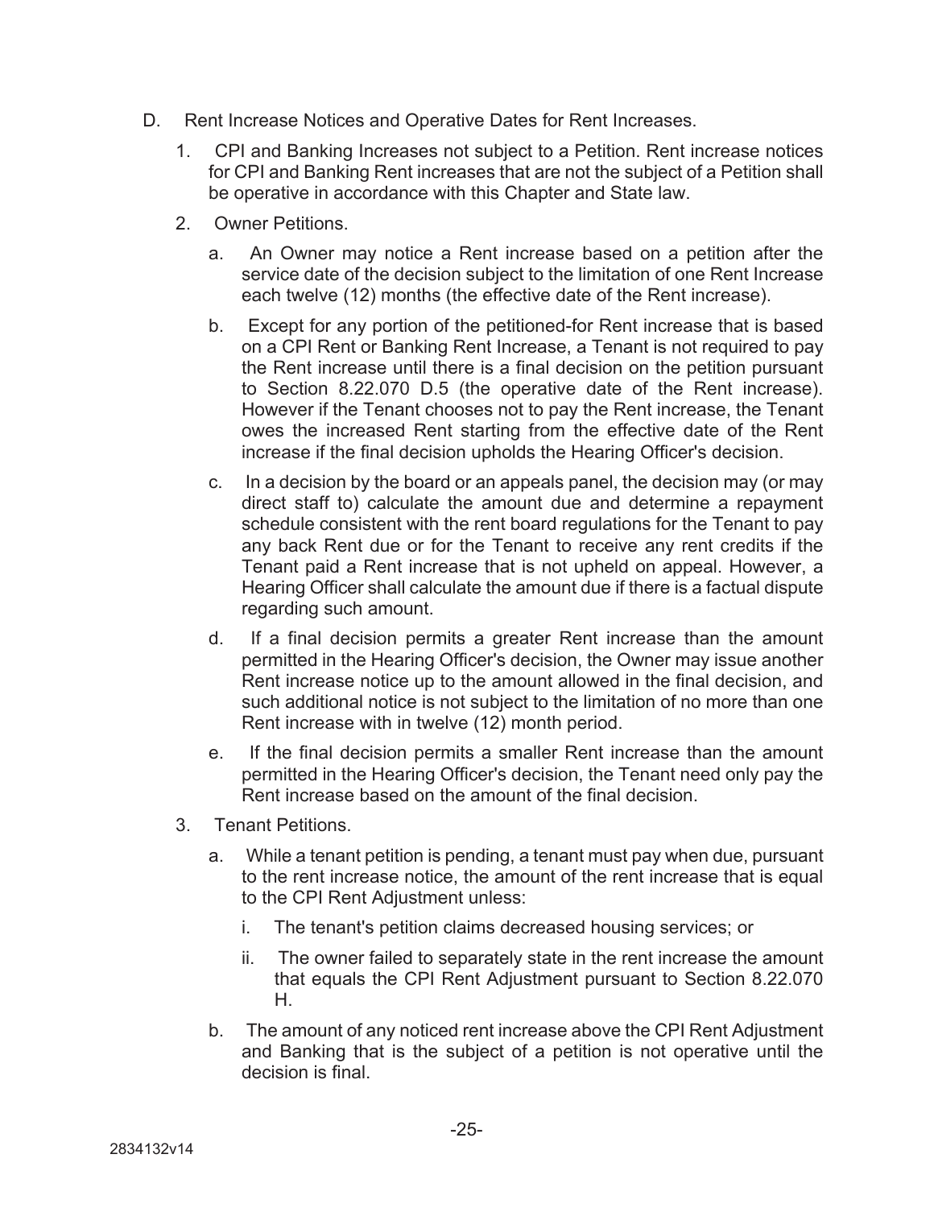D. Rent Increase Notices and Operative Dates for Rent Increases.

1. CPI and Banking Increases not subject to a Petition. Rent increase notices for CPI and Banking Rent increases that are not the subject of a Petition shall be operative in accordance with this Chapter and State law.

2. Owner Petitions.

   a. An Owner may notice a Rent increase based on a petition after the service date of the decision subject to the limitation of one Rent Increase each twelve (12) months (the effective date of the Rent increase).

   b. Except for any portion of the petitioned-for Rent increase that is based on a CPI Rent or Banking Rent Increase, a Tenant is not required to pay the Rent increase until there is a final decision on the petition pursuant to Section 8.22.070 D.5 (the operative date of the Rent increase). However if the Tenant chooses not to pay the Rent increase, the Tenant owes the increased Rent starting from the effective date of the Rent increase if the final decision upholds the Hearing Officer's decision.

   c. In a decision by the board or an appeals panel, the decision may (or may direct staff to) calculate the amount due and determine a repayment schedule consistent with the rent board regulations for the Tenant to pay any back Rent due or for the Tenant to receive any rent credits if the Tenant paid a Rent increase that is not upheld on appeal. However, a Hearing Officer shall calculate the amount due if there is a factual dispute regarding such amount.

   d. If a final decision permits a greater Rent increase than the amount permitted in the Hearing Officer's decision, the Owner may issue another Rent increase notice up to the amount allowed in the final decision, and such additional notice is not subject to the limitation of no more than one Rent increase with in twelve (12) month period.

   e. If the final decision permits a smaller Rent increase than the amount permitted in the Hearing Officer's decision, the Tenant need only pay the Rent increase based on the amount of the final decision.

3. Tenant Petitions.

   a. While a tenant petition is pending, a tenant must pay when due, pursuant to the rent increase notice, the amount of the rent increase that is equal to the CPI Rent Adjustment unless:

      i. The tenant's petition claims decreased housing services; or

      ii. The owner failed to separately state in the rent increase the amount that equals the CPI Rent Adjustment pursuant to Section 8.22.070 H.

   b. The amount of any noticed rent increase above the CPI Rent Adjustment and Banking that is the subject of a petition is not operative until the decision is final.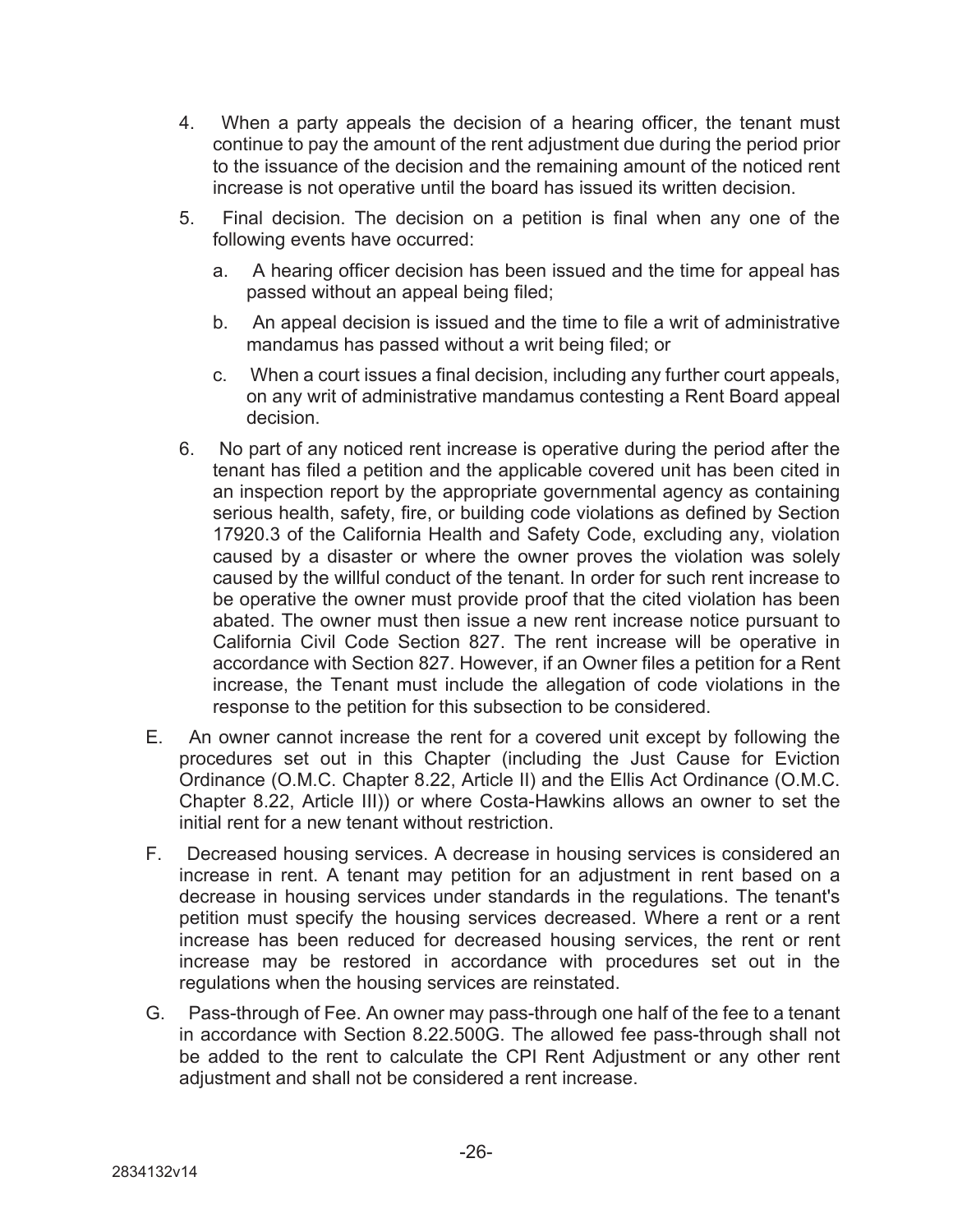4. When a party appeals the decision of a hearing officer, the tenant must continue to pay the amount of the rent adjustment due during the period prior to the issuance of the decision and the remaining amount of the noticed rent increase is not operative until the board has issued its written decision.

5. Final decision. The decision on a petition is final when any one of the following events have occurred:

   a. A hearing officer decision has been issued and the time for appeal has passed without an appeal being filed;

   b. An appeal decision is issued and the time to file a writ of administrative mandamus has passed without a writ being filed; or

   c. When a court issues a final decision, including any further court appeals, on any writ of administrative mandamus contesting a Rent Board appeal decision.

6. No part of any noticed rent increase is operative during the period after the tenant has filed a petition and the applicable covered unit has been cited in an inspection report by the appropriate governmental agency as containing serious health, safety, fire, or building code violations as defined by Section 17920.3 of the California Health and Safety Code, excluding any, violation caused by a disaster or where the owner proves the violation was solely caused by the willful conduct of the tenant. In order for such rent increase to be operative the owner must provide proof that the cited violation has been abated. The owner must then issue a new rent increase notice pursuant to California Civil Code Section 827. The rent increase will be operative in accordance with Section 827. However, if an Owner files a petition for a Rent increase, the Tenant must include the allegation of code violations in the response to the petition for this subsection to be considered.

E. An owner cannot increase the rent for a covered unit except by following the procedures set out in this Chapter (including the Just Cause for Eviction Ordinance (O.M.C. Chapter 8.22, Article II) and the Ellis Act Ordinance (O.M.C. Chapter 8.22, Article III)) or where Costa-Hawkins allows an owner to set the initial rent for a new tenant without restriction.

F. Decreased housing services. A decrease in housing services is considered an increase in rent. A tenant may petition for an adjustment in rent based on a decrease in housing services under standards in the regulations. The tenant's petition must specify the housing services decreased. Where a rent or a rent increase has been reduced for decreased housing services, the rent or rent increase may be restored in accordance with procedures set out in the regulations when the housing services are reinstated.

G. Pass-through of Fee. An owner may pass-through one half of the fee to a tenant in accordance with Section 8.22.500G. The allowed fee pass-through shall not be added to the rent to calculate the CPI Rent Adjustment or any other rent adjustment and shall not be considered a rent increase.

2834132v14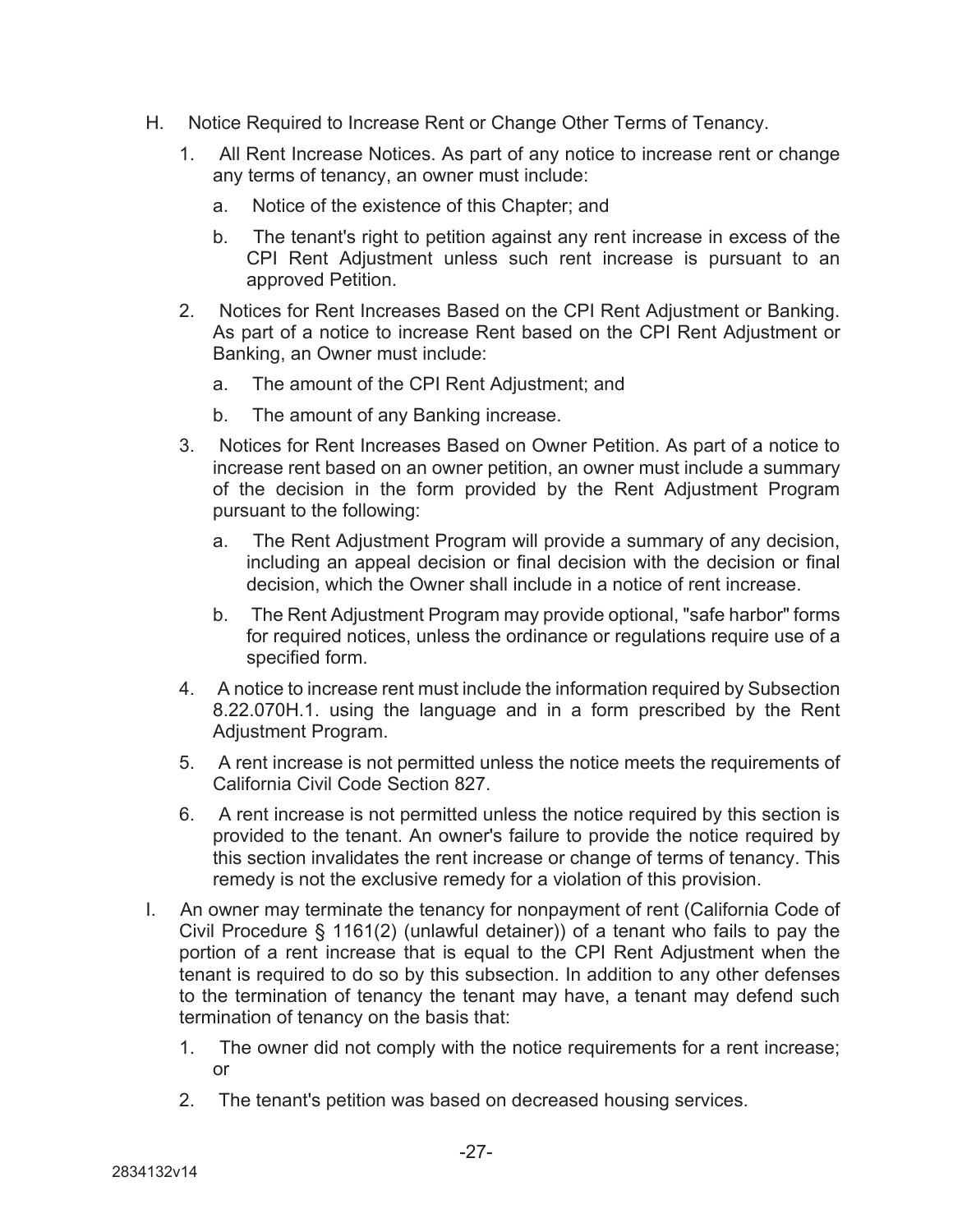H. Notice Required to Increase Rent or Change Other Terms of Tenancy.

1. All Rent Increase Notices. As part of any notice to increase rent or change any terms of tenancy, an owner must include:

   a. Notice of the existence of this Chapter; and

   b. The tenant's right to petition against any rent increase in excess of the CPI Rent Adjustment unless such rent increase is pursuant to an approved Petition.

2. Notices for Rent Increases Based on the CPI Rent Adjustment or Banking. As part of a notice to increase Rent based on the CPI Rent Adjustment or Banking, an Owner must include:

   a. The amount of the CPI Rent Adjustment; and

   b. The amount of any Banking increase.

3. Notices for Rent Increases Based on Owner Petition. As part of a notice to increase rent based on an owner petition, an owner must include a summary of the decision in the form provided by the Rent Adjustment Program pursuant to the following:

   a. The Rent Adjustment Program will provide a summary of any decision, including an appeal decision or final decision with the decision or final decision, which the Owner shall include in a notice of rent increase.

   b. The Rent Adjustment Program may provide optional, "safe harbor" forms for required notices, unless the ordinance or regulations require use of a specified form.

4. A notice to increase rent must include the information required by Subsection 8.22.070H.1. using the language and in a form prescribed by the Rent Adjustment Program.

5. A rent increase is not permitted unless the notice meets the requirements of California Civil Code Section 827.

6. A rent increase is not permitted unless the notice required by this section is provided to the tenant. An owner's failure to provide the notice required by this section invalidates the rent increase or change of terms of tenancy. This remedy is not the exclusive remedy for a violation of this provision.

I. An owner may terminate the tenancy for nonpayment of rent (California Code of Civil Procedure § 1161(2) (unlawful detainer)) of a tenant who fails to pay the portion of a rent increase that is equal to the CPI Rent Adjustment when the tenant is required to do so by this subsection. In addition to any other defenses to the termination of tenancy the tenant may have, a tenant may defend such termination of tenancy on the basis that:

1. The owner did not comply with the notice requirements for a rent increase; or

2. The tenant's petition was based on decreased housing services.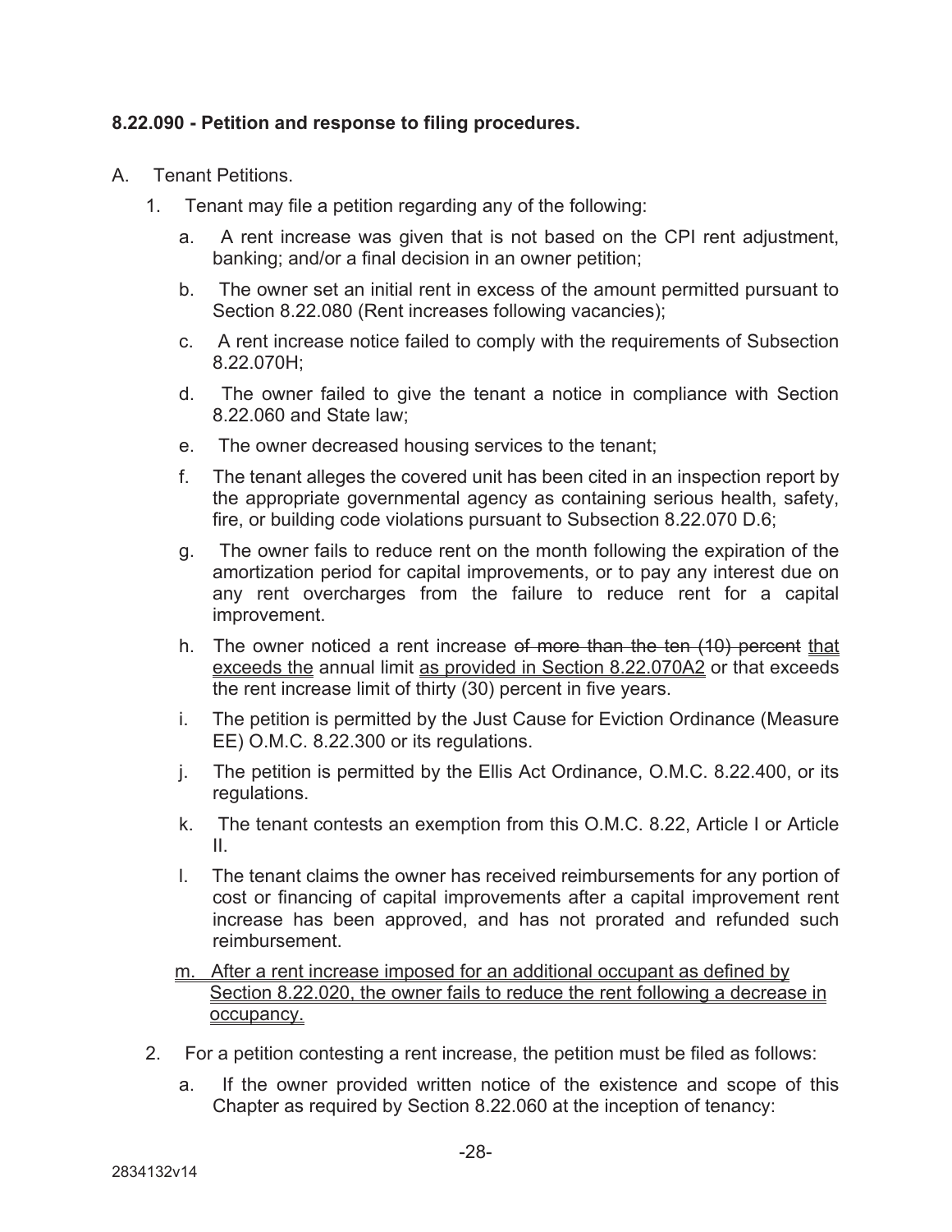**8.22.090 - Petition and response to filing procedures.**

A. Tenant Petitions.

1. Tenant may file a petition regarding any of the following:

   a. A rent increase was given that is not based on the CPI rent adjustment, banking; and/or a final decision in an owner petition;

   b. The owner set an initial rent in excess of the amount permitted pursuant to Section 8.22.080 (Rent increases following vacancies);

   c. A rent increase notice failed to comply with the requirements of Subsection 8.22.070H;

   d. The owner failed to give the tenant a notice in compliance with Section 8.22.060 and State law;

   e. The owner decreased housing services to the tenant;

   f. The tenant alleges the covered unit has been cited in an inspection report by the appropriate governmental agency as containing serious health, safety, fire, or building code violations pursuant to Subsection 8.22.070 D.6;

   g. The owner fails to reduce rent on the month following the expiration of the amortization period for capital improvements, or to pay any interest due on any rent overcharges from the failure to reduce rent for a capital improvement.

   h. The owner noticed a rent increase ~~of more than the ten (10) percent~~ <u>that exceeds the</u> annual limit <u>as provided in Section 8.22.070A2</u> or that exceeds the rent increase limit of thirty (30) percent in five years.

   i. The petition is permitted by the Just Cause for Eviction Ordinance (Measure EE) O.M.C. 8.22.300 or its regulations.

   j. The petition is permitted by the Ellis Act Ordinance, O.M.C. 8.22.400, or its regulations.

   k. The tenant contests an exemption from this O.M.C. 8.22, Article I or Article II.

   l. The tenant claims the owner has received reimbursements for any portion of cost or financing of capital improvements after a capital improvement rent increase has been approved, and has not prorated and refunded such reimbursement.

   <u>m. After a rent increase imposed for an additional occupant as defined by Section 8.22.020, the owner fails to reduce the rent following a decrease in occupancy.</u>

2. For a petition contesting a rent increase, the petition must be filed as follows:

   a. If the owner provided written notice of the existence and scope of this Chapter as required by Section 8.22.060 at the inception of tenancy: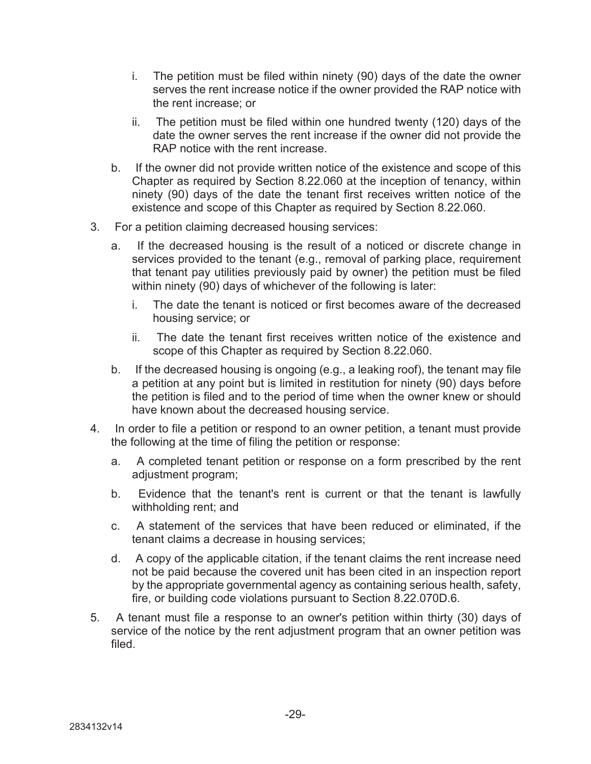i. The petition must be filed within ninety (90) days of the date the owner serves the rent increase notice if the owner provided the RAP notice with the rent increase; or

      ii. The petition must be filed within one hundred twenty (120) days of the date the owner serves the rent increase if the owner did not provide the RAP notice with the rent increase.

   b. If the owner did not provide written notice of the existence and scope of this Chapter as required by Section 8.22.060 at the inception of tenancy, within ninety (90) days of the date the tenant first receives written notice of the existence and scope of this Chapter as required by Section 8.22.060.

3. For a petition claiming decreased housing services:

   a. If the decreased housing is the result of a noticed or discrete change in services provided to the tenant (e.g., removal of parking place, requirement that tenant pay utilities previously paid by owner) the petition must be filed within ninety (90) days of whichever of the following is later:

      i. The date the tenant is noticed or first becomes aware of the decreased housing service; or

      ii. The date the tenant first receives written notice of the existence and scope of this Chapter as required by Section 8.22.060.

   b. If the decreased housing is ongoing (e.g., a leaking roof), the tenant may file a petition at any point but is limited in restitution for ninety (90) days before the petition is filed and to the period of time when the owner knew or should have known about the decreased housing service.

4. In order to file a petition or respond to an owner petition, a tenant must provide the following at the time of filing the petition or response:

   a. A completed tenant petition or response on a form prescribed by the rent adjustment program;

   b. Evidence that the tenant's rent is current or that the tenant is lawfully withholding rent; and

   c. A statement of the services that have been reduced or eliminated, if the tenant claims a decrease in housing services;

   d. A copy of the applicable citation, if the tenant claims the rent increase need not be paid because the covered unit has been cited in an inspection report by the appropriate governmental agency as containing serious health, safety, fire, or building code violations pursuant to Section 8.22.070D.6.

5. A tenant must file a response to an owner's petition within thirty (30) days of service of the notice by the rent adjustment program that an owner petition was filed.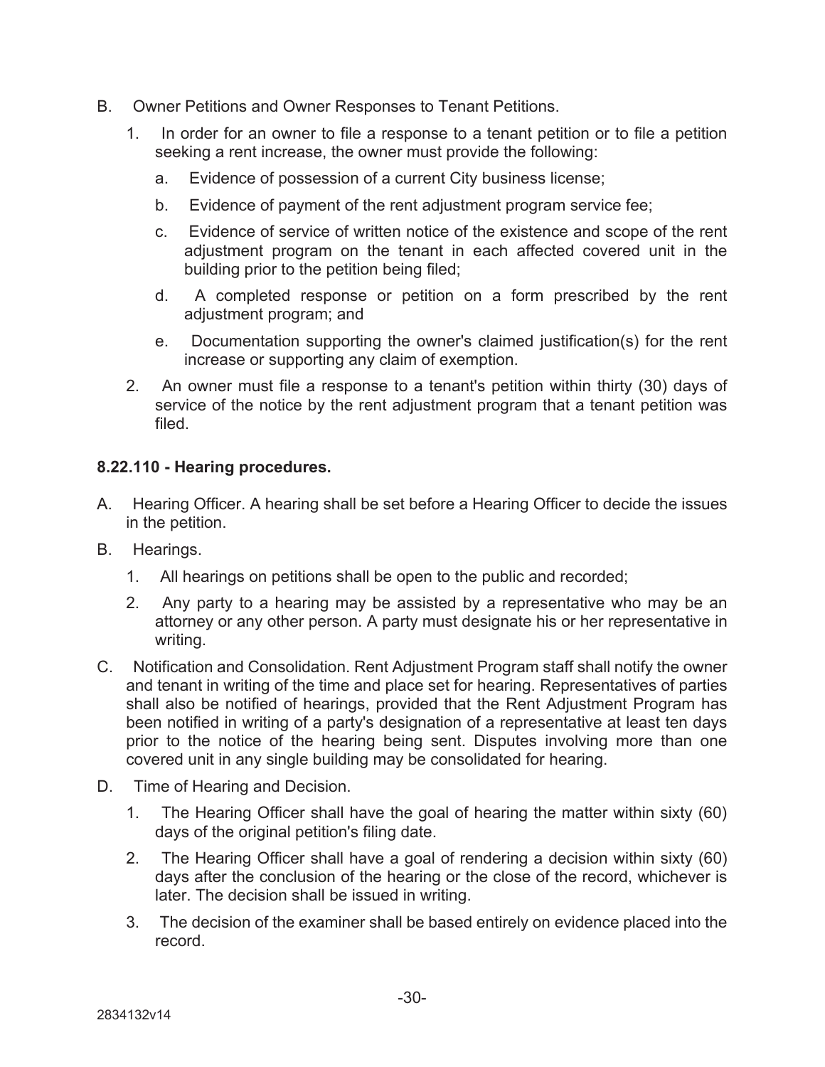B. Owner Petitions and Owner Responses to Tenant Petitions.

1. In order for an owner to file a response to a tenant petition or to file a petition seeking a rent increase, the owner must provide the following:

   a. Evidence of possession of a current City business license;

   b. Evidence of payment of the rent adjustment program service fee;

   c. Evidence of service of written notice of the existence and scope of the rent adjustment program on the tenant in each affected covered unit in the building prior to the petition being filed;

   d. A completed response or petition on a form prescribed by the rent adjustment program; and

   e. Documentation supporting the owner's claimed justification(s) for the rent increase or supporting any claim of exemption.

2. An owner must file a response to a tenant's petition within thirty (30) days of service of the notice by the rent adjustment program that a tenant petition was filed.

**8.22.110 - Hearing procedures.**

A. Hearing Officer. A hearing shall be set before a Hearing Officer to decide the issues in the petition.

B. Hearings.

1. All hearings on petitions shall be open to the public and recorded;

2. Any party to a hearing may be assisted by a representative who may be an attorney or any other person. A party must designate his or her representative in writing.

C. Notification and Consolidation. Rent Adjustment Program staff shall notify the owner and tenant in writing of the time and place set for hearing. Representatives of parties shall also be notified of hearings, provided that the Rent Adjustment Program has been notified in writing of a party's designation of a representative at least ten days prior to the notice of the hearing being sent. Disputes involving more than one covered unit in any single building may be consolidated for hearing.

D. Time of Hearing and Decision.

1. The Hearing Officer shall have the goal of hearing the matter within sixty (60) days of the original petition's filing date.

2. The Hearing Officer shall have a goal of rendering a decision within sixty (60) days after the conclusion of the hearing or the close of the record, whichever is later. The decision shall be issued in writing.

3. The decision of the examiner shall be based entirely on evidence placed into the record.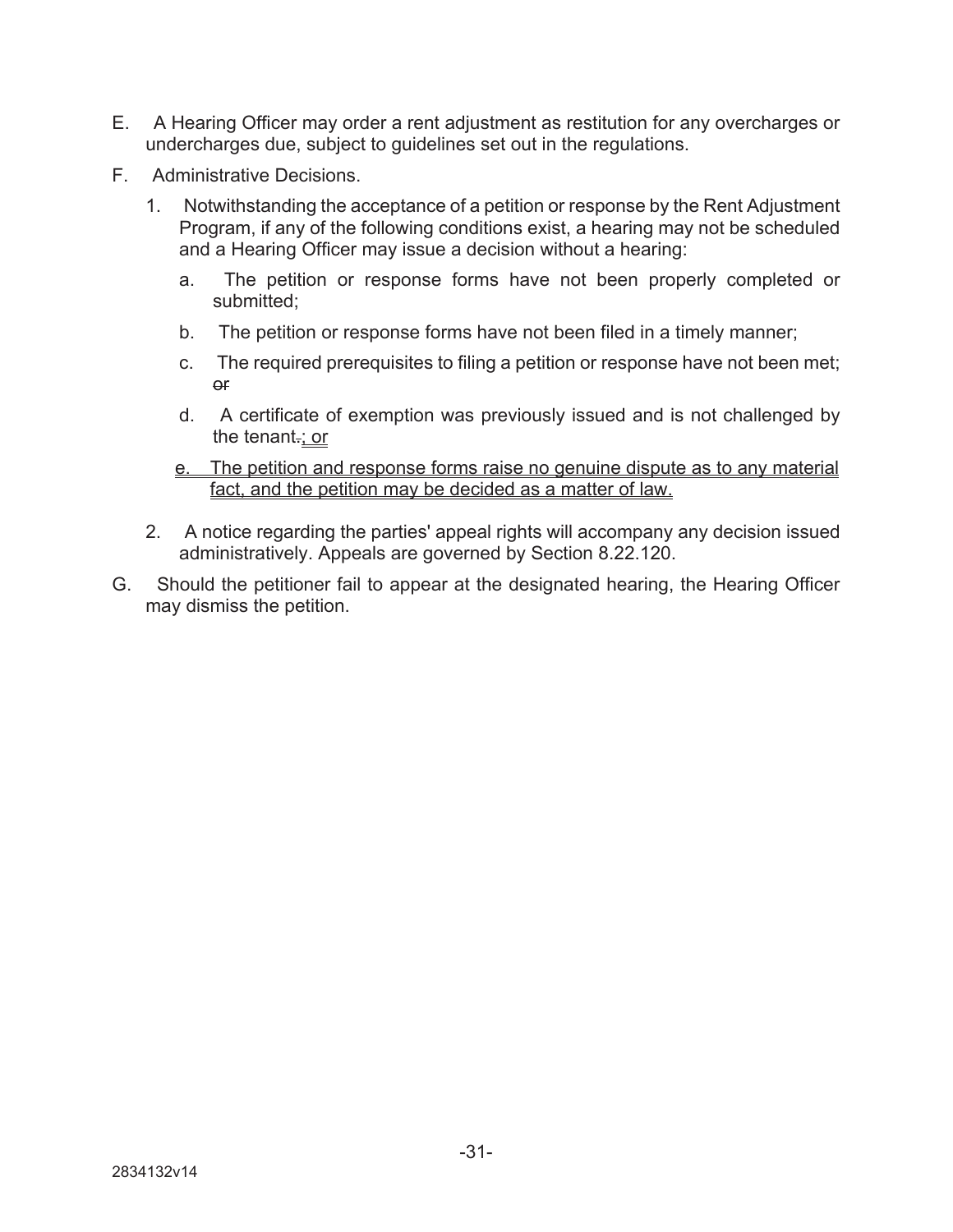E. A Hearing Officer may order a rent adjustment as restitution for any overcharges or undercharges due, subject to guidelines set out in the regulations.

F. Administrative Decisions.

1. Notwithstanding the acceptance of a petition or response by the Rent Adjustment Program, if any of the following conditions exist, a hearing may not be scheduled and a Hearing Officer may issue a decision without a hearing:

   a. The petition or response forms have not been properly completed or submitted;

   b. The petition or response forms have not been filed in a timely manner;

   c. The required prerequisites to filing a petition or response have not been met; ~~or~~

   d. A certificate of exemption was previously issued and is not challenged by the tenant~~.~~<u>; or</u>

   <u>e. The petition and response forms raise no genuine dispute as to any material fact, and the petition may be decided as a matter of law.</u>

2. A notice regarding the parties' appeal rights will accompany any decision issued administratively. Appeals are governed by Section 8.22.120.

G. Should the petitioner fail to appear at the designated hearing, the Hearing Officer may dismiss the petition.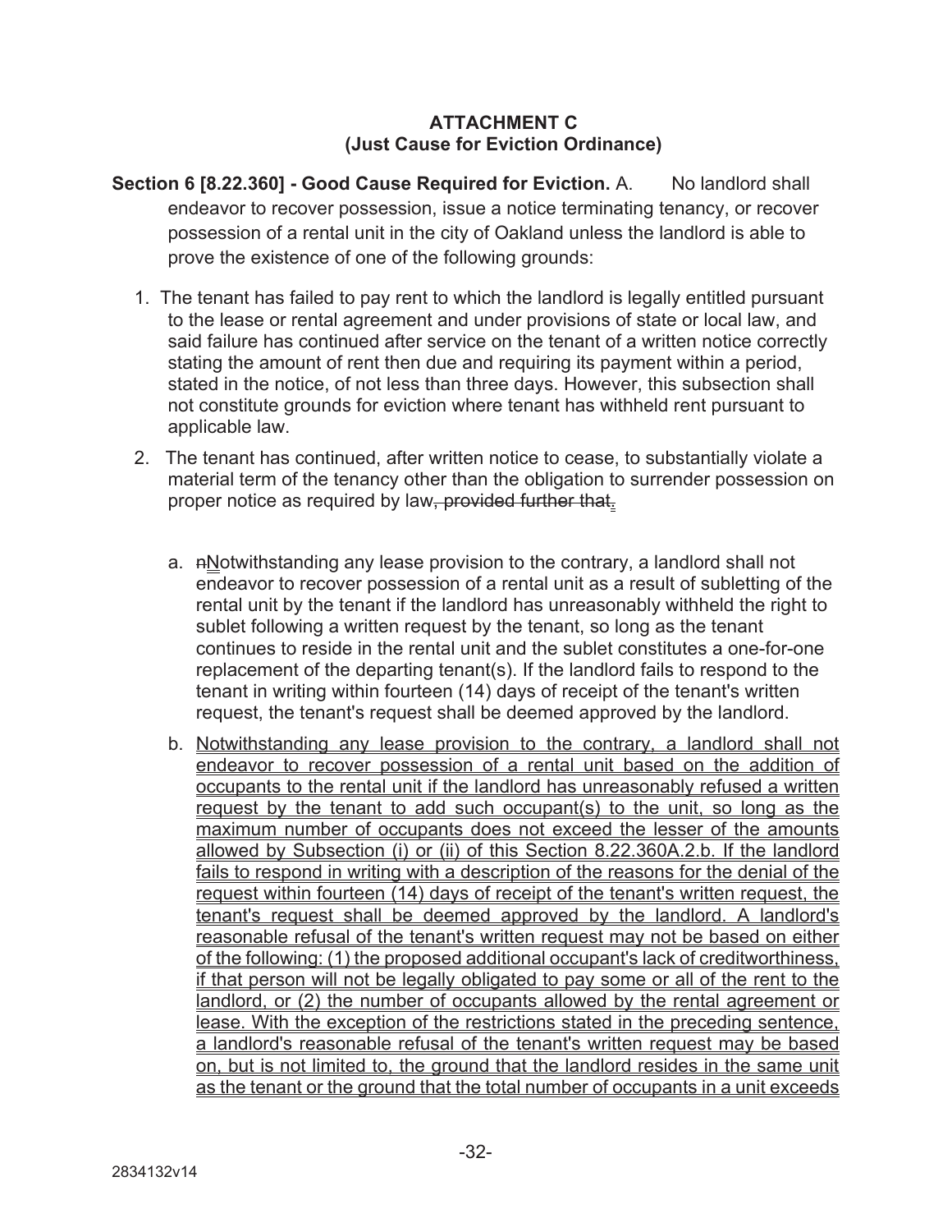**ATTACHMENT C**
**(Just Cause for Eviction Ordinance)**

**Section 6 [8.22.360] - Good Cause Required for Eviction.** A. No landlord shall endeavor to recover possession, issue a notice terminating tenancy, or recover possession of a rental unit in the city of Oakland unless the landlord is able to prove the existence of one of the following grounds:

1. The tenant has failed to pay rent to which the landlord is legally entitled pursuant to the lease or rental agreement and under provisions of state or local law, and said failure has continued after service on the tenant of a written notice correctly stating the amount of rent then due and requiring its payment within a period, stated in the notice, of not less than three days. However, this subsection shall not constitute grounds for eviction where tenant has withheld rent pursuant to applicable law.

2. The tenant has continued, after written notice to cease, to substantially violate a material term of the tenancy other than the obligation to surrender possession on proper notice as required by law~~, provided further that~~<u>.</u>

   a. ~~n~~<u>N</u>otwithstanding any lease provision to the contrary, a landlord shall not endeavor to recover possession of a rental unit as a result of subletting of the rental unit by the tenant if the landlord has unreasonably withheld the right to sublet following a written request by the tenant, so long as the tenant continues to reside in the rental unit and the sublet constitutes a one-for-one replacement of the departing tenant(s). If the landlord fails to respond to the tenant in writing within fourteen (14) days of receipt of the tenant's written request, the tenant's request shall be deemed approved by the landlord.

   b. <u>Notwithstanding any lease provision to the contrary, a landlord shall not endeavor to recover possession of a rental unit based on the addition of occupants to the rental unit if the landlord has unreasonably refused a written request by the tenant to add such occupant(s) to the unit, so long as the maximum number of occupants does not exceed the lesser of the amounts allowed by Subsection (i) or (ii) of this Section 8.22.360A.2.b. If the landlord fails to respond in writing with a description of the reasons for the denial of the request within fourteen (14) days of receipt of the tenant's written request, the tenant's request shall be deemed approved by the landlord. A landlord's reasonable refusal of the tenant's written request may not be based on either of the following: (1) the proposed additional occupant's lack of creditworthiness, if that person will not be legally obligated to pay some or all of the rent to the landlord, or (2) the number of occupants allowed by the rental agreement or lease. With the exception of the restrictions stated in the preceding sentence, a landlord's reasonable refusal of the tenant's written request may be based on, but is not limited to, the ground that the landlord resides in the same unit as the tenant or the ground that the total number of occupants in a unit exceeds</u>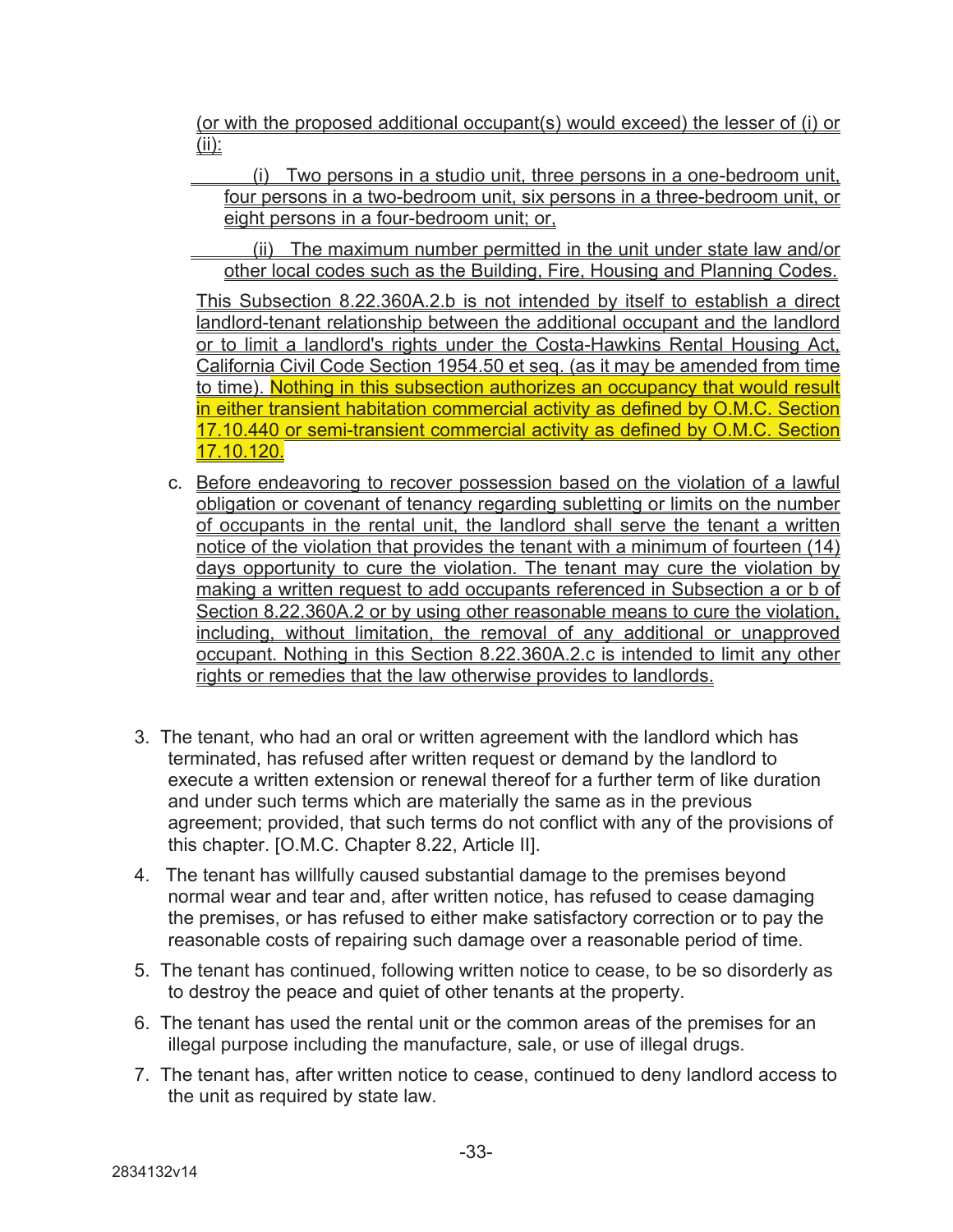(or with the proposed additional occupant(s) would exceed) the lesser of (i) or (ii):

(i) Two persons in a studio unit, three persons in a one-bedroom unit, four persons in a two-bedroom unit, six persons in a three-bedroom unit, or eight persons in a four-bedroom unit; or,

(ii) The maximum number permitted in the unit under state law and/or other local codes such as the Building, Fire, Housing and Planning Codes.

This Subsection 8.22.360A.2.b is not intended by itself to establish a direct landlord-tenant relationship between the additional occupant and the landlord or to limit a landlord's rights under the Costa-Hawkins Rental Housing Act, California Civil Code Section 1954.50 et seq. (as it may be amended from time to time). Nothing in this subsection authorizes an occupancy that would result in either transient habitation commercial activity as defined by O.M.C. Section 17.10.440 or semi-transient commercial activity as defined by O.M.C. Section 17.10.120.

c. Before endeavoring to recover possession based on the violation of a lawful obligation or covenant of tenancy regarding subletting or limits on the number of occupants in the rental unit, the landlord shall serve the tenant a written notice of the violation that provides the tenant with a minimum of fourteen (14) days opportunity to cure the violation. The tenant may cure the violation by making a written request to add occupants referenced in Subsection a or b of Section 8.22.360A.2 or by using other reasonable means to cure the violation, including, without limitation, the removal of any additional or unapproved occupant. Nothing in this Section 8.22.360A.2.c is intended to limit any other rights or remedies that the law otherwise provides to landlords.

3. The tenant, who had an oral or written agreement with the landlord which has terminated, has refused after written request or demand by the landlord to execute a written extension or renewal thereof for a further term of like duration and under such terms which are materially the same as in the previous agreement; provided, that such terms do not conflict with any of the provisions of this chapter. [O.M.C. Chapter 8.22, Article II].

4. The tenant has willfully caused substantial damage to the premises beyond normal wear and tear and, after written notice, has refused to cease damaging the premises, or has refused to either make satisfactory correction or to pay the reasonable costs of repairing such damage over a reasonable period of time.

5. The tenant has continued, following written notice to cease, to be so disorderly as to destroy the peace and quiet of other tenants at the property.

6. The tenant has used the rental unit or the common areas of the premises for an illegal purpose including the manufacture, sale, or use of illegal drugs.

7. The tenant has, after written notice to cease, continued to deny landlord access to the unit as required by state law.

2834132v14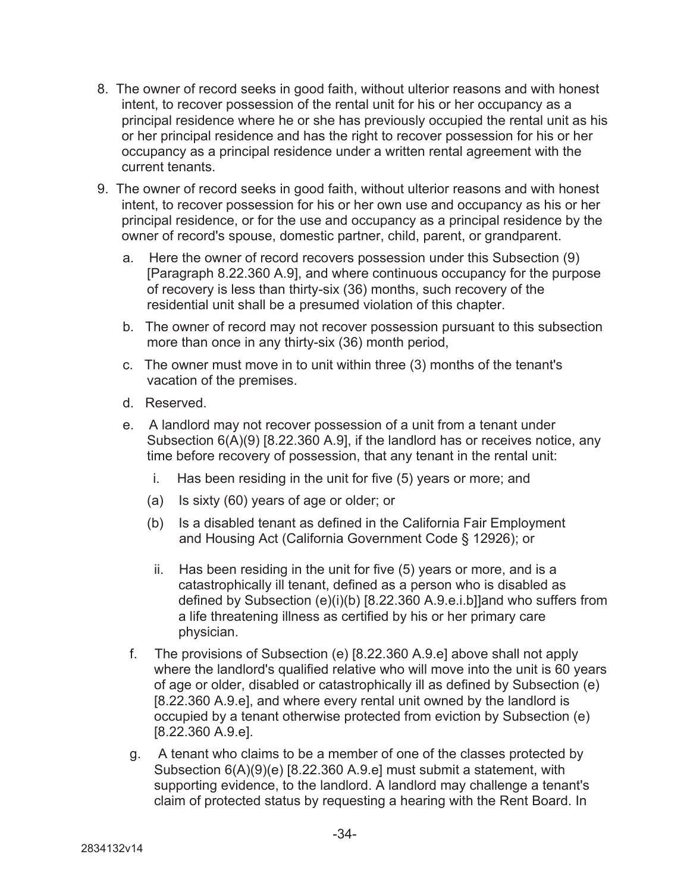8. The owner of record seeks in good faith, without ulterior reasons and with honest intent, to recover possession of the rental unit for his or her occupancy as a principal residence where he or she has previously occupied the rental unit as his or her principal residence and has the right to recover possession for his or her occupancy as a principal residence under a written rental agreement with the current tenants.

9. The owner of record seeks in good faith, without ulterior reasons and with honest intent, to recover possession for his or her own use and occupancy as his or her principal residence, or for the use and occupancy as a principal residence by the owner of record's spouse, domestic partner, child, parent, or grandparent.

   a. Here the owner of record recovers possession under this Subsection (9) [Paragraph 8.22.360 A.9], and where continuous occupancy for the purpose of recovery is less than thirty-six (36) months, such recovery of the residential unit shall be a presumed violation of this chapter.

   b. The owner of record may not recover possession pursuant to this subsection more than once in any thirty-six (36) month period,

   c. The owner must move in to unit within three (3) months of the tenant's vacation of the premises.

   d. Reserved.

   e. A landlord may not recover possession of a unit from a tenant under Subsection 6(A)(9) [8.22.360 A.9], if the landlord has or receives notice, any time before recovery of possession, that any tenant in the rental unit:

      i. Has been residing in the unit for five (5) years or more; and

      (a) Is sixty (60) years of age or older; or

      (b) Is a disabled tenant as defined in the California Fair Employment and Housing Act (California Government Code § 12926); or

      ii. Has been residing in the unit for five (5) years or more, and is a catastrophically ill tenant, defined as a person who is disabled as defined by Subsection (e)(i)(b) [8.22.360 A.9.e.i.b]]and who suffers from a life threatening illness as certified by his or her primary care physician.

   f. The provisions of Subsection (e) [8.22.360 A.9.e] above shall not apply where the landlord's qualified relative who will move into the unit is 60 years of age or older, disabled or catastrophically ill as defined by Subsection (e) [8.22.360 A.9.e], and where every rental unit owned by the landlord is occupied by a tenant otherwise protected from eviction by Subsection (e) [8.22.360 A.9.e].

   g. A tenant who claims to be a member of one of the classes protected by Subsection 6(A)(9)(e) [8.22.360 A.9.e] must submit a statement, with supporting evidence, to the landlord. A landlord may challenge a tenant's claim of protected status by requesting a hearing with the Rent Board. In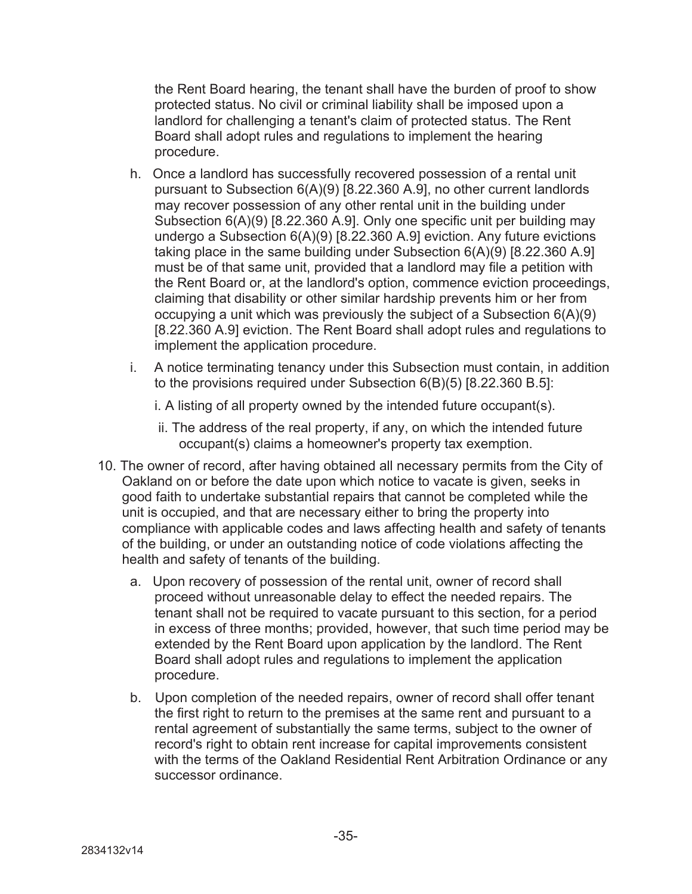the Rent Board hearing, the tenant shall have the burden of proof to show protected status. No civil or criminal liability shall be imposed upon a landlord for challenging a tenant's claim of protected status. The Rent Board shall adopt rules and regulations to implement the hearing procedure.

h. Once a landlord has successfully recovered possession of a rental unit pursuant to Subsection 6(A)(9) [8.22.360 A.9], no other current landlords may recover possession of any other rental unit in the building under Subsection 6(A)(9) [8.22.360 A.9]. Only one specific unit per building may undergo a Subsection 6(A)(9) [8.22.360 A.9] eviction. Any future evictions taking place in the same building under Subsection 6(A)(9) [8.22.360 A.9] must be of that same unit, provided that a landlord may file a petition with the Rent Board or, at the landlord's option, commence eviction proceedings, claiming that disability or other similar hardship prevents him or her from occupying a unit which was previously the subject of a Subsection 6(A)(9) [8.22.360 A.9] eviction. The Rent Board shall adopt rules and regulations to implement the application procedure.

i. A notice terminating tenancy under this Subsection must contain, in addition to the provisions required under Subsection 6(B)(5) [8.22.360 B.5]:

   i. A listing of all property owned by the intended future occupant(s).

   ii. The address of the real property, if any, on which the intended future occupant(s) claims a homeowner's property tax exemption.

10. The owner of record, after having obtained all necessary permits from the City of Oakland on or before the date upon which notice to vacate is given, seeks in good faith to undertake substantial repairs that cannot be completed while the unit is occupied, and that are necessary either to bring the property into compliance with applicable codes and laws affecting health and safety of tenants of the building, or under an outstanding notice of code violations affecting the health and safety of tenants of the building.

    a. Upon recovery of possession of the rental unit, owner of record shall proceed without unreasonable delay to effect the needed repairs. The tenant shall not be required to vacate pursuant to this section, for a period in excess of three months; provided, however, that such time period may be extended by the Rent Board upon application by the landlord. The Rent Board shall adopt rules and regulations to implement the application procedure.

    b. Upon completion of the needed repairs, owner of record shall offer tenant the first right to return to the premises at the same rent and pursuant to a rental agreement of substantially the same terms, subject to the owner of record's right to obtain rent increase for capital improvements consistent with the terms of the Oakland Residential Rent Arbitration Ordinance or any successor ordinance.

2834132v14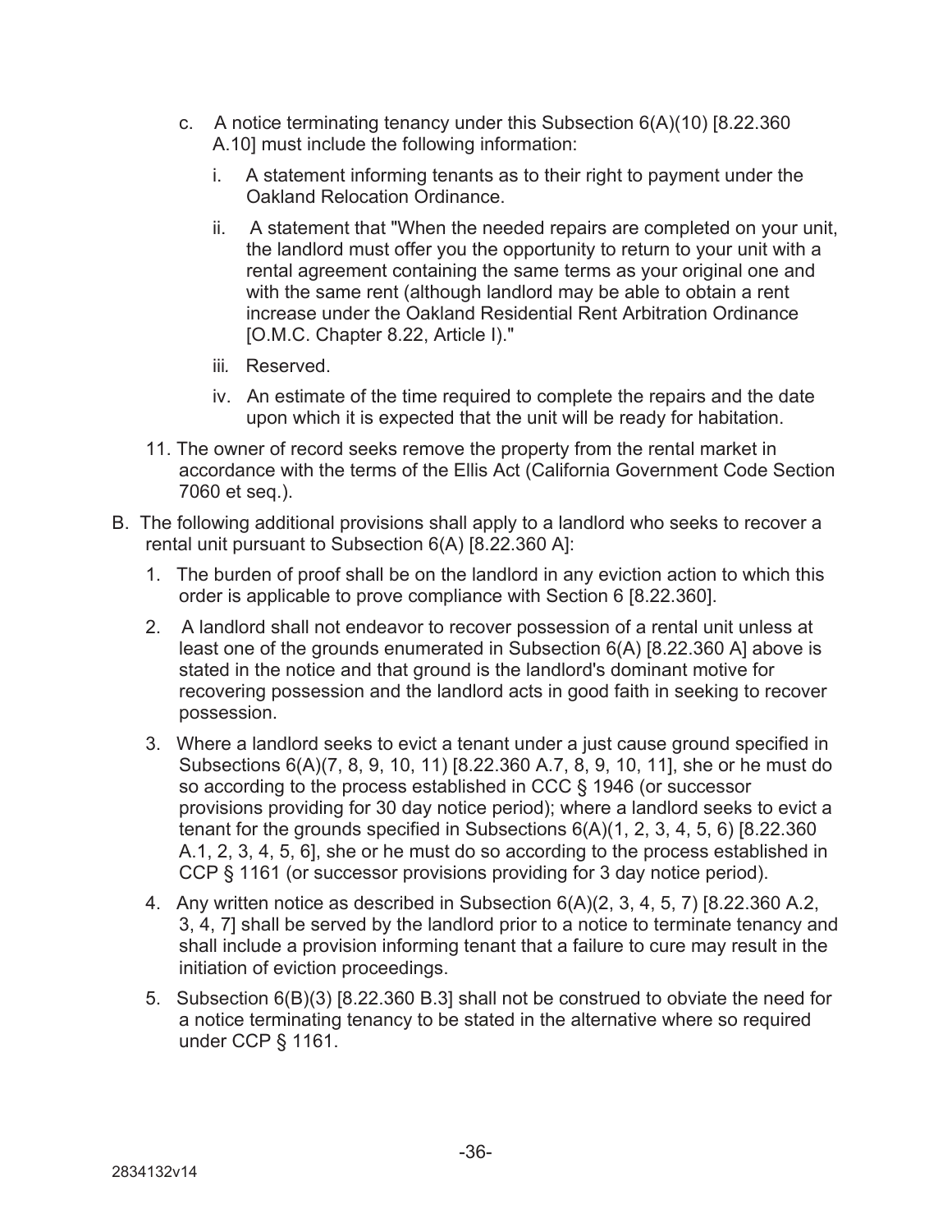c. A notice terminating tenancy under this Subsection 6(A)(10) [8.22.360 A.10] must include the following information:

   i. A statement informing tenants as to their right to payment under the Oakland Relocation Ordinance.

   ii. A statement that "When the needed repairs are completed on your unit, the landlord must offer you the opportunity to return to your unit with a rental agreement containing the same terms as your original one and with the same rent (although landlord may be able to obtain a rent increase under the Oakland Residential Rent Arbitration Ordinance [O.M.C. Chapter 8.22, Article I)."

   iii. Reserved.

   iv. An estimate of the time required to complete the repairs and the date upon which it is expected that the unit will be ready for habitation.

11. The owner of record seeks remove the property from the rental market in accordance with the terms of the Ellis Act (California Government Code Section 7060 et seq.).

B. The following additional provisions shall apply to a landlord who seeks to recover a rental unit pursuant to Subsection 6(A) [8.22.360 A]:

   1. The burden of proof shall be on the landlord in any eviction action to which this order is applicable to prove compliance with Section 6 [8.22.360].

   2. A landlord shall not endeavor to recover possession of a rental unit unless at least one of the grounds enumerated in Subsection 6(A) [8.22.360 A] above is stated in the notice and that ground is the landlord's dominant motive for recovering possession and the landlord acts in good faith in seeking to recover possession.

   3. Where a landlord seeks to evict a tenant under a just cause ground specified in Subsections 6(A)(7, 8, 9, 10, 11) [8.22.360 A.7, 8, 9, 10, 11], she or he must do so according to the process established in CCC § 1946 (or successor provisions providing for 30 day notice period); where a landlord seeks to evict a tenant for the grounds specified in Subsections 6(A)(1, 2, 3, 4, 5, 6) [8.22.360 A.1, 2, 3, 4, 5, 6], she or he must do so according to the process established in CCP § 1161 (or successor provisions providing for 3 day notice period).

   4. Any written notice as described in Subsection 6(A)(2, 3, 4, 5, 7) [8.22.360 A.2, 3, 4, 7] shall be served by the landlord prior to a notice to terminate tenancy and shall include a provision informing tenant that a failure to cure may result in the initiation of eviction proceedings.

   5. Subsection 6(B)(3) [8.22.360 B.3] shall not be construed to obviate the need for a notice terminating tenancy to be stated in the alternative where so required under CCP § 1161.

2834132v14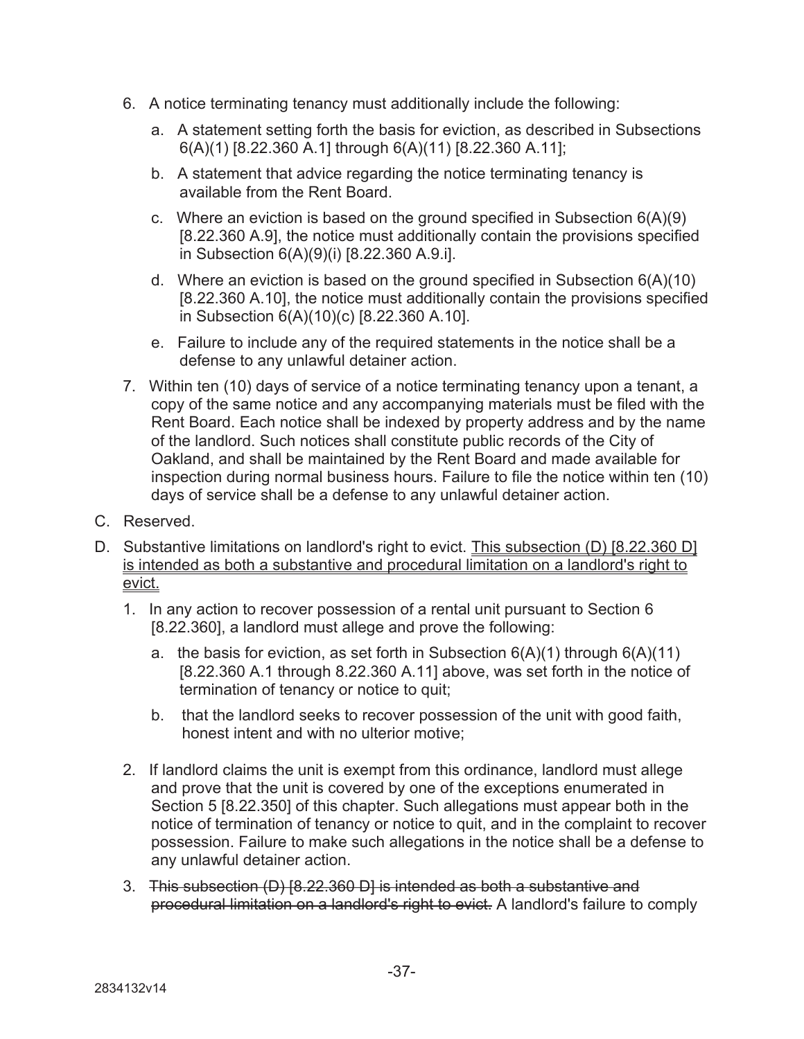6. A notice terminating tenancy must additionally include the following:

   a. A statement setting forth the basis for eviction, as described in Subsections 6(A)(1) [8.22.360 A.1] through 6(A)(11) [8.22.360 A.11];

   b. A statement that advice regarding the notice terminating tenancy is available from the Rent Board.

   c. Where an eviction is based on the ground specified in Subsection 6(A)(9) [8.22.360 A.9], the notice must additionally contain the provisions specified in Subsection 6(A)(9)(i) [8.22.360 A.9.i].

   d. Where an eviction is based on the ground specified in Subsection 6(A)(10) [8.22.360 A.10], the notice must additionally contain the provisions specified in Subsection 6(A)(10)(c) [8.22.360 A.10].

   e. Failure to include any of the required statements in the notice shall be a defense to any unlawful detainer action.

7. Within ten (10) days of service of a notice terminating tenancy upon a tenant, a copy of the same notice and any accompanying materials must be filed with the Rent Board. Each notice shall be indexed by property address and by the name of the landlord. Such notices shall constitute public records of the City of Oakland, and shall be maintained by the Rent Board and made available for inspection during normal business hours. Failure to file the notice within ten (10) days of service shall be a defense to any unlawful detainer action.

C. Reserved.

D. Substantive limitations on landlord's right to evict. <u>This subsection (D) [8.22.360 D] is intended as both a substantive and procedural limitation on a landlord's right to evict.</u>

   1. In any action to recover possession of a rental unit pursuant to Section 6 [8.22.360], a landlord must allege and prove the following:

      a. the basis for eviction, as set forth in Subsection 6(A)(1) through 6(A)(11) [8.22.360 A.1 through 8.22.360 A.11] above, was set forth in the notice of termination of tenancy or notice to quit;

      b. that the landlord seeks to recover possession of the unit with good faith, honest intent and with no ulterior motive;

   2. If landlord claims the unit is exempt from this ordinance, landlord must allege and prove that the unit is covered by one of the exceptions enumerated in Section 5 [8.22.350] of this chapter. Such allegations must appear both in the notice of termination of tenancy or notice to quit, and in the complaint to recover possession. Failure to make such allegations in the notice shall be a defense to any unlawful detainer action.

   3. ~~This subsection (D) [8.22.360 D] is intended as both a substantive and procedural limitation on a landlord's right to evict.~~ A landlord's failure to comply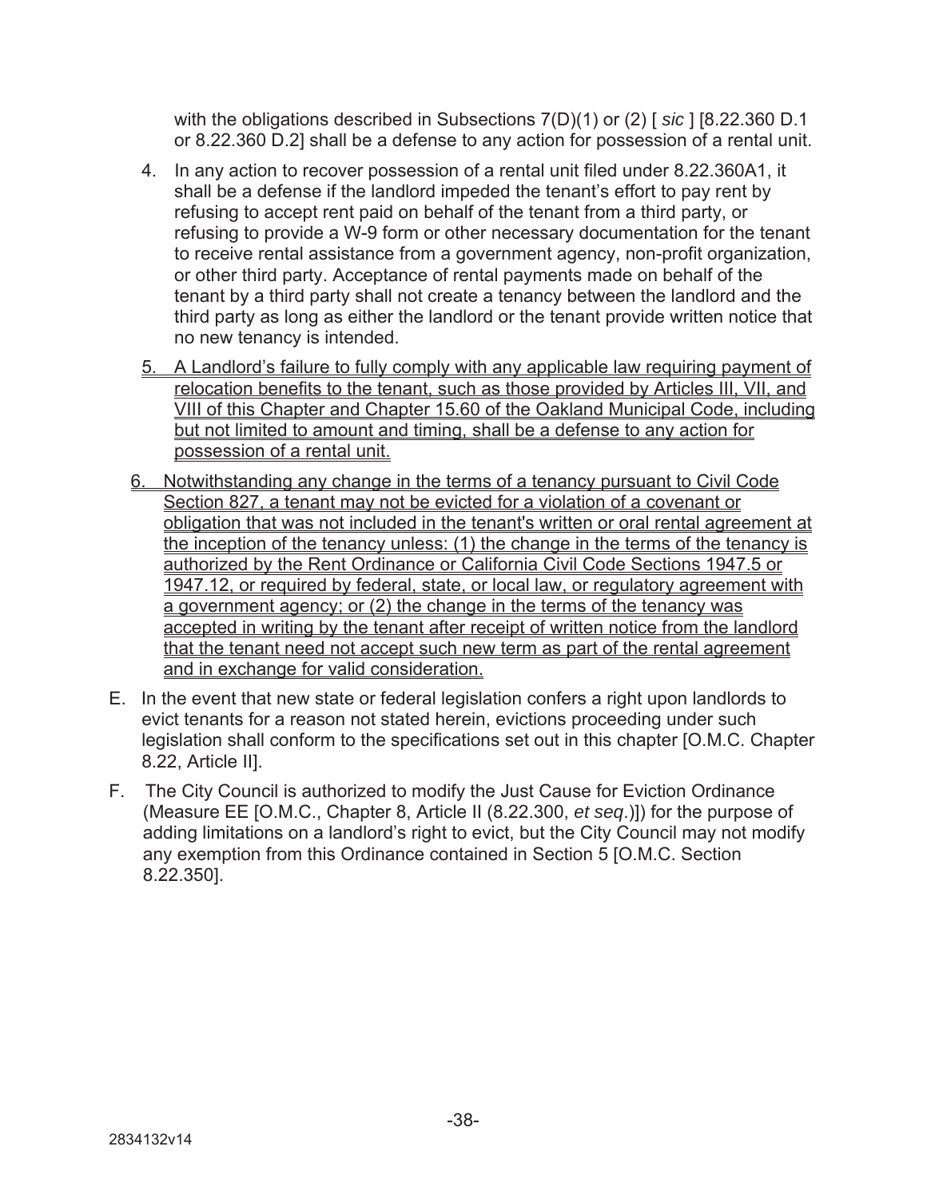with the obligations described in Subsections 7(D)(1) or (2) [ *sic* ] [8.22.360 D.1 or 8.22.360 D.2] shall be a defense to any action for possession of a rental unit.

4. In any action to recover possession of a rental unit filed under 8.22.360A1, it shall be a defense if the landlord impeded the tenant's effort to pay rent by refusing to accept rent paid on behalf of the tenant from a third party, or refusing to provide a W-9 form or other necessary documentation for the tenant to receive rental assistance from a government agency, non-profit organization, or other third party. Acceptance of rental payments made on behalf of the tenant by a third party shall not create a tenancy between the landlord and the third party as long as either the landlord or the tenant provide written notice that no new tenancy is intended.

5. <u>A Landlord's failure to fully comply with any applicable law requiring payment of relocation benefits to the tenant, such as those provided by Articles III, VII, and VIII of this Chapter and Chapter 15.60 of the Oakland Municipal Code, including but not limited to amount and timing, shall be a defense to any action for possession of a rental unit.</u>

6. <u>Notwithstanding any change in the terms of a tenancy pursuant to Civil Code Section 827, a tenant may not be evicted for a violation of a covenant or obligation that was not included in the tenant's written or oral rental agreement at the inception of the tenancy unless: (1) the change in the terms of the tenancy is authorized by the Rent Ordinance or California Civil Code Sections 1947.5 or 1947.12, or required by federal, state, or local law, or regulatory agreement with a government agency; or (2) the change in the terms of the tenancy was accepted in writing by the tenant after receipt of written notice from the landlord that the tenant need not accept such new term as part of the rental agreement and in exchange for valid consideration.</u>

E. In the event that new state or federal legislation confers a right upon landlords to evict tenants for a reason not stated herein, evictions proceeding under such legislation shall conform to the specifications set out in this chapter [O.M.C. Chapter 8.22, Article II].

F. The City Council is authorized to modify the Just Cause for Eviction Ordinance (Measure EE [O.M.C., Chapter 8, Article II (8.22.300, *et seq*.)]) for the purpose of adding limitations on a landlord's right to evict, but the City Council may not modify any exemption from this Ordinance contained in Section 5 [O.M.C. Section 8.22.350].

2834132v14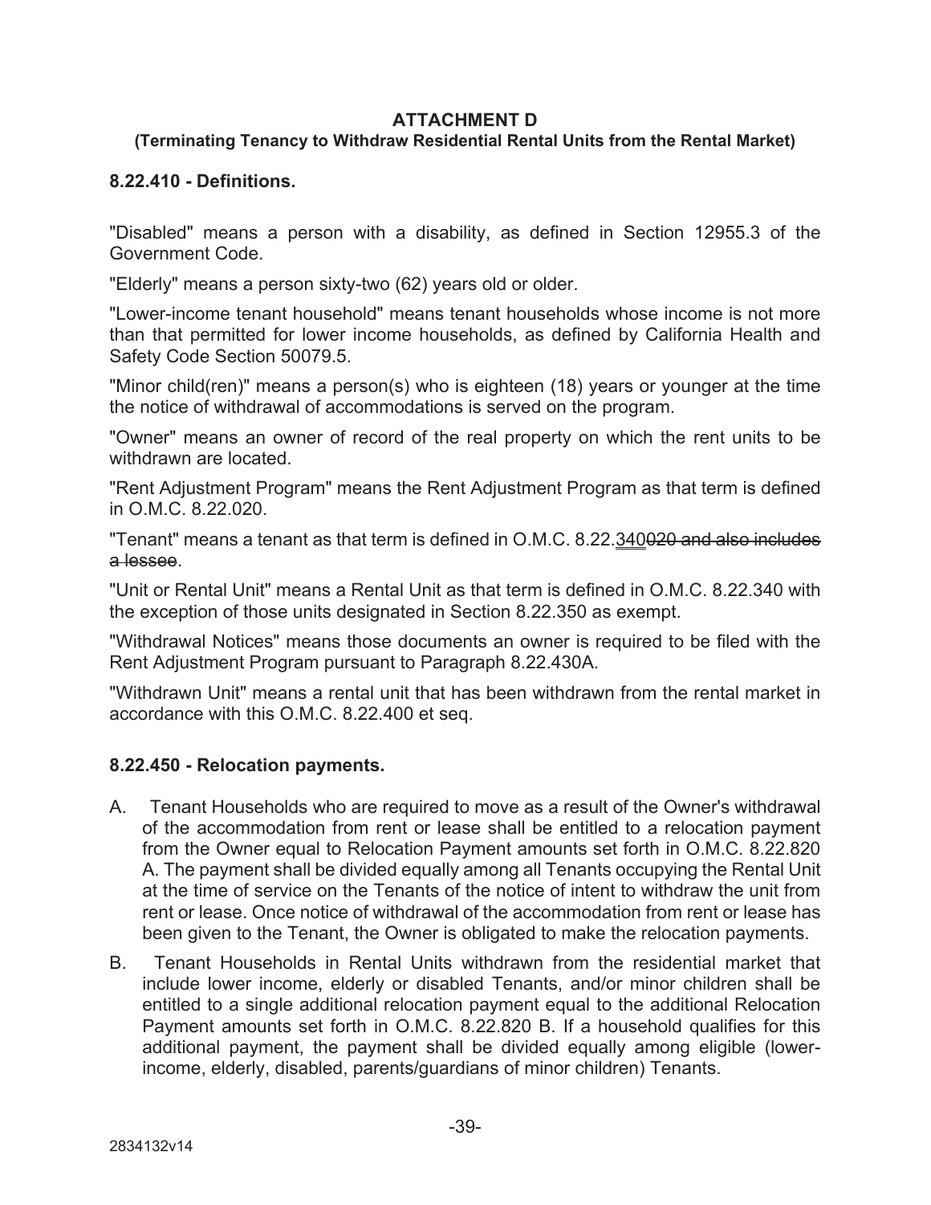**ATTACHMENT D**

**(Terminating Tenancy to Withdraw Residential Rental Units from the Rental Market)**

**8.22.410 - Definitions.**

"Disabled" means a person with a disability, as defined in Section 12955.3 of the Government Code.

"Elderly" means a person sixty-two (62) years old or older.

"Lower-income tenant household" means tenant households whose income is not more than that permitted for lower income households, as defined by California Health and Safety Code Section 50079.5.

"Minor child(ren)" means a person(s) who is eighteen (18) years or younger at the time the notice of withdrawal of accommodations is served on the program.

"Owner" means an owner of record of the real property on which the rent units to be withdrawn are located.

"Rent Adjustment Program" means the Rent Adjustment Program as that term is defined in O.M.C. 8.22.020.

"Tenant" means a tenant as that term is defined in O.M.C. 8.22.<u>340</u>~~020 and also includes a lessee~~.

"Unit or Rental Unit" means a Rental Unit as that term is defined in O.M.C. 8.22.340 with the exception of those units designated in Section 8.22.350 as exempt.

"Withdrawal Notices" means those documents an owner is required to be filed with the Rent Adjustment Program pursuant to Paragraph 8.22.430A.

"Withdrawn Unit" means a rental unit that has been withdrawn from the rental market in accordance with this O.M.C. 8.22.400 et seq.

**8.22.450 - Relocation payments.**

A. Tenant Households who are required to move as a result of the Owner's withdrawal of the accommodation from rent or lease shall be entitled to a relocation payment from the Owner equal to Relocation Payment amounts set forth in O.M.C. 8.22.820 A. The payment shall be divided equally among all Tenants occupying the Rental Unit at the time of service on the Tenants of the notice of intent to withdraw the unit from rent or lease. Once notice of withdrawal of the accommodation from rent or lease has been given to the Tenant, the Owner is obligated to make the relocation payments.

B. Tenant Households in Rental Units withdrawn from the residential market that include lower income, elderly or disabled Tenants, and/or minor children shall be entitled to a single additional relocation payment equal to the additional Relocation Payment amounts set forth in O.M.C. 8.22.820 B. If a household qualifies for this additional payment, the payment shall be divided equally among eligible (lower-income, elderly, disabled, parents/guardians of minor children) Tenants.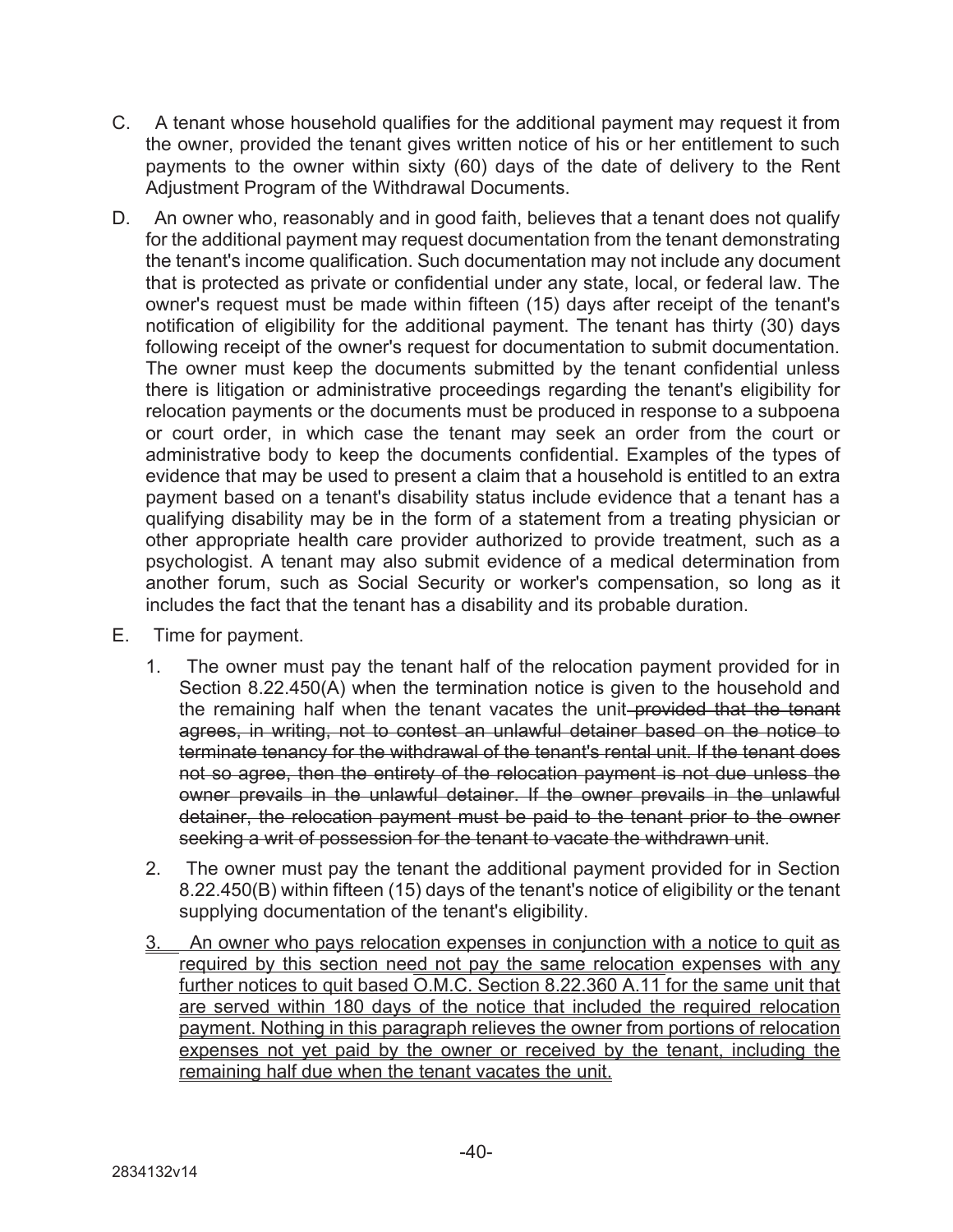C. A tenant whose household qualifies for the additional payment may request it from the owner, provided the tenant gives written notice of his or her entitlement to such payments to the owner within sixty (60) days of the date of delivery to the Rent Adjustment Program of the Withdrawal Documents.

D. An owner who, reasonably and in good faith, believes that a tenant does not qualify for the additional payment may request documentation from the tenant demonstrating the tenant's income qualification. Such documentation may not include any document that is protected as private or confidential under any state, local, or federal law. The owner's request must be made within fifteen (15) days after receipt of the tenant's notification of eligibility for the additional payment. The tenant has thirty (30) days following receipt of the owner's request for documentation to submit documentation. The owner must keep the documents submitted by the tenant confidential unless there is litigation or administrative proceedings regarding the tenant's eligibility for relocation payments or the documents must be produced in response to a subpoena or court order, in which case the tenant may seek an order from the court or administrative body to keep the documents confidential. Examples of the types of evidence that may be used to present a claim that a household is entitled to an extra payment based on a tenant's disability status include evidence that a tenant has a qualifying disability may be in the form of a statement from a treating physician or other appropriate health care provider authorized to provide treatment, such as a psychologist. A tenant may also submit evidence of a medical determination from another forum, such as Social Security or worker's compensation, so long as it includes the fact that the tenant has a disability and its probable duration.

E. Time for payment.

1. The owner must pay the tenant half of the relocation payment provided for in Section 8.22.450(A) when the termination notice is given to the household and the remaining half when the tenant vacates the unit~~ provided that the tenant agrees, in writing, not to contest an unlawful detainer based on the notice to terminate tenancy for the withdrawal of the tenant's rental unit. If the tenant does not so agree, then the entirety of the relocation payment is not due unless the owner prevails in the unlawful detainer. If the owner prevails in the unlawful detainer, the relocation payment must be paid to the tenant prior to the owner seeking a writ of possession for the tenant to vacate the withdrawn unit~~.

2. The owner must pay the tenant the additional payment provided for in Section 8.22.450(B) within fifteen (15) days of the tenant's notice of eligibility or the tenant supplying documentation of the tenant's eligibility.

<u>3. An owner who pays relocation expenses in conjunction with a notice to quit as required by this section need not pay the same relocation expenses with any further notices to quit based O.M.C. Section 8.22.360 A.11 for the same unit that are served within 180 days of the notice that included the required relocation payment. Nothing in this paragraph relieves the owner from portions of relocation expenses not yet paid by the owner or received by the tenant, including the remaining half due when the tenant vacates the unit.</u>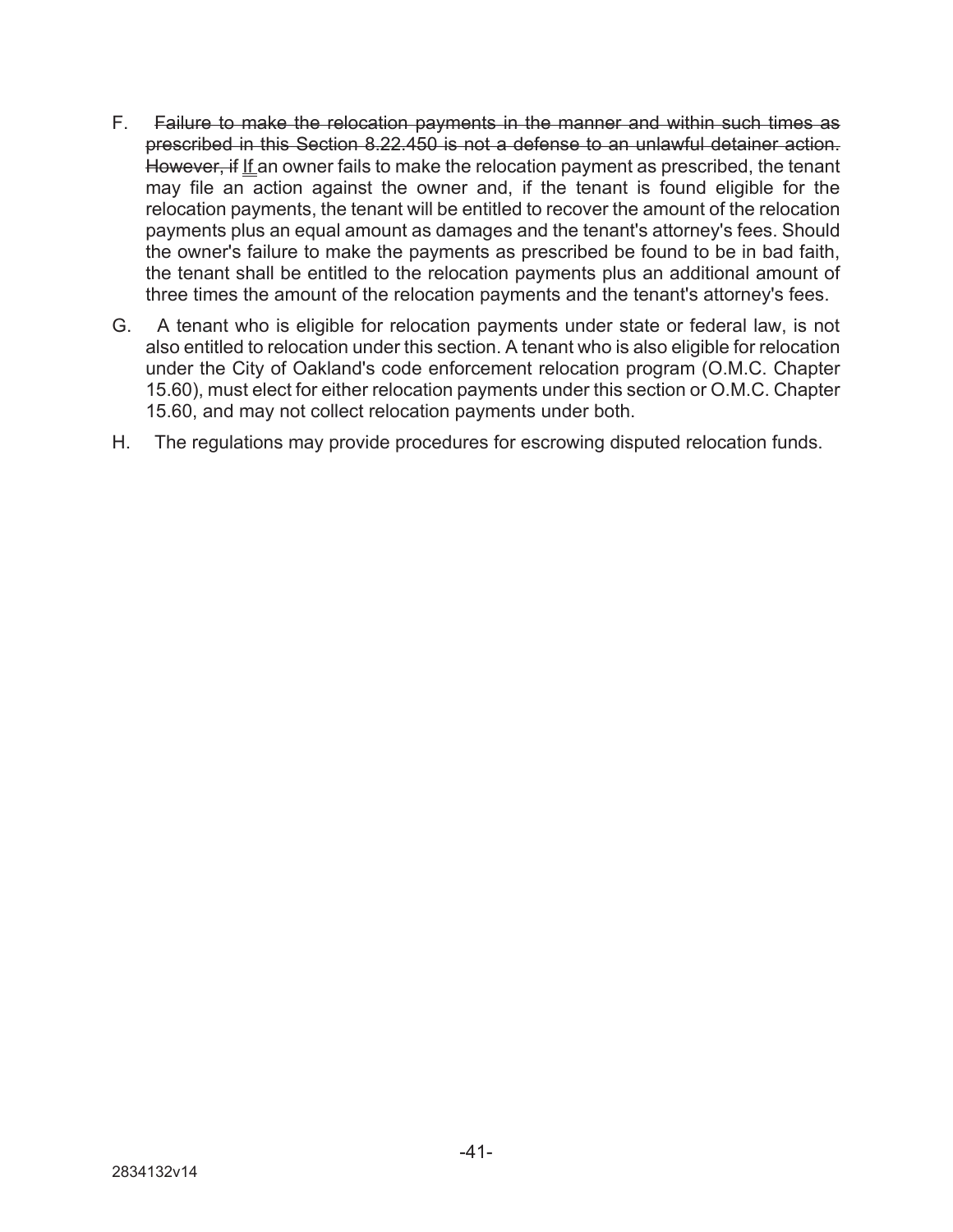F. ~~Failure to make the relocation payments in the manner and within such times as prescribed in this Section 8.22.450 is not a defense to an unlawful detainer action. However, if~~ <u>If</u> an owner fails to make the relocation payment as prescribed, the tenant may file an action against the owner and, if the tenant is found eligible for the relocation payments, the tenant will be entitled to recover the amount of the relocation payments plus an equal amount as damages and the tenant's attorney's fees. Should the owner's failure to make the payments as prescribed be found to be in bad faith, the tenant shall be entitled to the relocation payments plus an additional amount of three times the amount of the relocation payments and the tenant's attorney's fees.

G. A tenant who is eligible for relocation payments under state or federal law, is not also entitled to relocation under this section. A tenant who is also eligible for relocation under the City of Oakland's code enforcement relocation program (O.M.C. Chapter 15.60), must elect for either relocation payments under this section or O.M.C. Chapter 15.60, and may not collect relocation payments under both.

H. The regulations may provide procedures for escrowing disputed relocation funds.

2834132v14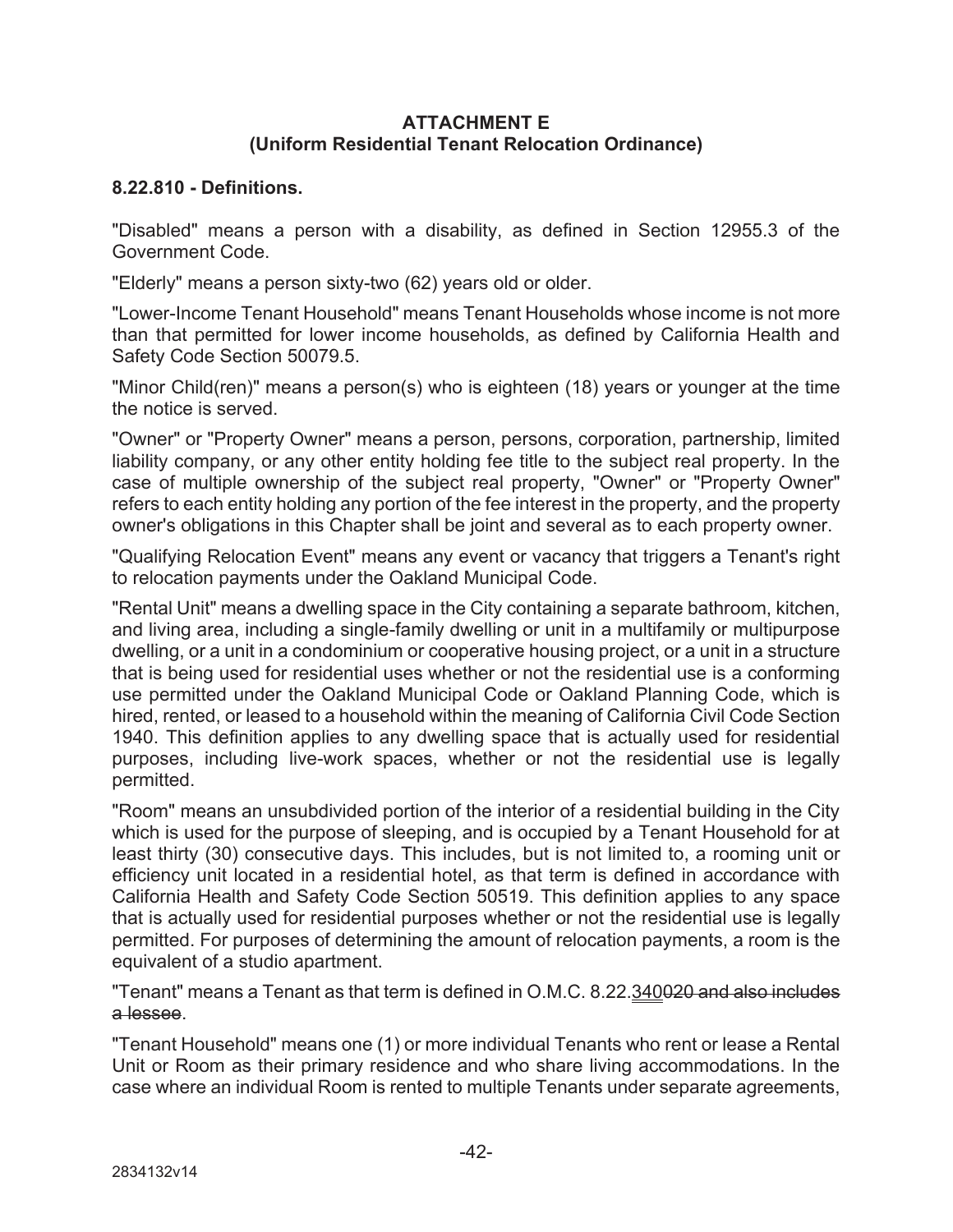**ATTACHMENT E**
**(Uniform Residential Tenant Relocation Ordinance)**

**8.22.810 - Definitions.**

"Disabled" means a person with a disability, as defined in Section 12955.3 of the Government Code.

"Elderly" means a person sixty-two (62) years old or older.

"Lower-Income Tenant Household" means Tenant Households whose income is not more than that permitted for lower income households, as defined by California Health and Safety Code Section 50079.5.

"Minor Child(ren)" means a person(s) who is eighteen (18) years or younger at the time the notice is served.

"Owner" or "Property Owner" means a person, persons, corporation, partnership, limited liability company, or any other entity holding fee title to the subject real property. In the case of multiple ownership of the subject real property, "Owner" or "Property Owner" refers to each entity holding any portion of the fee interest in the property, and the property owner's obligations in this Chapter shall be joint and several as to each property owner.

"Qualifying Relocation Event" means any event or vacancy that triggers a Tenant's right to relocation payments under the Oakland Municipal Code.

"Rental Unit" means a dwelling space in the City containing a separate bathroom, kitchen, and living area, including a single-family dwelling or unit in a multifamily or multipurpose dwelling, or a unit in a condominium or cooperative housing project, or a unit in a structure that is being used for residential uses whether or not the residential use is a conforming use permitted under the Oakland Municipal Code or Oakland Planning Code, which is hired, rented, or leased to a household within the meaning of California Civil Code Section 1940. This definition applies to any dwelling space that is actually used for residential purposes, including live-work spaces, whether or not the residential use is legally permitted.

"Room" means an unsubdivided portion of the interior of a residential building in the City which is used for the purpose of sleeping, and is occupied by a Tenant Household for at least thirty (30) consecutive days. This includes, but is not limited to, a rooming unit or efficiency unit located in a residential hotel, as that term is defined in accordance with California Health and Safety Code Section 50519. This definition applies to any space that is actually used for residential purposes whether or not the residential use is legally permitted. For purposes of determining the amount of relocation payments, a room is the equivalent of a studio apartment.

"Tenant" means a Tenant as that term is defined in O.M.C. 8.22.340~~020 and also includes a lessee~~.

"Tenant Household" means one (1) or more individual Tenants who rent or lease a Rental Unit or Room as their primary residence and who share living accommodations. In the case where an individual Room is rented to multiple Tenants under separate agreements,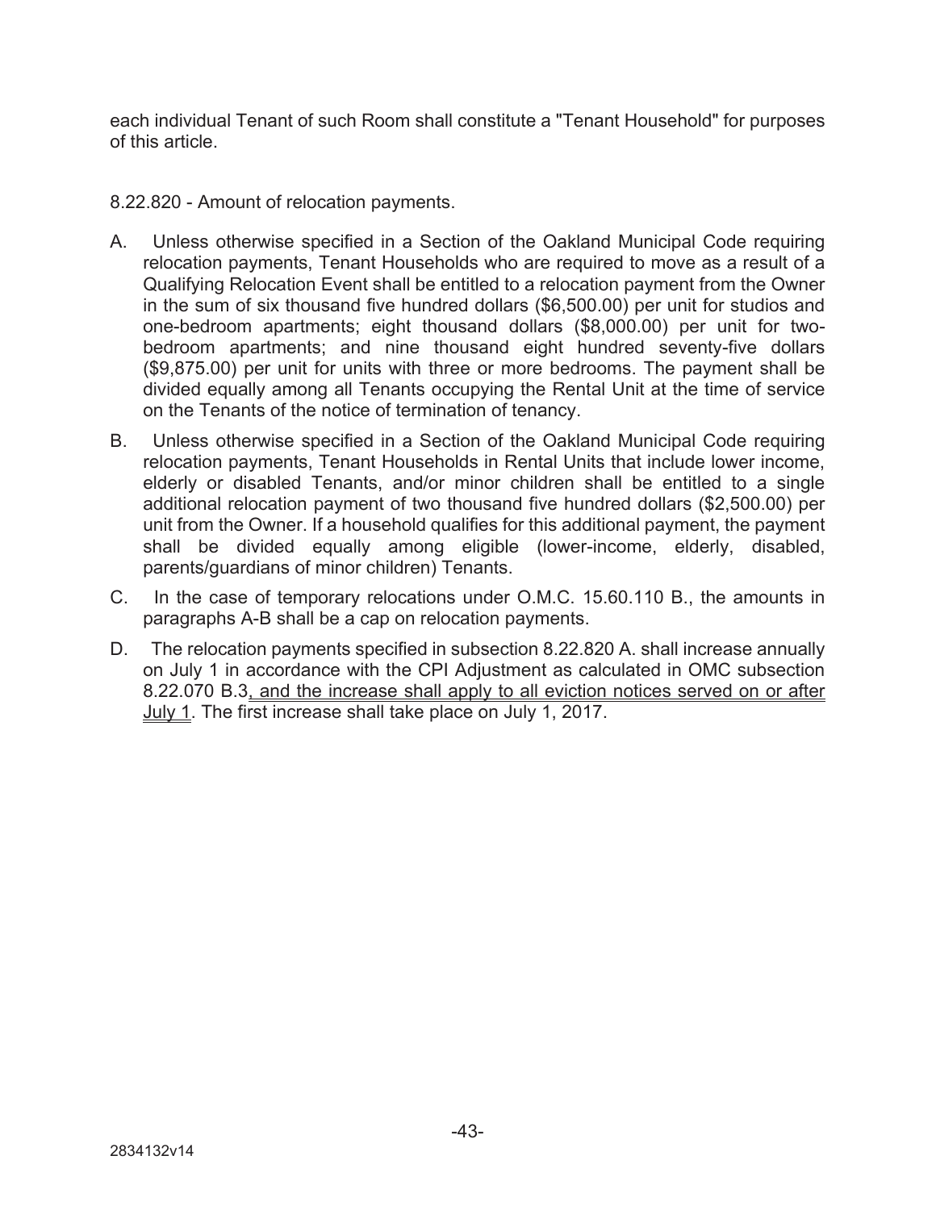each individual Tenant of such Room shall constitute a "Tenant Household" for purposes of this article.

8.22.820 - Amount of relocation payments.

A. Unless otherwise specified in a Section of the Oakland Municipal Code requiring relocation payments, Tenant Households who are required to move as a result of a Qualifying Relocation Event shall be entitled to a relocation payment from the Owner in the sum of six thousand five hundred dollars ($6,500.00) per unit for studios and one-bedroom apartments; eight thousand dollars ($8,000.00) per unit for two-bedroom apartments; and nine thousand eight hundred seventy-five dollars ($9,875.00) per unit for units with three or more bedrooms. The payment shall be divided equally among all Tenants occupying the Rental Unit at the time of service on the Tenants of the notice of termination of tenancy.

B. Unless otherwise specified in a Section of the Oakland Municipal Code requiring relocation payments, Tenant Households in Rental Units that include lower income, elderly or disabled Tenants, and/or minor children shall be entitled to a single additional relocation payment of two thousand five hundred dollars ($2,500.00) per unit from the Owner. If a household qualifies for this additional payment, the payment shall be divided equally among eligible (lower-income, elderly, disabled, parents/guardians of minor children) Tenants.

C. In the case of temporary relocations under O.M.C. 15.60.110 B., the amounts in paragraphs A-B shall be a cap on relocation payments.

D. The relocation payments specified in subsection 8.22.820 A. shall increase annually on July 1 in accordance with the CPI Adjustment as calculated in OMC subsection 8.22.070 B.3<u>, and the increase shall apply to all eviction notices served on or after July 1</u>. The first increase shall take place on July 1, 2017.

2834132v14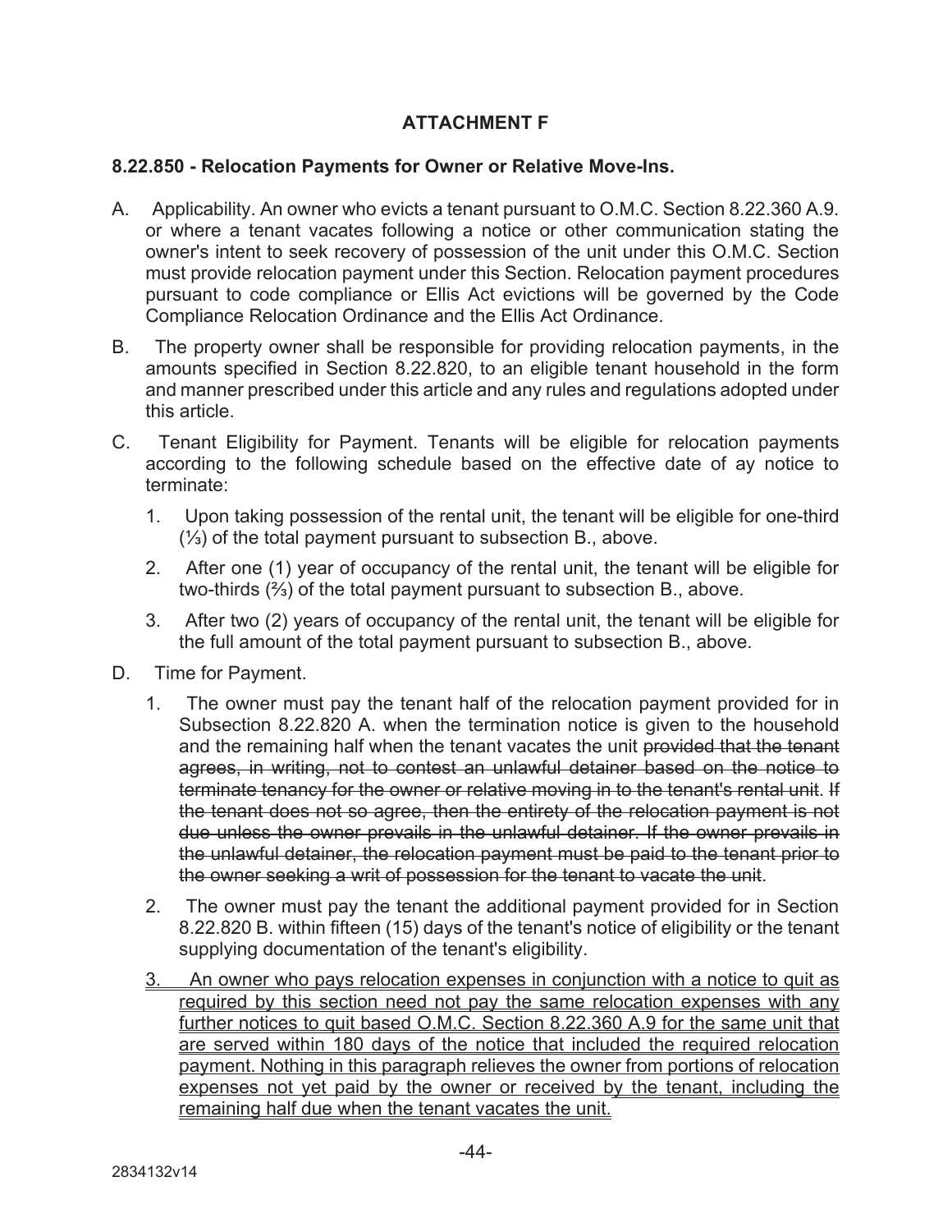**ATTACHMENT F**

**8.22.850 - Relocation Payments for Owner or Relative Move-Ins.**

A. Applicability. An owner who evicts a tenant pursuant to O.M.C. Section 8.22.360 A.9. or where a tenant vacates following a notice or other communication stating the owner's intent to seek recovery of possession of the unit under this O.M.C. Section must provide relocation payment under this Section. Relocation payment procedures pursuant to code compliance or Ellis Act evictions will be governed by the Code Compliance Relocation Ordinance and the Ellis Act Ordinance.

B. The property owner shall be responsible for providing relocation payments, in the amounts specified in Section 8.22.820, to an eligible tenant household in the form and manner prescribed under this article and any rules and regulations adopted under this article.

C. Tenant Eligibility for Payment. Tenants will be eligible for relocation payments according to the following schedule based on the effective date of ay notice to terminate:

1. Upon taking possession of the rental unit, the tenant will be eligible for one-third (⅓) of the total payment pursuant to subsection B., above.
2. After one (1) year of occupancy of the rental unit, the tenant will be eligible for two-thirds (⅔) of the total payment pursuant to subsection B., above.
3. After two (2) years of occupancy of the rental unit, the tenant will be eligible for the full amount of the total payment pursuant to subsection B., above.

D. Time for Payment.

1. The owner must pay the tenant half of the relocation payment provided for in Subsection 8.22.820 A. when the termination notice is given to the household and the remaining half when the tenant vacates the unit ~~provided that the tenant agrees, in writing, not to contest an unlawful detainer based on the notice to terminate tenancy for the owner or relative moving in to the tenant's rental unit. If the tenant does not so agree, then the entirety of the relocation payment is not due unless the owner prevails in the unlawful detainer. If the owner prevails in the unlawful detainer, the relocation payment must be paid to the tenant prior to the owner seeking a writ of possession for the tenant to vacate the unit~~.
2. The owner must pay the tenant the additional payment provided for in Section 8.22.820 B. within fifteen (15) days of the tenant's notice of eligibility or the tenant supplying documentation of the tenant's eligibility.
3. <u>An owner who pays relocation expenses in conjunction with a notice to quit as required by this section need not pay the same relocation expenses with any further notices to quit based O.M.C. Section 8.22.360 A.9 for the same unit that are served within 180 days of the notice that included the required relocation payment. Nothing in this paragraph relieves the owner from portions of relocation expenses not yet paid by the owner or received by the tenant, including the remaining half due when the tenant vacates the unit.</u>

2834132v14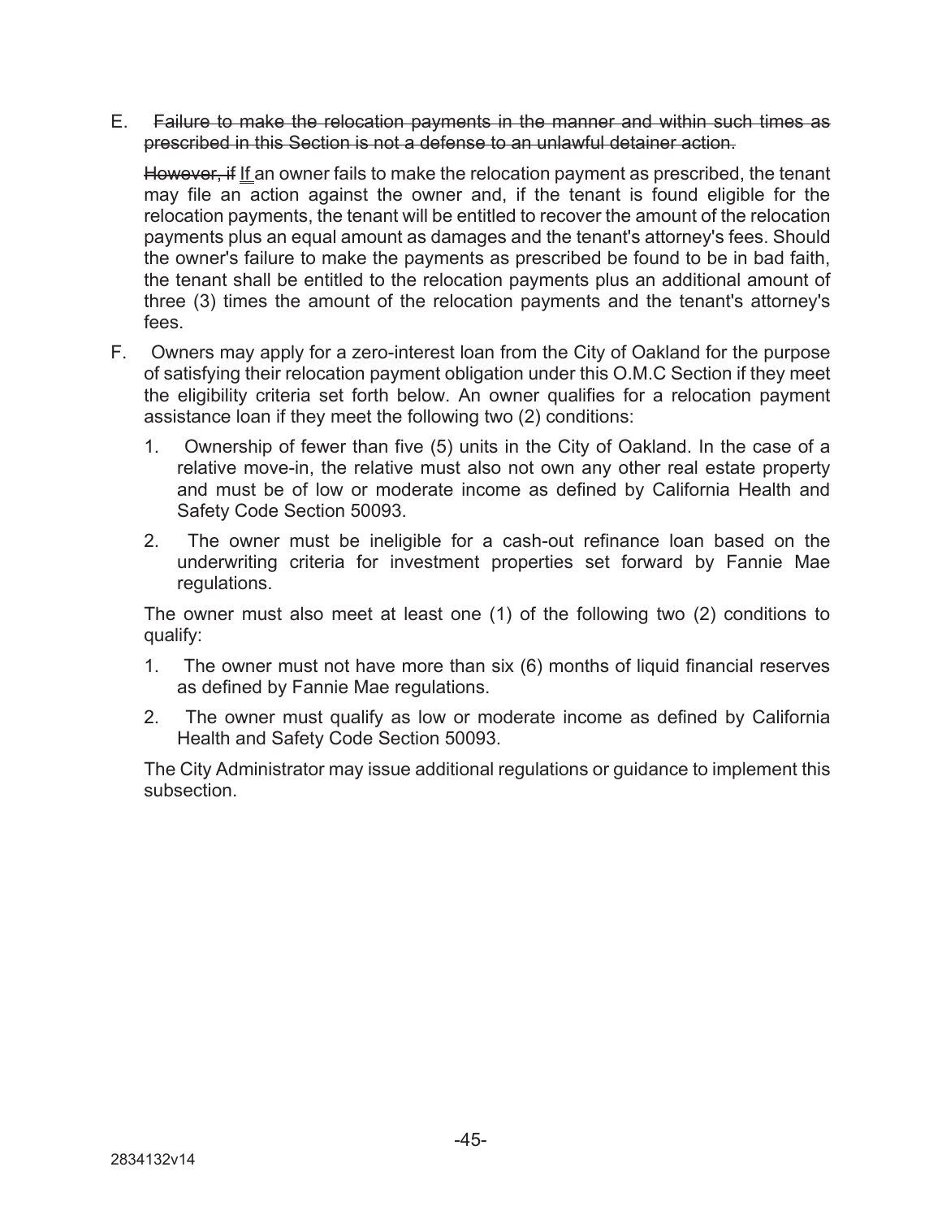E. ~~Failure to make the relocation payments in the manner and within such times as prescribed in this Section is not a defense to an unlawful detainer action.~~

~~However, if~~ <u>If</u> an owner fails to make the relocation payment as prescribed, the tenant may file an action against the owner and, if the tenant is found eligible for the relocation payments, the tenant will be entitled to recover the amount of the relocation payments plus an equal amount as damages and the tenant's attorney's fees. Should the owner's failure to make the payments as prescribed be found to be in bad faith, the tenant shall be entitled to the relocation payments plus an additional amount of three (3) times the amount of the relocation payments and the tenant's attorney's fees.

F. Owners may apply for a zero-interest loan from the City of Oakland for the purpose of satisfying their relocation payment obligation under this O.M.C Section if they meet the eligibility criteria set forth below. An owner qualifies for a relocation payment assistance loan if they meet the following two (2) conditions:

1. Ownership of fewer than five (5) units in the City of Oakland. In the case of a relative move-in, the relative must also not own any other real estate property and must be of low or moderate income as defined by California Health and Safety Code Section 50093.

2. The owner must be ineligible for a cash-out refinance loan based on the underwriting criteria for investment properties set forward by Fannie Mae regulations.

The owner must also meet at least one (1) of the following two (2) conditions to qualify:

1. The owner must not have more than six (6) months of liquid financial reserves as defined by Fannie Mae regulations.

2. The owner must qualify as low or moderate income as defined by California Health and Safety Code Section 50093.

The City Administrator may issue additional regulations or guidance to implement this subsection.

2834132v14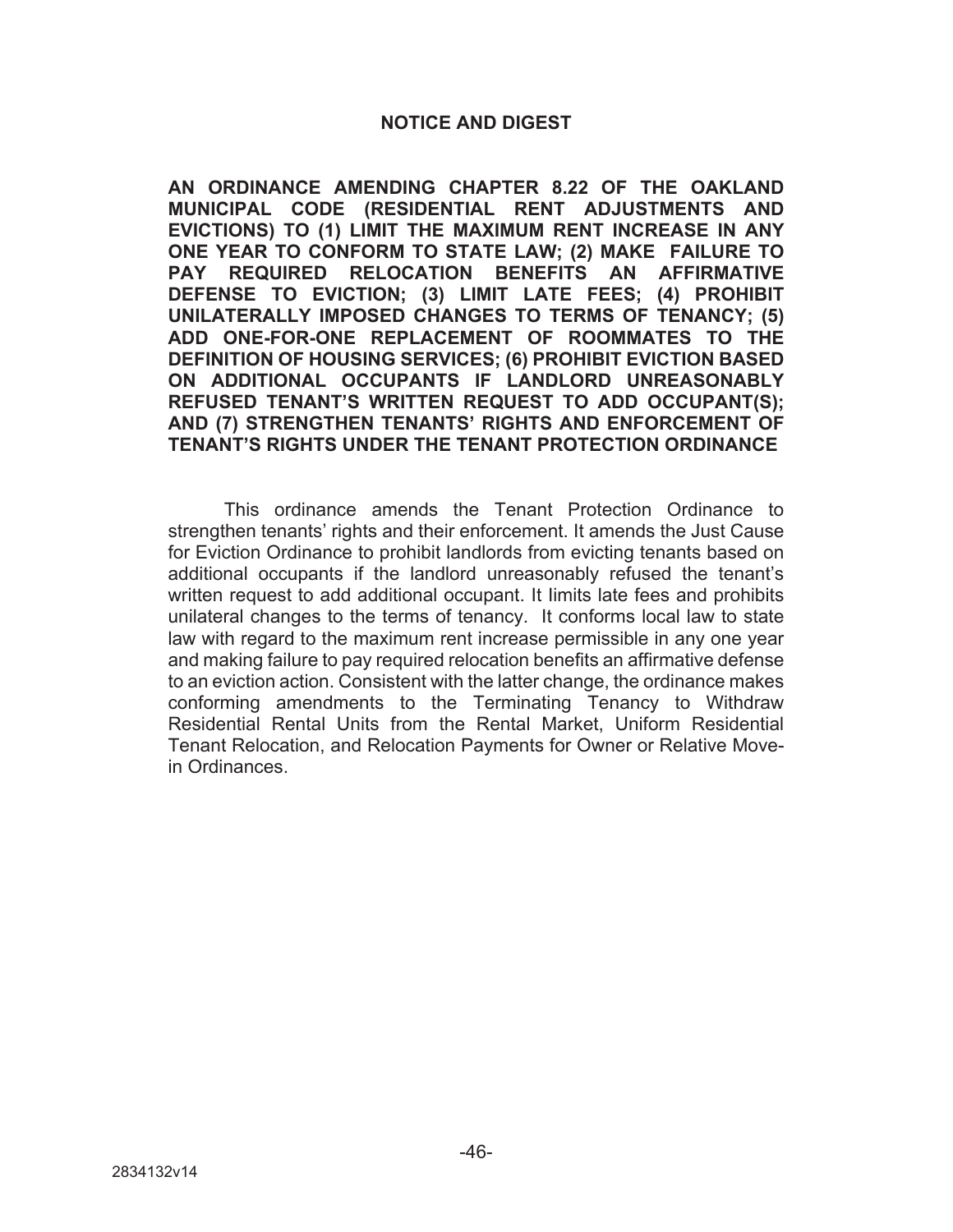## NOTICE AND DIGEST

**AN ORDINANCE AMENDING CHAPTER 8.22 OF THE OAKLAND MUNICIPAL CODE (RESIDENTIAL RENT ADJUSTMENTS AND EVICTIONS) TO (1) LIMIT THE MAXIMUM RENT INCREASE IN ANY ONE YEAR TO CONFORM TO STATE LAW; (2) MAKE FAILURE TO PAY REQUIRED RELOCATION BENEFITS AN AFFIRMATIVE DEFENSE TO EVICTION; (3) LIMIT LATE FEES; (4) PROHIBIT UNILATERALLY IMPOSED CHANGES TO TERMS OF TENANCY; (5) ADD ONE-FOR-ONE REPLACEMENT OF ROOMMATES TO THE DEFINITION OF HOUSING SERVICES; (6) PROHIBIT EVICTION BASED ON ADDITIONAL OCCUPANTS IF LANDLORD UNREASONABLY REFUSED TENANT'S WRITTEN REQUEST TO ADD OCCUPANT(S); AND (7) STRENGTHEN TENANTS' RIGHTS AND ENFORCEMENT OF TENANT'S RIGHTS UNDER THE TENANT PROTECTION ORDINANCE**

This ordinance amends the Tenant Protection Ordinance to strengthen tenants' rights and their enforcement. It amends the Just Cause for Eviction Ordinance to prohibit landlords from evicting tenants based on additional occupants if the landlord unreasonably refused the tenant's written request to add additional occupant. It limits late fees and prohibits unilateral changes to the terms of tenancy. It conforms local law to state law with regard to the maximum rent increase permissible in any one year and making failure to pay required relocation benefits an affirmative defense to an eviction action. Consistent with the latter change, the ordinance makes conforming amendments to the Terminating Tenancy to Withdraw Residential Rental Units from the Rental Market, Uniform Residential Tenant Relocation, and Relocation Payments for Owner or Relative Move-in Ordinances.

2834132v14